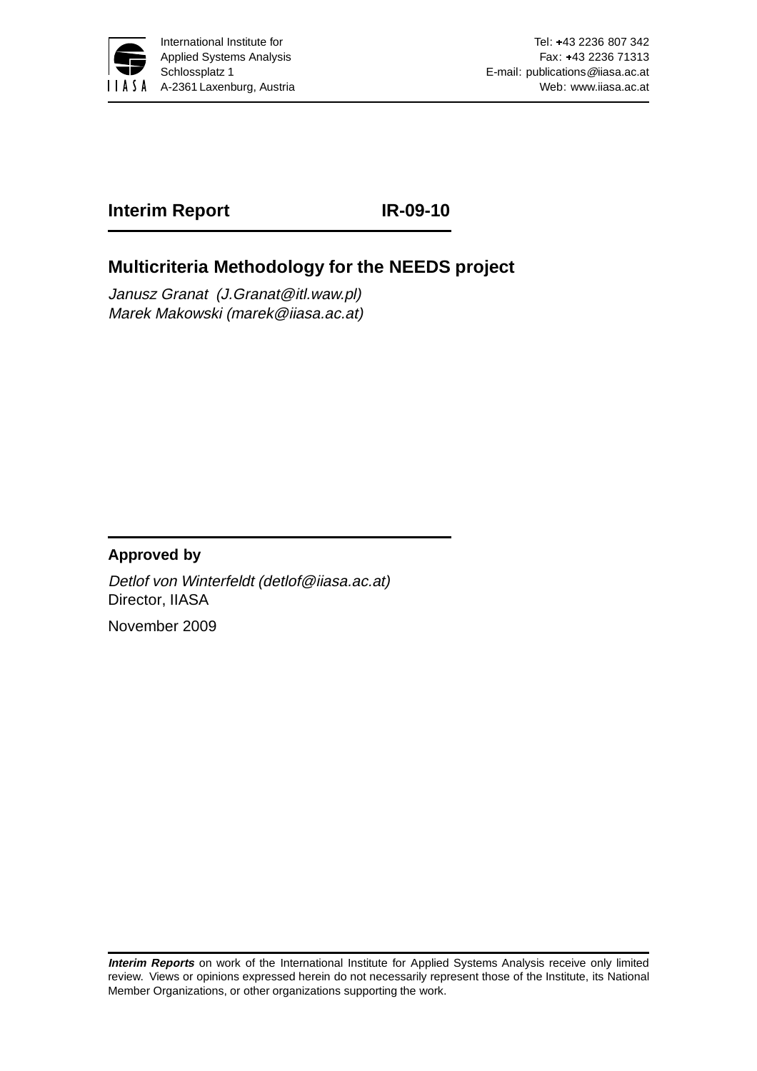International Institute for Applied Systems Analysis
Schlossplatz 1
A-2361 Laxenburg, Austria

Tel: +43 2236 807 342
Fax: +43 2236 71313
E-mail: publications@iiasa.ac.at
Web: www.iiasa.ac.at

**Interim Report IR-09-10**

# Multicriteria Methodology for the NEEDS project

*Janusz Granat (J.Granat@itl.waw.pl)*
*Marek Makowski (marek@iiasa.ac.at)*

**Approved by**

*Detlof von Winterfeldt (detlof@iiasa.ac.at)*
Director, IIASA

November 2009

***Interim Reports*** on work of the International Institute for Applied Systems Analysis receive only limited review. Views or opinions expressed herein do not necessarily represent those of the Institute, its National Member Organizations, or other organizations supporting the work.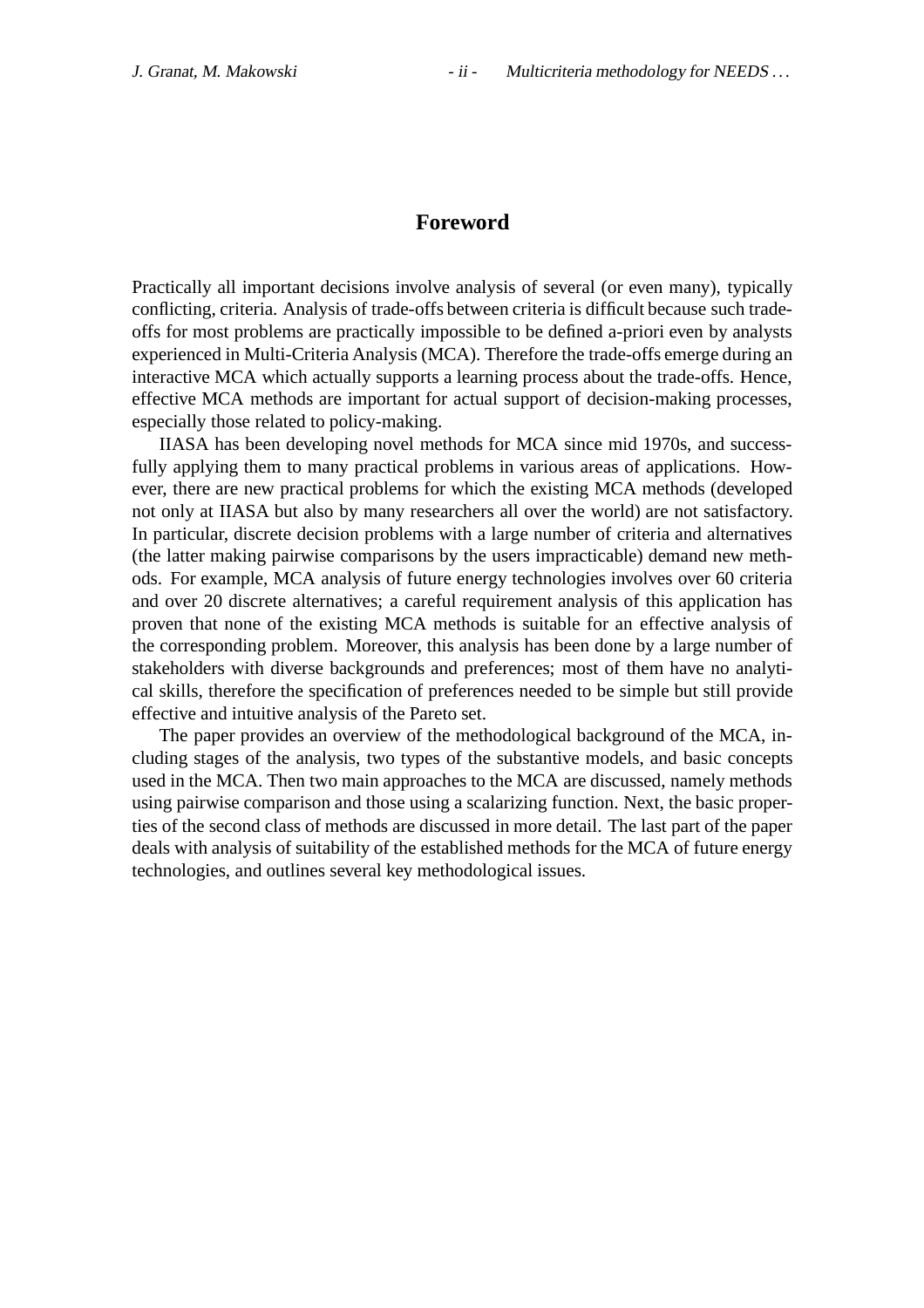# Foreword

Practically all important decisions involve analysis of several (or even many), typically conflicting, criteria. Analysis of trade-offs between criteria is difficult because such trade-offs for most problems are practically impossible to be defined a-priori even by analysts experienced in Multi-Criteria Analysis (MCA). Therefore the trade-offs emerge during an interactive MCA which actually supports a learning process about the trade-offs. Hence, effective MCA methods are important for actual support of decision-making processes, especially those related to policy-making.

IIASA has been developing novel methods for MCA since mid 1970s, and successfully applying them to many practical problems in various areas of applications. However, there are new practical problems for which the existing MCA methods (developed not only at IIASA but also by many researchers all over the world) are not satisfactory. In particular, discrete decision problems with a large number of criteria and alternatives (the latter making pairwise comparisons by the users impracticable) demand new methods. For example, MCA analysis of future energy technologies involves over 60 criteria and over 20 discrete alternatives; a careful requirement analysis of this application has proven that none of the existing MCA methods is suitable for an effective analysis of the corresponding problem. Moreover, this analysis has been done by a large number of stakeholders with diverse backgrounds and preferences; most of them have no analytical skills, therefore the specification of preferences needed to be simple but still provide effective and intuitive analysis of the Pareto set.

The paper provides an overview of the methodological background of the MCA, including stages of the analysis, two types of the substantive models, and basic concepts used in the MCA. Then two main approaches to the MCA are discussed, namely methods using pairwise comparison and those using a scalarizing function. Next, the basic properties of the second class of methods are discussed in more detail. The last part of the paper deals with analysis of suitability of the established methods for the MCA of future energy technologies, and outlines several key methodological issues.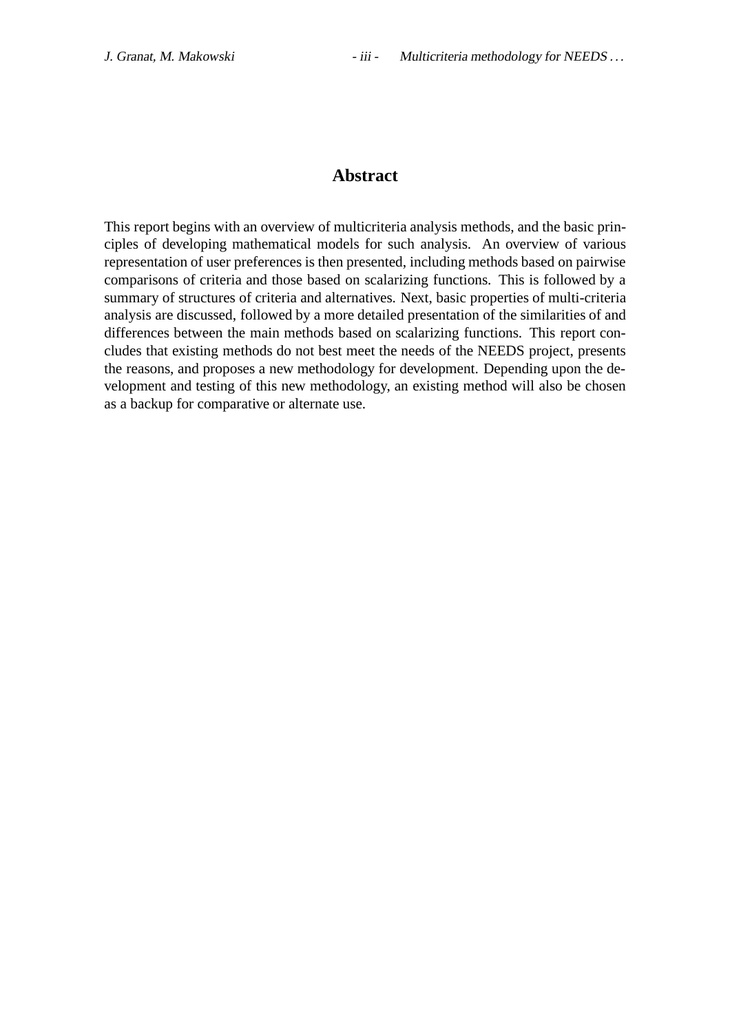# Abstract

This report begins with an overview of multicriteria analysis methods, and the basic principles of developing mathematical models for such analysis. An overview of various representation of user preferences is then presented, including methods based on pairwise comparisons of criteria and those based on scalarizing functions. This is followed by a summary of structures of criteria and alternatives. Next, basic properties of multi-criteria analysis are discussed, followed by a more detailed presentation of the similarities of and differences between the main methods based on scalarizing functions. This report concludes that existing methods do not best meet the needs of the NEEDS project, presents the reasons, and proposes a new methodology for development. Depending upon the development and testing of this new methodology, an existing method will also be chosen as a backup for comparative or alternate use.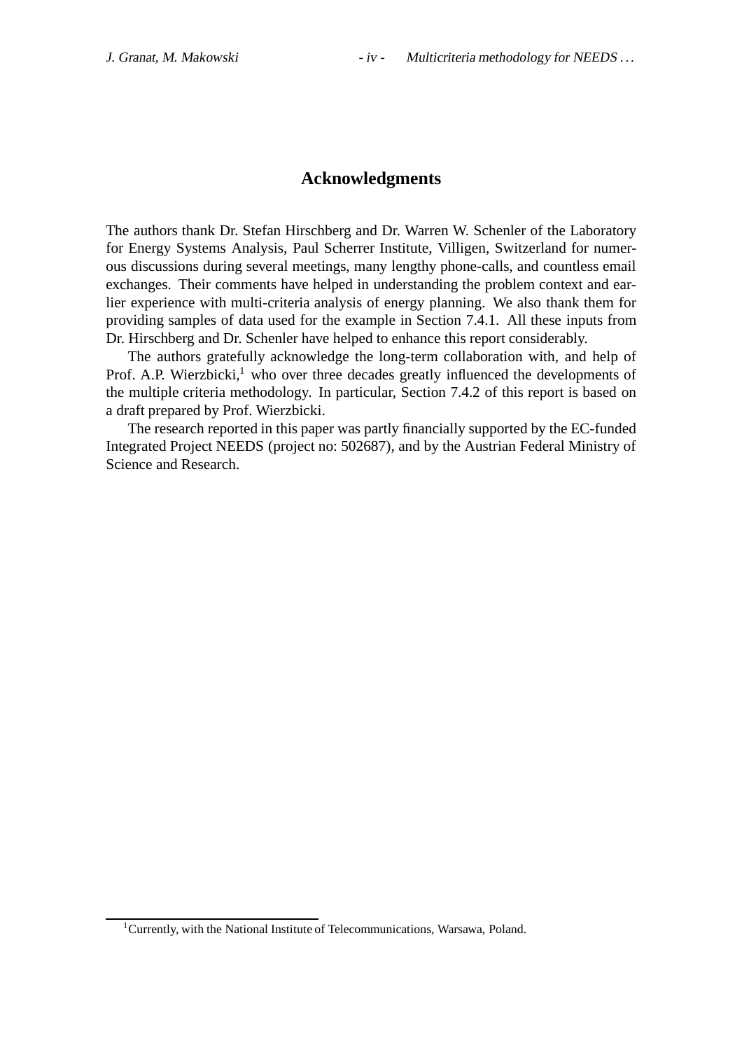# Acknowledgments

The authors thank Dr. Stefan Hirschberg and Dr. Warren W. Schenler of the Laboratory for Energy Systems Analysis, Paul Scherrer Institute, Villigen, Switzerland for numerous discussions during several meetings, many lengthy phone-calls, and countless email exchanges. Their comments have helped in understanding the problem context and earlier experience with multi-criteria analysis of energy planning. We also thank them for providing samples of data used for the example in Section 7.4.1. All these inputs from Dr. Hirschberg and Dr. Schenler have helped to enhance this report considerably.

The authors gratefully acknowledge the long-term collaboration with, and help of Prof. A.P. Wierzbicki,[1] who over three decades greatly influenced the developments of the multiple criteria methodology. In particular, Section 7.4.2 of this report is based on a draft prepared by Prof. Wierzbicki.

The research reported in this paper was partly financially supported by the EC-funded Integrated Project NEEDS (project no: 502687), and by the Austrian Federal Ministry of Science and Research.

[1] Currently, with the National Institute of Telecommunications, Warsawa, Poland.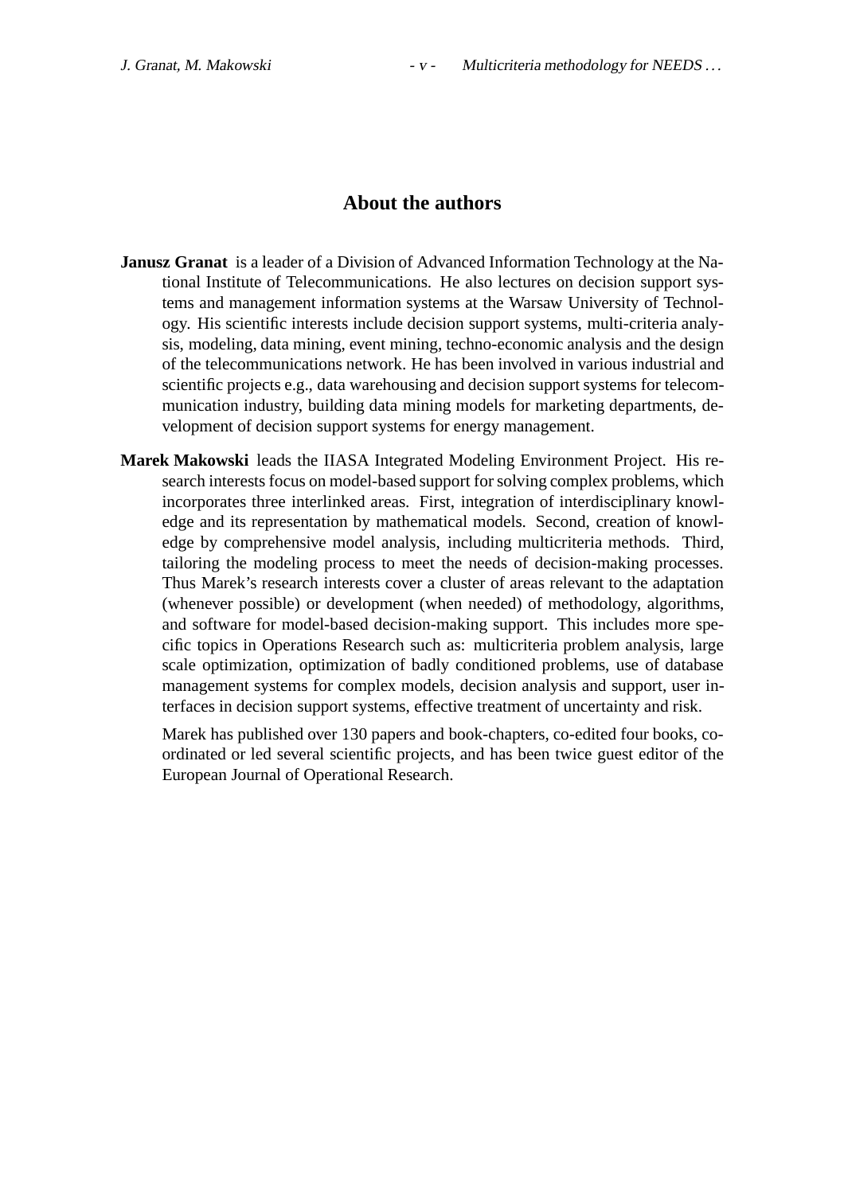## About the authors

**Janusz Granat** is a leader of a Division of Advanced Information Technology at the National Institute of Telecommunications. He also lectures on decision support systems and management information systems at the Warsaw University of Technology. His scientific interests include decision support systems, multi-criteria analysis, modeling, data mining, event mining, techno-economic analysis and the design of the telecommunications network. He has been involved in various industrial and scientific projects e.g., data warehousing and decision support systems for telecommunication industry, building data mining models for marketing departments, development of decision support systems for energy management.

**Marek Makowski** leads the IIASA Integrated Modeling Environment Project. His research interests focus on model-based support for solving complex problems, which incorporates three interlinked areas. First, integration of interdisciplinary knowledge and its representation by mathematical models. Second, creation of knowledge by comprehensive model analysis, including multicriteria methods. Third, tailoring the modeling process to meet the needs of decision-making processes. Thus Marek's research interests cover a cluster of areas relevant to the adaptation (whenever possible) or development (when needed) of methodology, algorithms, and software for model-based decision-making support. This includes more specific topics in Operations Research such as: multicriteria problem analysis, large scale optimization, optimization of badly conditioned problems, use of database management systems for complex models, decision analysis and support, user interfaces in decision support systems, effective treatment of uncertainty and risk.

Marek has published over 130 papers and book-chapters, co-edited four books, coordinated or led several scientific projects, and has been twice guest editor of the European Journal of Operational Research.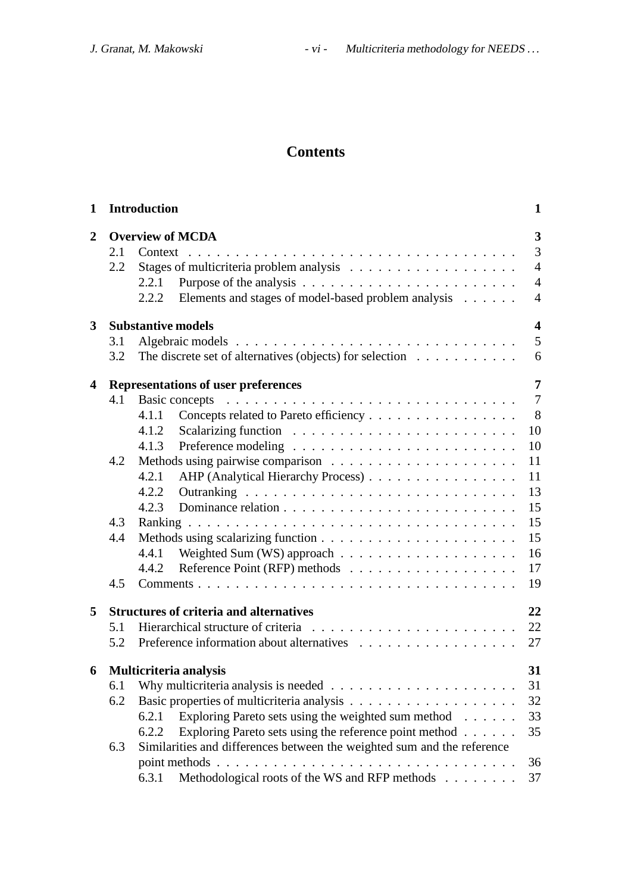# Contents

| | | |
|---|---|---|
| **1** | **Introduction** | **1** |
| **2** | **Overview of MCDA** | **3** |
| 2.1 | Context | 3 |
| 2.2 | Stages of multicriteria problem analysis | 4 |
| 2.2.1 | Purpose of the analysis | 4 |
| 2.2.2 | Elements and stages of model-based problem analysis | 4 |
| **3** | **Substantive models** | **4** |
| 3.1 | Algebraic models | 5 |
| 3.2 | The discrete set of alternatives (objects) for selection | 6 |
| **4** | **Representations of user preferences** | **7** |
| 4.1 | Basic concepts | 7 |
| 4.1.1 | Concepts related to Pareto efficiency | 8 |
| 4.1.2 | Scalarizing function | 10 |
| 4.1.3 | Preference modeling | 10 |
| 4.2 | Methods using pairwise comparison | 11 |
| 4.2.1 | AHP (Analytical Hierarchy Process) | 11 |
| 4.2.2 | Outranking | 13 |
| 4.2.3 | Dominance relation | 15 |
| 4.3 | Ranking | 15 |
| 4.4 | Methods using scalarizing function | 15 |
| 4.4.1 | Weighted Sum (WS) approach | 16 |
| 4.4.2 | Reference Point (RFP) methods | 17 |
| 4.5 | Comments | 19 |
| **5** | **Structures of criteria and alternatives** | **22** |
| 5.1 | Hierarchical structure of criteria | 22 |
| 5.2 | Preference information about alternatives | 27 |
| **6** | **Multicriteria analysis** | **31** |
| 6.1 | Why multicriteria analysis is needed | 31 |
| 6.2 | Basic properties of multicriteria analysis | 32 |
| 6.2.1 | Exploring Pareto sets using the weighted sum method | 33 |
| 6.2.2 | Exploring Pareto sets using the reference point method | 35 |
| 6.3 | Similarities and differences between the weighted sum and the reference point methods | 36 |
| 6.3.1 | Methodological roots of the WS and RFP methods | 37 |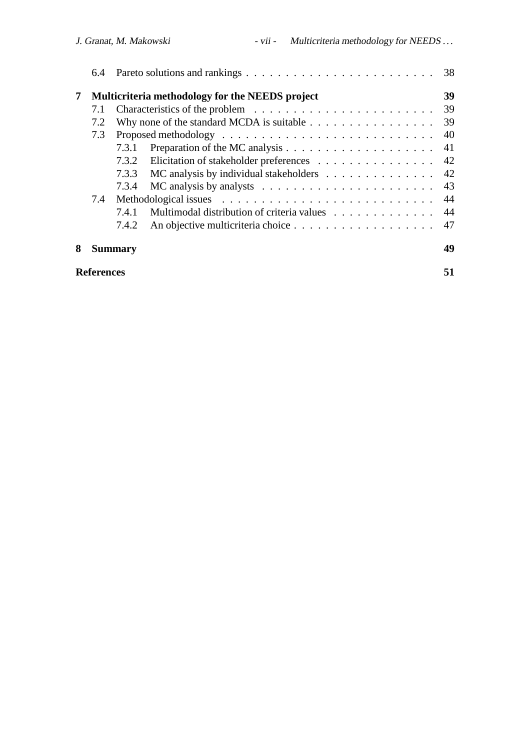6.4 Pareto solutions and rankings . . . 38

**7 Multicriteria methodology for the NEEDS project** **39**

7.1 Characteristics of the problem . . . 39

7.2 Why none of the standard MCDA is suitable . . . 39

7.3 Proposed methodology . . . 40

7.3.1 Preparation of the MC analysis . . . 41

7.3.2 Elicitation of stakeholder preferences . . . 42

7.3.3 MC analysis by individual stakeholders . . . 42

7.3.4 MC analysis by analysts . . . 43

7.4 Methodological issues . . . 44

7.4.1 Multimodal distribution of criteria values . . . 44

7.4.2 An objective multicriteria choice . . . 47

**8 Summary** **49**

**References** **51**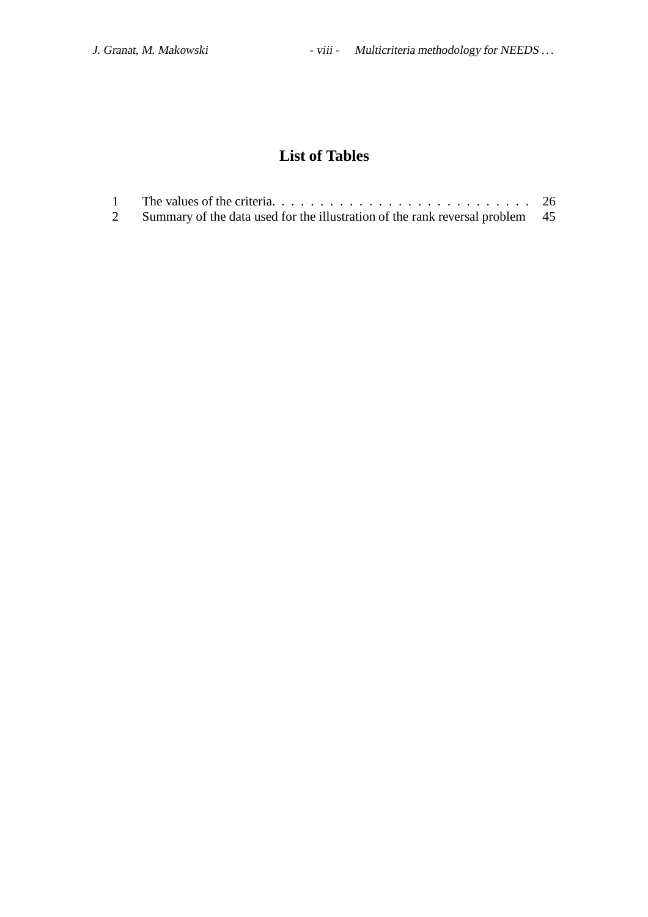# List of Tables

| | | |
|---|---|---|
| 1 | The values of the criteria. | 26 |
| 2 | Summary of the data used for the illustration of the rank reversal problem | 45 |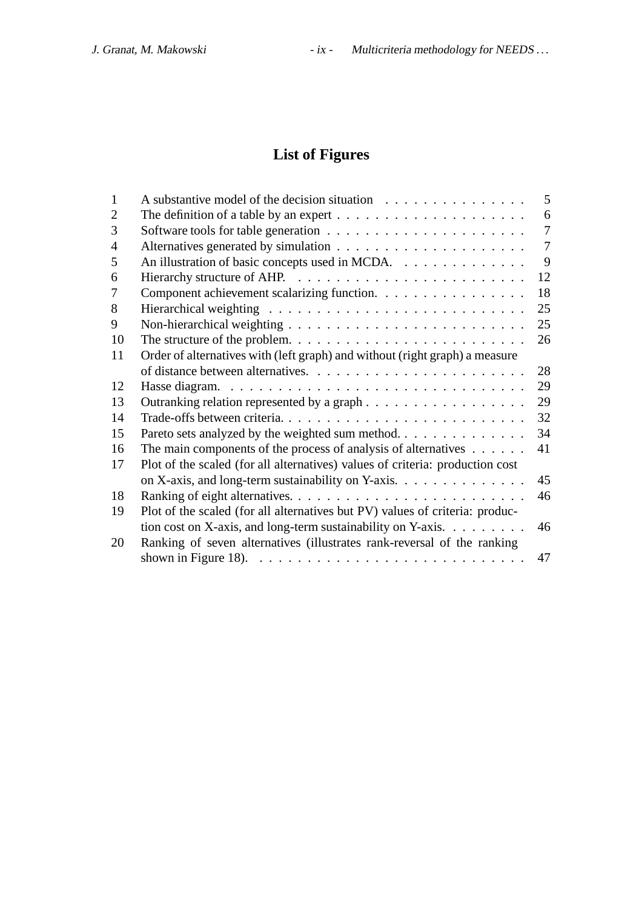# List of Figures

| | | |
|---|---|---|
| 1 | A substantive model of the decision situation | 5 |
| 2 | The definition of a table by an expert | 6 |
| 3 | Software tools for table generation | 7 |
| 4 | Alternatives generated by simulation | 7 |
| 5 | An illustration of basic concepts used in MCDA. | 9 |
| 6 | Hierarchy structure of AHP. | 12 |
| 7 | Component achievement scalarizing function. | 18 |
| 8 | Hierarchical weighting | 25 |
| 9 | Non-hierarchical weighting | 25 |
| 10 | The structure of the problem. | 26 |
| 11 | Order of alternatives with (left graph) and without (right graph) a measure of distance between alternatives. | 28 |
| 12 | Hasse diagram. | 29 |
| 13 | Outranking relation represented by a graph | 29 |
| 14 | Trade-offs between criteria. | 32 |
| 15 | Pareto sets analyzed by the weighted sum method. | 34 |
| 16 | The main components of the process of analysis of alternatives | 41 |
| 17 | Plot of the scaled (for all alternatives) values of criteria: production cost on X-axis, and long-term sustainability on Y-axis. | 45 |
| 18 | Ranking of eight alternatives. | 46 |
| 19 | Plot of the scaled (for all alternatives but PV) values of criteria: production cost on X-axis, and long-term sustainability on Y-axis. | 46 |
| 20 | Ranking of seven alternatives (illustrates rank-reversal of the ranking shown in Figure 18). | 47 |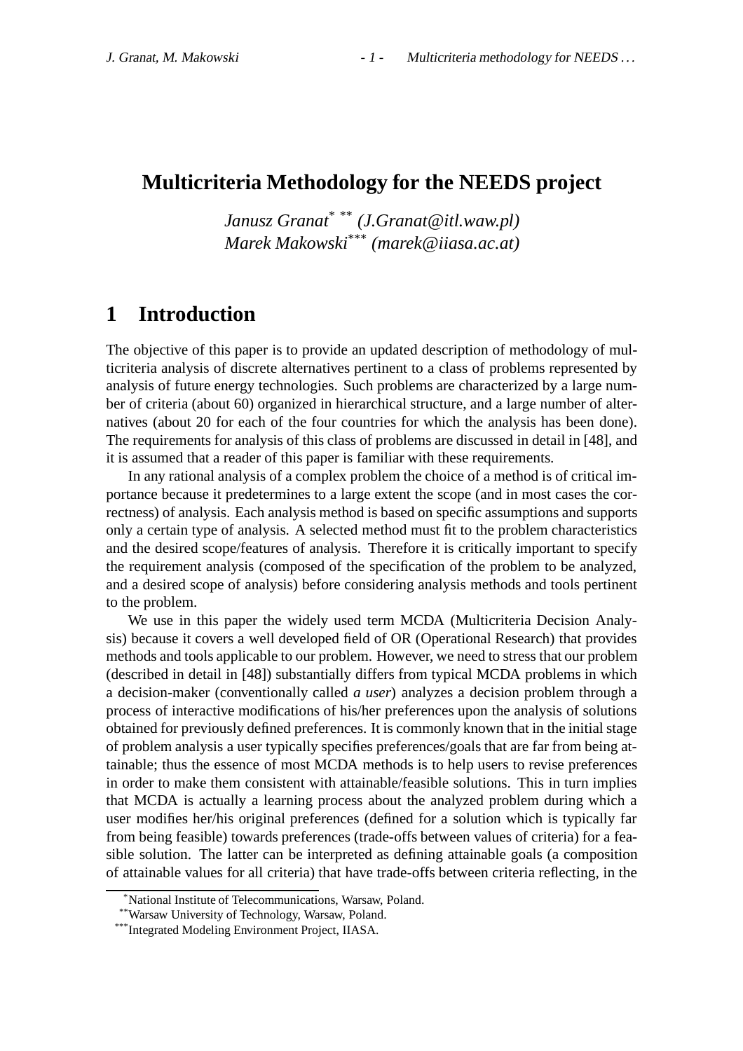# Multicriteria Methodology for the NEEDS project

*Janusz Granat[\*] [\*\*] (J.Granat@itl.waw.pl)*
*Marek Makowski[\*\*\*] (marek@iiasa.ac.at)*

## 1 Introduction

The objective of this paper is to provide an updated description of methodology of multicriteria analysis of discrete alternatives pertinent to a class of problems represented by analysis of future energy technologies. Such problems are characterized by a large number of criteria (about 60) organized in hierarchical structure, and a large number of alternatives (about 20 for each of the four countries for which the analysis has been done). The requirements for analysis of this class of problems are discussed in detail in [48], and it is assumed that a reader of this paper is familiar with these requirements.

In any rational analysis of a complex problem the choice of a method is of critical importance because it predetermines to a large extent the scope (and in most cases the correctness) of analysis. Each analysis method is based on specific assumptions and supports only a certain type of analysis. A selected method must fit to the problem characteristics and the desired scope/features of analysis. Therefore it is critically important to specify the requirement analysis (composed of the specification of the problem to be analyzed, and a desired scope of analysis) before considering analysis methods and tools pertinent to the problem.

We use in this paper the widely used term MCDA (Multicriteria Decision Analysis) because it covers a well developed field of OR (Operational Research) that provides methods and tools applicable to our problem. However, we need to stress that our problem (described in detail in [48]) substantially differs from typical MCDA problems in which a decision-maker (conventionally called *a user*) analyzes a decision problem through a process of interactive modifications of his/her preferences upon the analysis of solutions obtained for previously defined preferences. It is commonly known that in the initial stage of problem analysis a user typically specifies preferences/goals that are far from being attainable; thus the essence of most MCDA methods is to help users to revise preferences in order to make them consistent with attainable/feasible solutions. This in turn implies that MCDA is actually a learning process about the analyzed problem during which a user modifies her/his original preferences (defined for a solution which is typically far from being feasible) towards preferences (trade-offs between values of criteria) for a feasible solution. The latter can be interpreted as defining attainable goals (a composition of attainable values for all criteria) that have trade-offs between criteria reflecting, in the

[\*] National Institute of Telecommunications, Warsaw, Poland.
[\*\*] Warsaw University of Technology, Warsaw, Poland.
[\*\*\*] Integrated Modeling Environment Project, IIASA.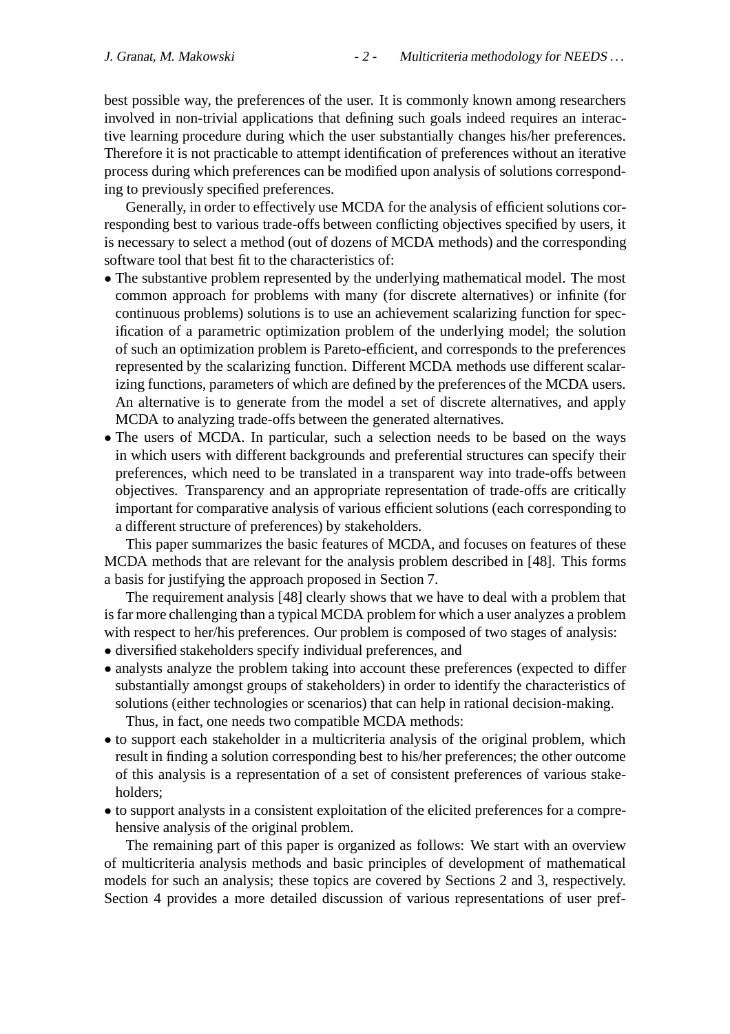best possible way, the preferences of the user. It is commonly known among researchers involved in non-trivial applications that defining such goals indeed requires an interactive learning procedure during which the user substantially changes his/her preferences. Therefore it is not practicable to attempt identification of preferences without an iterative process during which preferences can be modified upon analysis of solutions corresponding to previously specified preferences.

Generally, in order to effectively use MCDA for the analysis of efficient solutions corresponding best to various trade-offs between conflicting objectives specified by users, it is necessary to select a method (out of dozens of MCDA methods) and the corresponding software tool that best fit to the characteristics of:

- The substantive problem represented by the underlying mathematical model. The most common approach for problems with many (for discrete alternatives) or infinite (for continuous problems) solutions is to use an achievement scalarizing function for specification of a parametric optimization problem of the underlying model; the solution of such an optimization problem is Pareto-efficient, and corresponds to the preferences represented by the scalarizing function. Different MCDA methods use different scalarizing functions, parameters of which are defined by the preferences of the MCDA users. An alternative is to generate from the model a set of discrete alternatives, and apply MCDA to analyzing trade-offs between the generated alternatives.
- The users of MCDA. In particular, such a selection needs to be based on the ways in which users with different backgrounds and preferential structures can specify their preferences, which need to be translated in a transparent way into trade-offs between objectives. Transparency and an appropriate representation of trade-offs are critically important for comparative analysis of various efficient solutions (each corresponding to a different structure of preferences) by stakeholders.

This paper summarizes the basic features of MCDA, and focuses on features of these MCDA methods that are relevant for the analysis problem described in [48]. This forms a basis for justifying the approach proposed in Section 7.

The requirement analysis [48] clearly shows that we have to deal with a problem that is far more challenging than a typical MCDA problem for which a user analyzes a problem with respect to her/his preferences. Our problem is composed of two stages of analysis:

- diversified stakeholders specify individual preferences, and
- analysts analyze the problem taking into account these preferences (expected to differ substantially amongst groups of stakeholders) in order to identify the characteristics of solutions (either technologies or scenarios) that can help in rational decision-making.

Thus, in fact, one needs two compatible MCDA methods:

- to support each stakeholder in a multicriteria analysis of the original problem, which result in finding a solution corresponding best to his/her preferences; the other outcome of this analysis is a representation of a set of consistent preferences of various stakeholders;
- to support analysts in a consistent exploitation of the elicited preferences for a comprehensive analysis of the original problem.

The remaining part of this paper is organized as follows: We start with an overview of multicriteria analysis methods and basic principles of development of mathematical models for such an analysis; these topics are covered by Sections 2 and 3, respectively. Section 4 provides a more detailed discussion of various representations of user pref-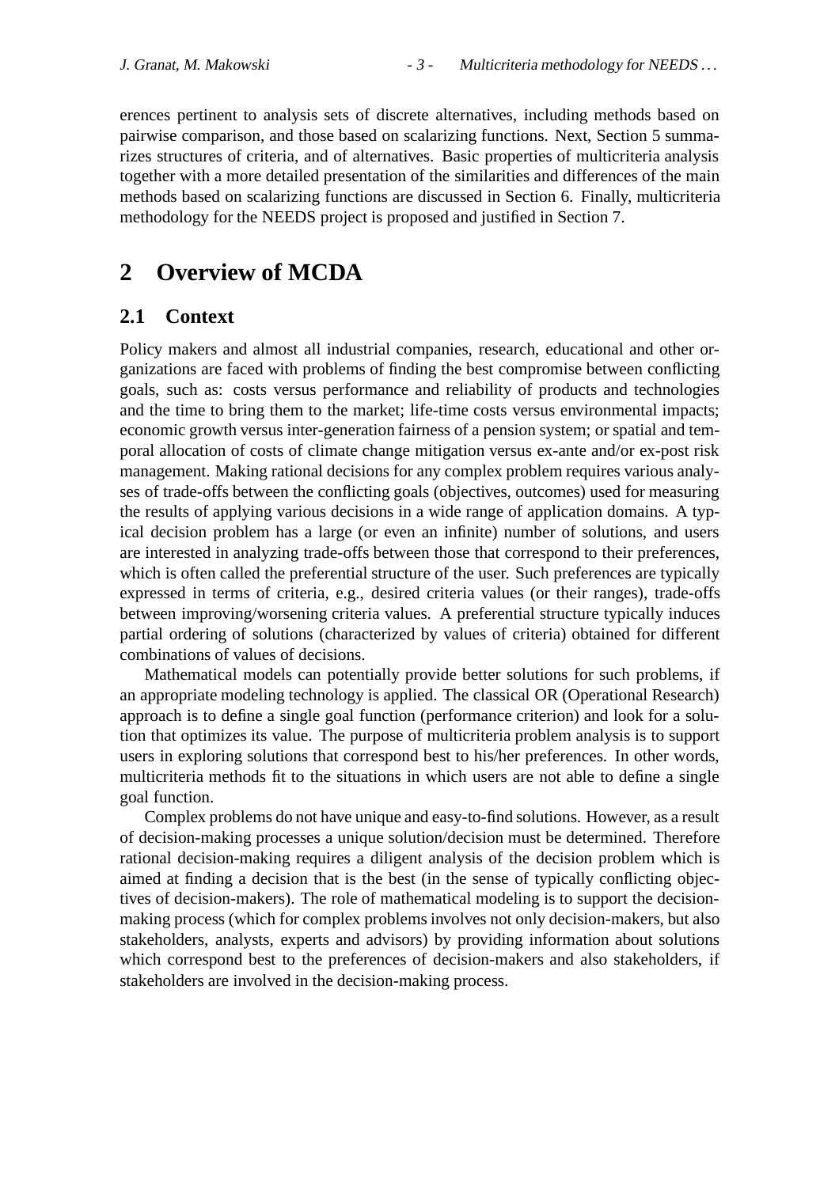erences pertinent to analysis sets of discrete alternatives, including methods based on pairwise comparison, and those based on scalarizing functions. Next, Section 5 summarizes structures of criteria, and of alternatives. Basic properties of multicriteria analysis together with a more detailed presentation of the similarities and differences of the main methods based on scalarizing functions are discussed in Section 6. Finally, multicriteria methodology for the NEEDS project is proposed and justified in Section 7.

# 2 Overview of MCDA

## 2.1 Context

Policy makers and almost all industrial companies, research, educational and other organizations are faced with problems of finding the best compromise between conflicting goals, such as: costs versus performance and reliability of products and technologies and the time to bring them to the market; life-time costs versus environmental impacts; economic growth versus inter-generation fairness of a pension system; or spatial and temporal allocation of costs of climate change mitigation versus ex-ante and/or ex-post risk management. Making rational decisions for any complex problem requires various analyses of trade-offs between the conflicting goals (objectives, outcomes) used for measuring the results of applying various decisions in a wide range of application domains. A typical decision problem has a large (or even an infinite) number of solutions, and users are interested in analyzing trade-offs between those that correspond to their preferences, which is often called the preferential structure of the user. Such preferences are typically expressed in terms of criteria, e.g., desired criteria values (or their ranges), trade-offs between improving/worsening criteria values. A preferential structure typically induces partial ordering of solutions (characterized by values of criteria) obtained for different combinations of values of decisions.

Mathematical models can potentially provide better solutions for such problems, if an appropriate modeling technology is applied. The classical OR (Operational Research) approach is to define a single goal function (performance criterion) and look for a solution that optimizes its value. The purpose of multicriteria problem analysis is to support users in exploring solutions that correspond best to his/her preferences. In other words, multicriteria methods fit to the situations in which users are not able to define a single goal function.

Complex problems do not have unique and easy-to-find solutions. However, as a result of decision-making processes a unique solution/decision must be determined. Therefore rational decision-making requires a diligent analysis of the decision problem which is aimed at finding a decision that is the best (in the sense of typically conflicting objectives of decision-makers). The role of mathematical modeling is to support the decision-making process (which for complex problems involves not only decision-makers, but also stakeholders, analysts, experts and advisors) by providing information about solutions which correspond best to the preferences of decision-makers and also stakeholders, if stakeholders are involved in the decision-making process.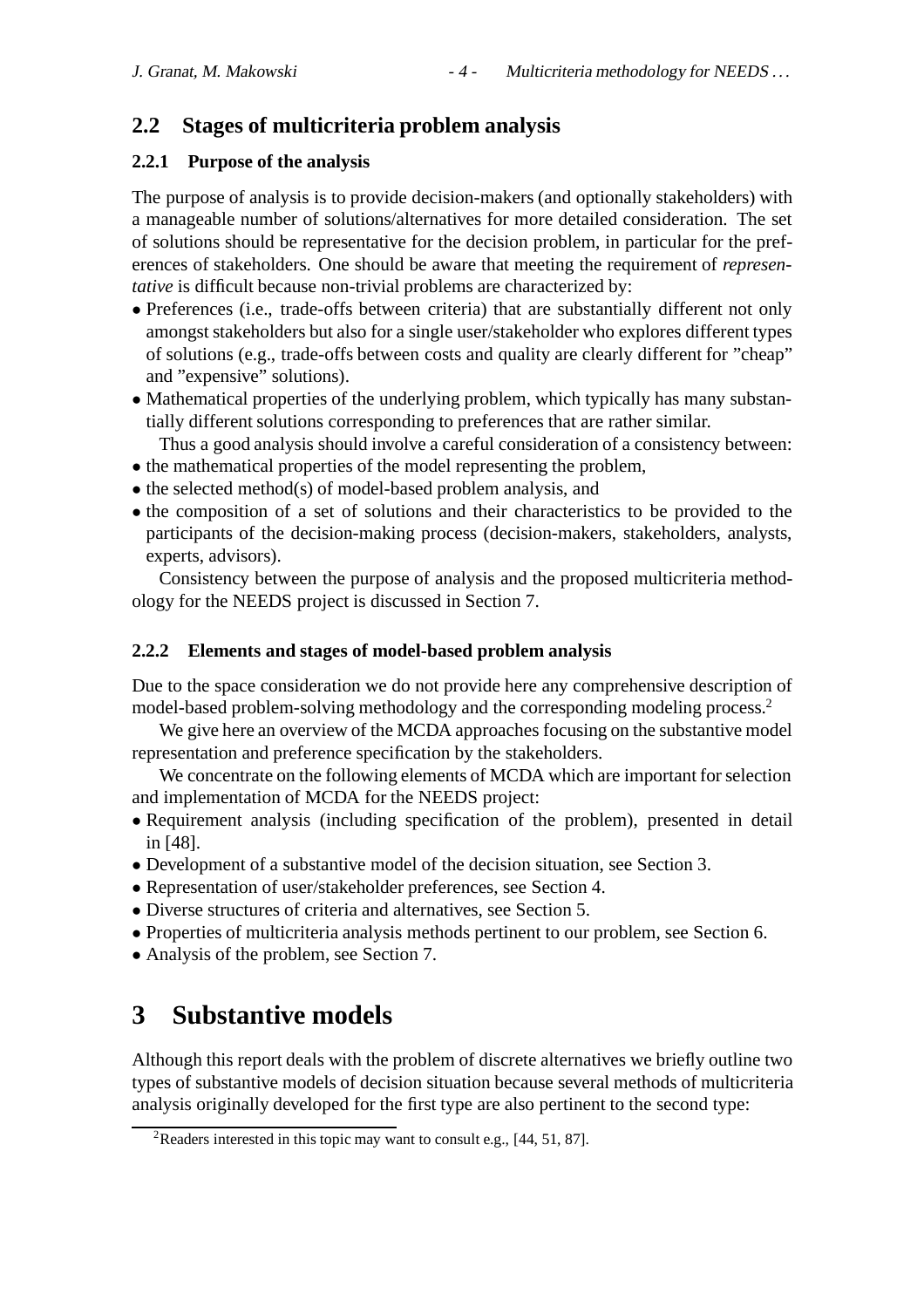## 2.2 Stages of multicriteria problem analysis

### 2.2.1 Purpose of the analysis

The purpose of analysis is to provide decision-makers (and optionally stakeholders) with a manageable number of solutions/alternatives for more detailed consideration. The set of solutions should be representative for the decision problem, in particular for the preferences of stakeholders. One should be aware that meeting the requirement of *representative* is difficult because non-trivial problems are characterized by:

- Preferences (i.e., trade-offs between criteria) that are substantially different not only amongst stakeholders but also for a single user/stakeholder who explores different types of solutions (e.g., trade-offs between costs and quality are clearly different for "cheap" and "expensive" solutions).
- Mathematical properties of the underlying problem, which typically has many substantially different solutions corresponding to preferences that are rather similar.

Thus a good analysis should involve a careful consideration of a consistency between:

- the mathematical properties of the model representing the problem,
- the selected method(s) of model-based problem analysis, and
- the composition of a set of solutions and their characteristics to be provided to the participants of the decision-making process (decision-makers, stakeholders, analysts, experts, advisors).

Consistency between the purpose of analysis and the proposed multicriteria methodology for the NEEDS project is discussed in Section 7.

### 2.2.2 Elements and stages of model-based problem analysis

Due to the space consideration we do not provide here any comprehensive description of model-based problem-solving methodology and the corresponding modeling process.[2]

We give here an overview of the MCDA approaches focusing on the substantive model representation and preference specification by the stakeholders.

We concentrate on the following elements of MCDA which are important for selection and implementation of MCDA for the NEEDS project:

- Requirement analysis (including specification of the problem), presented in detail in [48].
- Development of a substantive model of the decision situation, see Section 3.
- Representation of user/stakeholder preferences, see Section 4.
- Diverse structures of criteria and alternatives, see Section 5.
- Properties of multicriteria analysis methods pertinent to our problem, see Section 6.
- Analysis of the problem, see Section 7.

# 3 Substantive models

Although this report deals with the problem of discrete alternatives we briefly outline two types of substantive models of decision situation because several methods of multicriteria analysis originally developed for the first type are also pertinent to the second type:

[2] Readers interested in this topic may want to consult e.g., [44, 51, 87].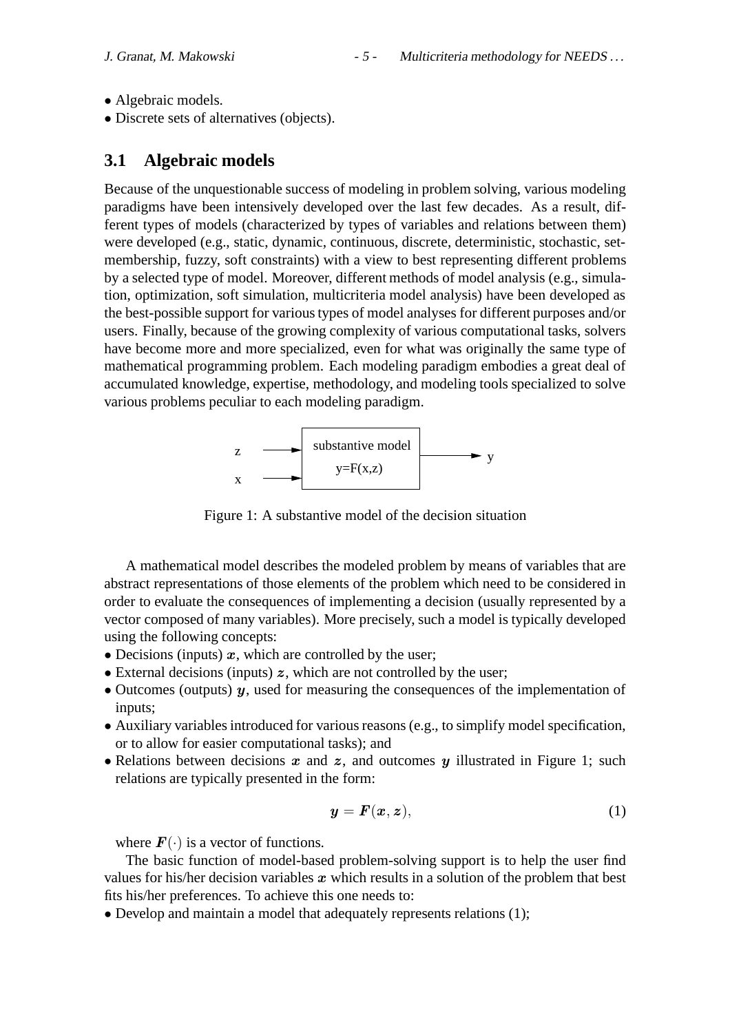- Algebraic models.
- Discrete sets of alternatives (objects).

## 3.1 Algebraic models

Because of the unquestionable success of modeling in problem solving, various modeling paradigms have been intensively developed over the last few decades. As a result, different types of models (characterized by types of variables and relations between them) were developed (e.g., static, dynamic, continuous, discrete, deterministic, stochastic, set-membership, fuzzy, soft constraints) with a view to best representing different problems by a selected type of model. Moreover, different methods of model analysis (e.g., simulation, optimization, soft simulation, multicriteria model analysis) have been developed as the best-possible support for various types of model analyses for different purposes and/or users. Finally, because of the growing complexity of various computational tasks, solvers have become more and more specialized, even for what was originally the same type of mathematical programming problem. Each modeling paradigm embodies a great deal of accumulated knowledge, expertise, methodology, and modeling tools specialized to solve various problems peculiar to each modeling paradigm.

Figure 1: A substantive model of the decision situation

A mathematical model describes the modeled problem by means of variables that are abstract representations of those elements of the problem which need to be considered in order to evaluate the consequences of implementing a decision (usually represented by a vector composed of many variables). More precisely, such a model is typically developed using the following concepts:

- Decisions (inputs) $\boldsymbol{x}$, which are controlled by the user;
- External decisions (inputs) $\boldsymbol{z}$, which are not controlled by the user;
- Outcomes (outputs) $\boldsymbol{y}$, used for measuring the consequences of the implementation of inputs;
- Auxiliary variables introduced for various reasons (e.g., to simplify model specification, or to allow for easier computational tasks); and
- Relations between decisions $\boldsymbol{x}$ and $\boldsymbol{z}$, and outcomes $\boldsymbol{y}$ illustrated in Figure 1; such relations are typically presented in the form:

$$\boldsymbol{y} = \boldsymbol{F}(\boldsymbol{x}, \boldsymbol{z}), \tag{1}$$

where $\boldsymbol{F}(\cdot)$ is a vector of functions.

The basic function of model-based problem-solving support is to help the user find values for his/her decision variables $\boldsymbol{x}$ which results in a solution of the problem that best fits his/her preferences. To achieve this one needs to:

- Develop and maintain a model that adequately represents relations (1);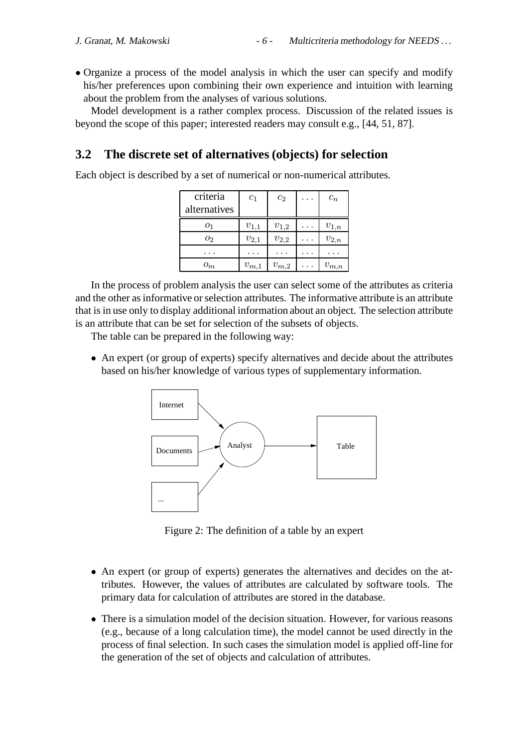- Organize a process of the model analysis in which the user can specify and modify his/her preferences upon combining their own experience and intuition with learning about the problem from the analyses of various solutions.

Model development is a rather complex process. Discussion of the related issues is beyond the scope of this paper; interested readers may consult e.g., [44, 51, 87].

## 3.2 The discrete set of alternatives (objects) for selection

Each object is described by a set of numerical or non-numerical attributes.

| criteria alternatives | $c_1$ | $c_2$ | ... | $c_n$ |
|---|---|---|---|---|
| $o_1$ | $v_{1,1}$ | $v_{1,2}$ | ... | $v_{1,n}$ |
| $o_2$ | $v_{2,1}$ | $v_{2,2}$ | ... | $v_{2,n}$ |
| ... | ... | ... | ... | ... |
| $o_m$ | $v_{m,1}$ | $v_{m,2}$ | ... | $v_{m,n}$ |

In the process of problem analysis the user can select some of the attributes as criteria and the other as informative or selection attributes. The informative attribute is an attribute that is in use only to display additional information about an object. The selection attribute is an attribute that can be set for selection of the subsets of objects.

The table can be prepared in the following way:

- An expert (or group of experts) specify alternatives and decide about the attributes based on his/her knowledge of various types of supplementary information.

Figure 2: The definition of a table by an expert

- An expert (or group of experts) generates the alternatives and decides on the attributes. However, the values of attributes are calculated by software tools. The primary data for calculation of attributes are stored in the database.
- There is a simulation model of the decision situation. However, for various reasons (e.g., because of a long calculation time), the model cannot be used directly in the process of final selection. In such cases the simulation model is applied off-line for the generation of the set of objects and calculation of attributes.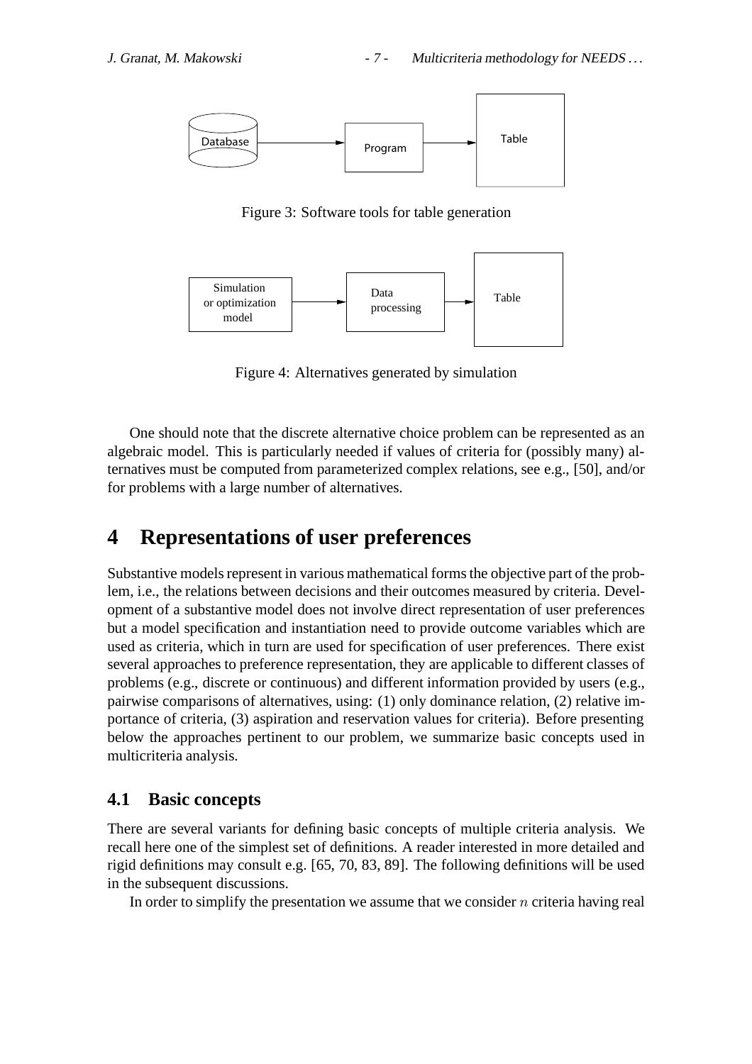Figure 3: Software tools for table generation

Figure 4: Alternatives generated by simulation

One should note that the discrete alternative choice problem can be represented as an algebraic model. This is particularly needed if values of criteria for (possibly many) alternatives must be computed from parameterized complex relations, see e.g., [50], and/or for problems with a large number of alternatives.

# 4 Representations of user preferences

Substantive models represent in various mathematical forms the objective part of the problem, i.e., the relations between decisions and their outcomes measured by criteria. Development of a substantive model does not involve direct representation of user preferences but a model specification and instantiation need to provide outcome variables which are used as criteria, which in turn are used for specification of user preferences. There exist several approaches to preference representation, they are applicable to different classes of problems (e.g., discrete or continuous) and different information provided by users (e.g., pairwise comparisons of alternatives, using: (1) only dominance relation, (2) relative importance of criteria, (3) aspiration and reservation values for criteria). Before presenting below the approaches pertinent to our problem, we summarize basic concepts used in multicriteria analysis.

## 4.1 Basic concepts

There are several variants for defining basic concepts of multiple criteria analysis. We recall here one of the simplest set of definitions. A reader interested in more detailed and rigid definitions may consult e.g. [65, 70, 83, 89]. The following definitions will be used in the subsequent discussions.

In order to simplify the presentation we assume that we consider $n$ criteria having real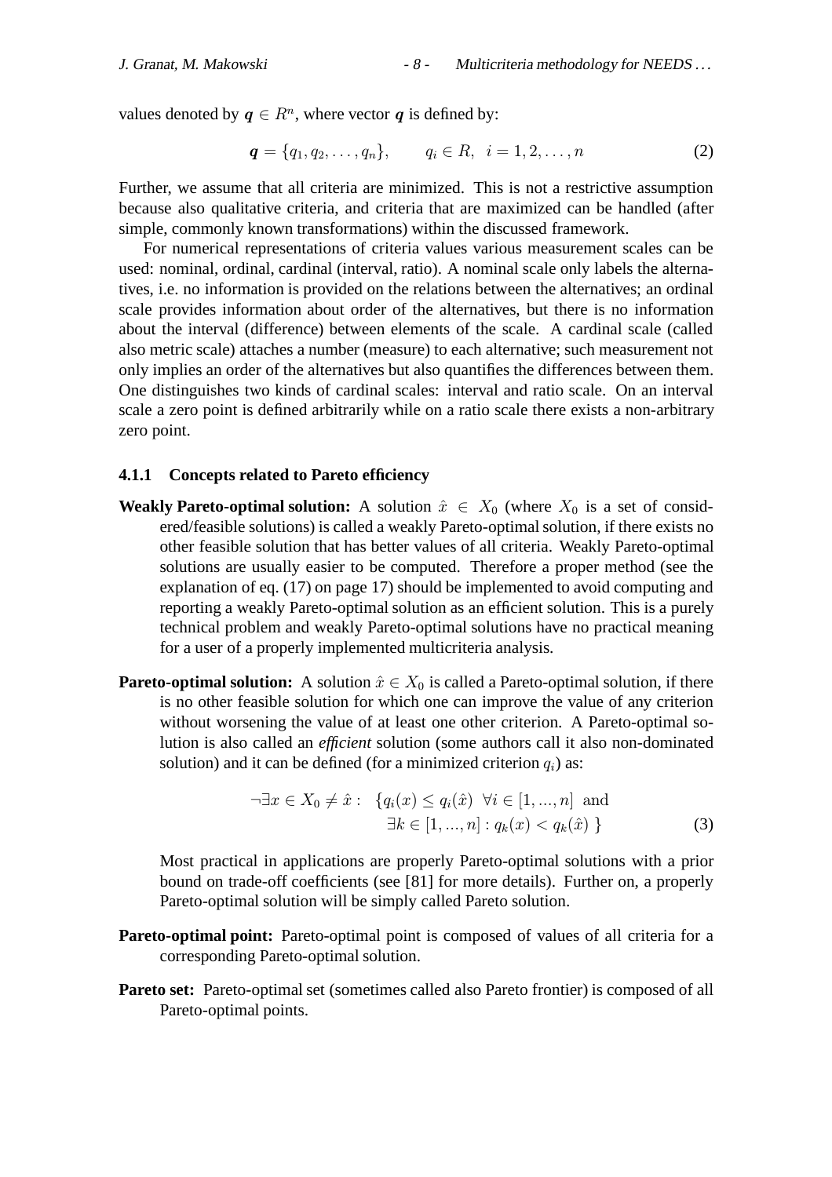values denoted by $\boldsymbol{q} \in R^n$, where vector $\boldsymbol{q}$ is defined by:

$$\boldsymbol{q} = \{q_1, q_2, \ldots, q_n\}, \qquad q_i \in R, \;\; i = 1, 2, \ldots, n \tag{2}$$

Further, we assume that all criteria are minimized. This is not a restrictive assumption because also qualitative criteria, and criteria that are maximized can be handled (after simple, commonly known transformations) within the discussed framework.

For numerical representations of criteria values various measurement scales can be used: nominal, ordinal, cardinal (interval, ratio). A nominal scale only labels the alternatives, i.e. no information is provided on the relations between the alternatives; an ordinal scale provides information about order of the alternatives, but there is no information about the interval (difference) between elements of the scale. A cardinal scale (called also metric scale) attaches a number (measure) to each alternative; such measurement not only implies an order of the alternatives but also quantifies the differences between them. One distinguishes two kinds of cardinal scales: interval and ratio scale. On an interval scale a zero point is defined arbitrarily while on a ratio scale there exists a non-arbitrary zero point.

#### 4.1.1 Concepts related to Pareto efficiency

**Weakly Pareto-optimal solution:** A solution $\hat{x} \in X_0$ (where $X_0$ is a set of considered/feasible solutions) is called a weakly Pareto-optimal solution, if there exists no other feasible solution that has better values of all criteria. Weakly Pareto-optimal solutions are usually easier to be computed. Therefore a proper method (see the explanation of eq. (17) on page 17) should be implemented to avoid computing and reporting a weakly Pareto-optimal solution as an efficient solution. This is a purely technical problem and weakly Pareto-optimal solutions have no practical meaning for a user of a properly implemented multicriteria analysis.

**Pareto-optimal solution:** A solution $\hat{x} \in X_0$ is called a Pareto-optimal solution, if there is no other feasible solution for which one can improve the value of any criterion without worsening the value of at least one other criterion. A Pareto-optimal solution is also called an *efficient* solution (some authors call it also non-dominated solution) and it can be defined (for a minimized criterion $q_i$) as:

$$\begin{aligned} \neg \exists x \in X_0 \neq \hat{x} : \;\; \{ q_i(x) \leq q_i(\hat{x}) \;\; \forall i \in [1, ..., n] \;\; \text{and} \\ \exists k \in [1, ..., n] : q_k(x) < q_k(\hat{x}) \; \} \end{aligned} \tag{3}$$

Most practical in applications are properly Pareto-optimal solutions with a prior bound on trade-off coefficients (see [81] for more details). Further on, a properly Pareto-optimal solution will be simply called Pareto solution.

**Pareto-optimal point:** Pareto-optimal point is composed of values of all criteria for a corresponding Pareto-optimal solution.

**Pareto set:** Pareto-optimal set (sometimes called also Pareto frontier) is composed of all Pareto-optimal points.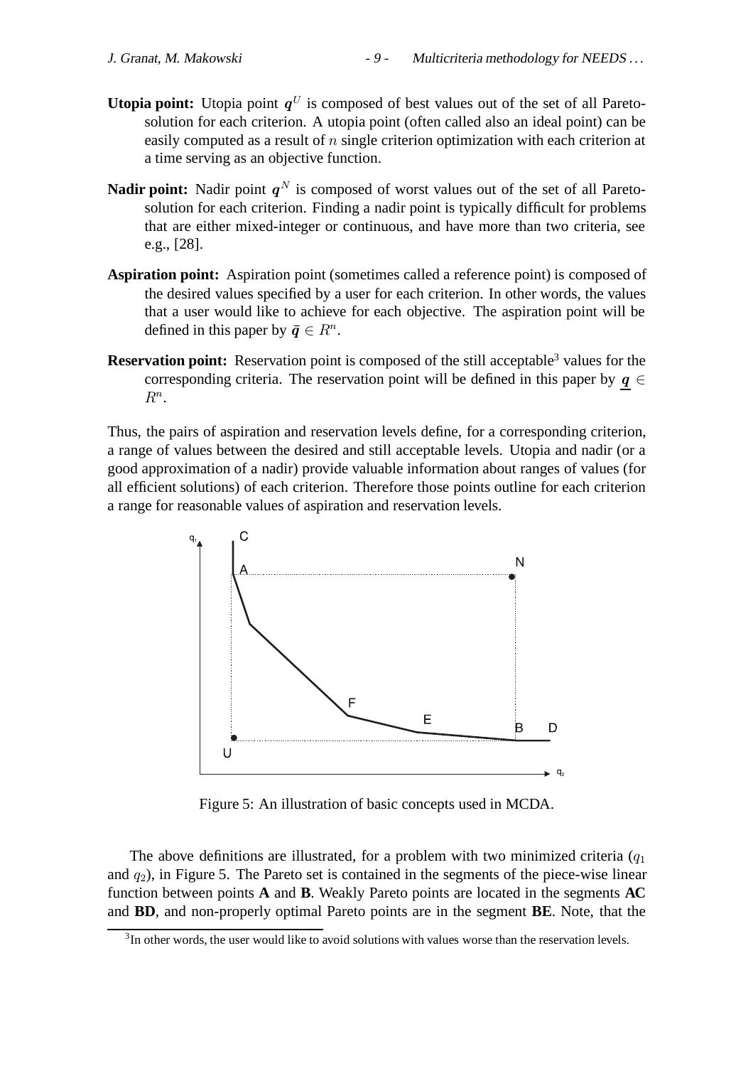**Utopia point:** Utopia point $\boldsymbol{q}^U$ is composed of best values out of the set of all Pareto-solution for each criterion. A utopia point (often called also an ideal point) can be easily computed as a result of $n$ single criterion optimization with each criterion at a time serving as an objective function.

**Nadir point:** Nadir point $\boldsymbol{q}^N$ is composed of worst values out of the set of all Pareto-solution for each criterion. Finding a nadir point is typically difficult for problems that are either mixed-integer or continuous, and have more than two criteria, see e.g., [28].

**Aspiration point:** Aspiration point (sometimes called a reference point) is composed of the desired values specified by a user for each criterion. In other words, the values that a user would like to achieve for each objective. The aspiration point will be defined in this paper by $\bar{\boldsymbol{q}} \in R^n$.

**Reservation point:** Reservation point is composed of the still acceptable[3] values for the corresponding criteria. The reservation point will be defined in this paper by $\underline{\boldsymbol{q}} \in R^n$.

Thus, the pairs of aspiration and reservation levels define, for a corresponding criterion, a range of values between the desired and still acceptable levels. Utopia and nadir (or a good approximation of a nadir) provide valuable information about ranges of values (for all efficient solutions) of each criterion. Therefore those points outline for each criterion a range for reasonable values of aspiration and reservation levels.

Figure 5: An illustration of basic concepts used in MCDA.

The above definitions are illustrated, for a problem with two minimized criteria ($q_1$ and $q_2$), in Figure 5. The Pareto set is contained in the segments of the piece-wise linear function between points **A** and **B**. Weakly Pareto points are located in the segments **AC** and **BD**, and non-properly optimal Pareto points are in the segment **BE**. Note, that the

[3] In other words, the user would like to avoid solutions with values worse than the reservation levels.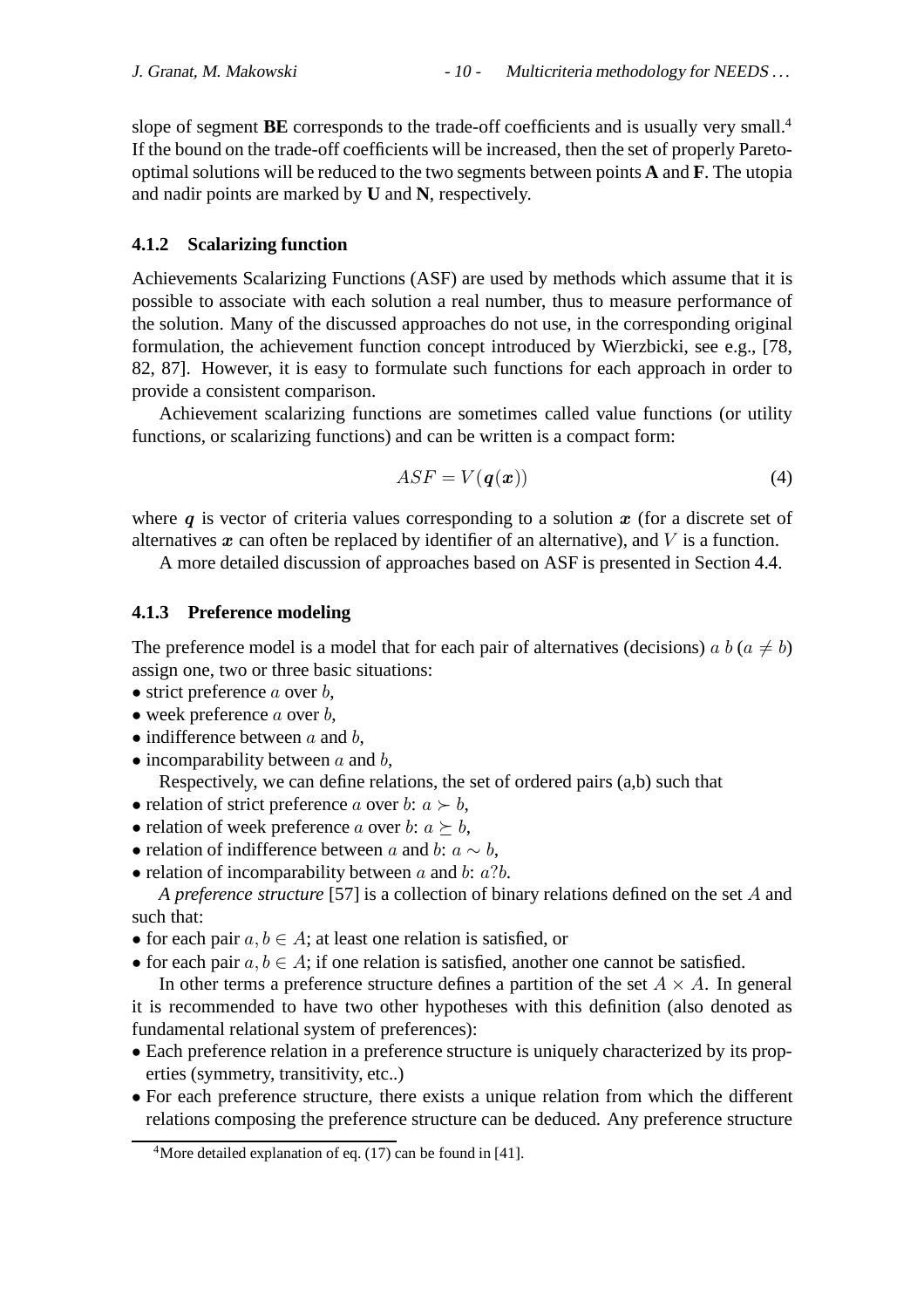slope of segment **BE** corresponds to the trade-off coefficients and is usually very small.[4] If the bound on the trade-off coefficients will be increased, then the set of properly Pareto-optimal solutions will be reduced to the two segments between points **A** and **F**. The utopia and nadir points are marked by **U** and **N**, respectively.

### 4.1.2 Scalarizing function

Achievements Scalarizing Functions (ASF) are used by methods which assume that it is possible to associate with each solution a real number, thus to measure performance of the solution. Many of the discussed approaches do not use, in the corresponding original formulation, the achievement function concept introduced by Wierzbicki, see e.g., [78, 82, 87]. However, it is easy to formulate such functions for each approach in order to provide a consistent comparison.

Achievement scalarizing functions are sometimes called value functions (or utility functions, or scalarizing functions) and can be written is a compact form:

$$ASF = V(\boldsymbol{q}(\boldsymbol{x})) \tag{4}$$

where $\boldsymbol{q}$ is vector of criteria values corresponding to a solution $\boldsymbol{x}$ (for a discrete set of alternatives $\boldsymbol{x}$ can often be replaced by identifier of an alternative), and $V$ is a function.

A more detailed discussion of approaches based on ASF is presented in Section 4.4.

### 4.1.3 Preference modeling

The preference model is a model that for each pair of alternatives (decisions) $a$ $b$ ($a \neq b$) assign one, two or three basic situations:

- strict preference $a$ over $b$,
- week preference $a$ over $b$,
- indifference between $a$ and $b$,
- incomparability between $a$ and $b$,

Respectively, we can define relations, the set of ordered pairs (a,b) such that

- relation of strict preference $a$ over $b$: $a \succ b$,
- relation of week preference $a$ over $b$: $a \succeq b$,
- relation of indifference between $a$ and $b$: $a \sim b$,
- relation of incomparability between $a$ and $b$: $a?b$.

*A preference structure* [57] is a collection of binary relations defined on the set $A$ and such that:

- for each pair $a, b \in A$; at least one relation is satisfied, or
- for each pair $a, b \in A$; if one relation is satisfied, another one cannot be satisfied.

In other terms a preference structure defines a partition of the set $A \times A$. In general it is recommended to have two other hypotheses with this definition (also denoted as fundamental relational system of preferences):

- Each preference relation in a preference structure is uniquely characterized by its properties (symmetry, transitivity, etc..)
- For each preference structure, there exists a unique relation from which the different relations composing the preference structure can be deduced. Any preference structure

[4] More detailed explanation of eq. (17) can be found in [41].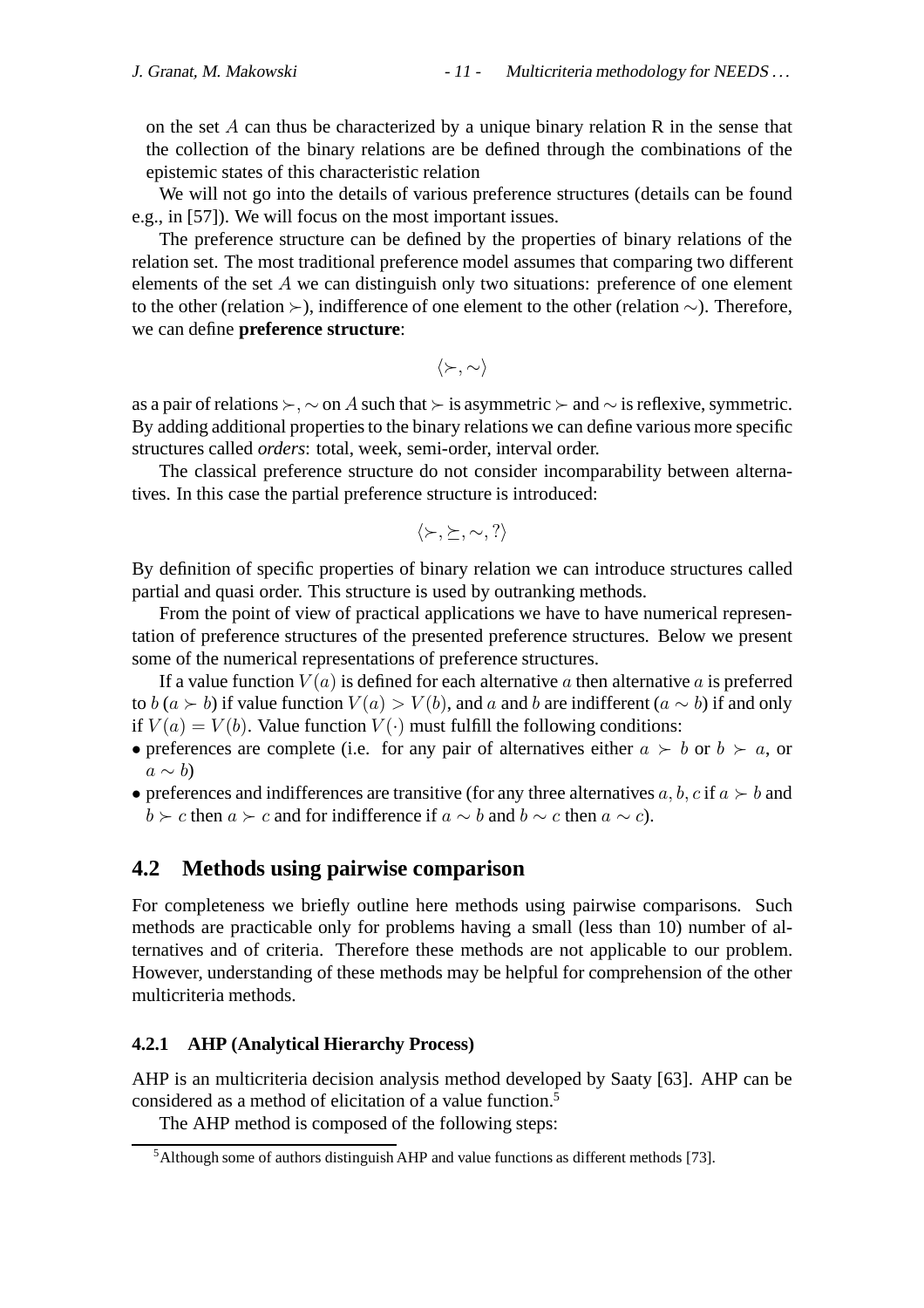on the set $A$ can thus be characterized by a unique binary relation R in the sense that the collection of the binary relations are be defined through the combinations of the epistemic states of this characteristic relation

We will not go into the details of various preference structures (details can be found e.g., in [57]). We will focus on the most important issues.

The preference structure can be defined by the properties of binary relations of the relation set. The most traditional preference model assumes that comparing two different elements of the set $A$ we can distinguish only two situations: preference of one element to the other (relation $\succ$), indifference of one element to the other (relation $\sim$). Therefore, we can define **preference structure**:

$$\langle \succ, \sim \rangle$$

as a pair of relations $\succ, \sim$ on $A$ such that $\succ$ is asymmetric $\succ$ and $\sim$ is reflexive, symmetric. By adding additional properties to the binary relations we can define various more specific structures called *orders*: total, week, semi-order, interval order.

The classical preference structure do not consider incomparability between alternatives. In this case the partial preference structure is introduced:

$$\langle \succ, \succeq, \sim, ? \rangle$$

By definition of specific properties of binary relation we can introduce structures called partial and quasi order. This structure is used by outranking methods.

From the point of view of practical applications we have to have numerical representation of preference structures of the presented preference structures. Below we present some of the numerical representations of preference structures.

If a value function $V(a)$ is defined for each alternative $a$ then alternative $a$ is preferred to $b$ ($a \succ b$) if value function $V(a) > V(b)$, and $a$ and $b$ are indifferent ($a \sim b$) if and only if $V(a) = V(b)$. Value function $V(\cdot)$ must fulfill the following conditions:

- preferences are complete (i.e. for any pair of alternatives either $a \succ b$ or $b \succ a$, or $a \sim b$)
- preferences and indifferences are transitive (for any three alternatives $a, b, c$ if $a \succ b$ and $b \succ c$ then $a \succ c$ and for indifference if $a \sim b$ and $b \sim c$ then $a \sim c$).

## 4.2 Methods using pairwise comparison

For completeness we briefly outline here methods using pairwise comparisons. Such methods are practicable only for problems having a small (less than 10) number of alternatives and of criteria. Therefore these methods are not applicable to our problem. However, understanding of these methods may be helpful for comprehension of the other multicriteria methods.

### 4.2.1 AHP (Analytical Hierarchy Process)

AHP is an multicriteria decision analysis method developed by Saaty [63]. AHP can be considered as a method of elicitation of a value function.[5]

The AHP method is composed of the following steps:

[5] Although some of authors distinguish AHP and value functions as different methods [73].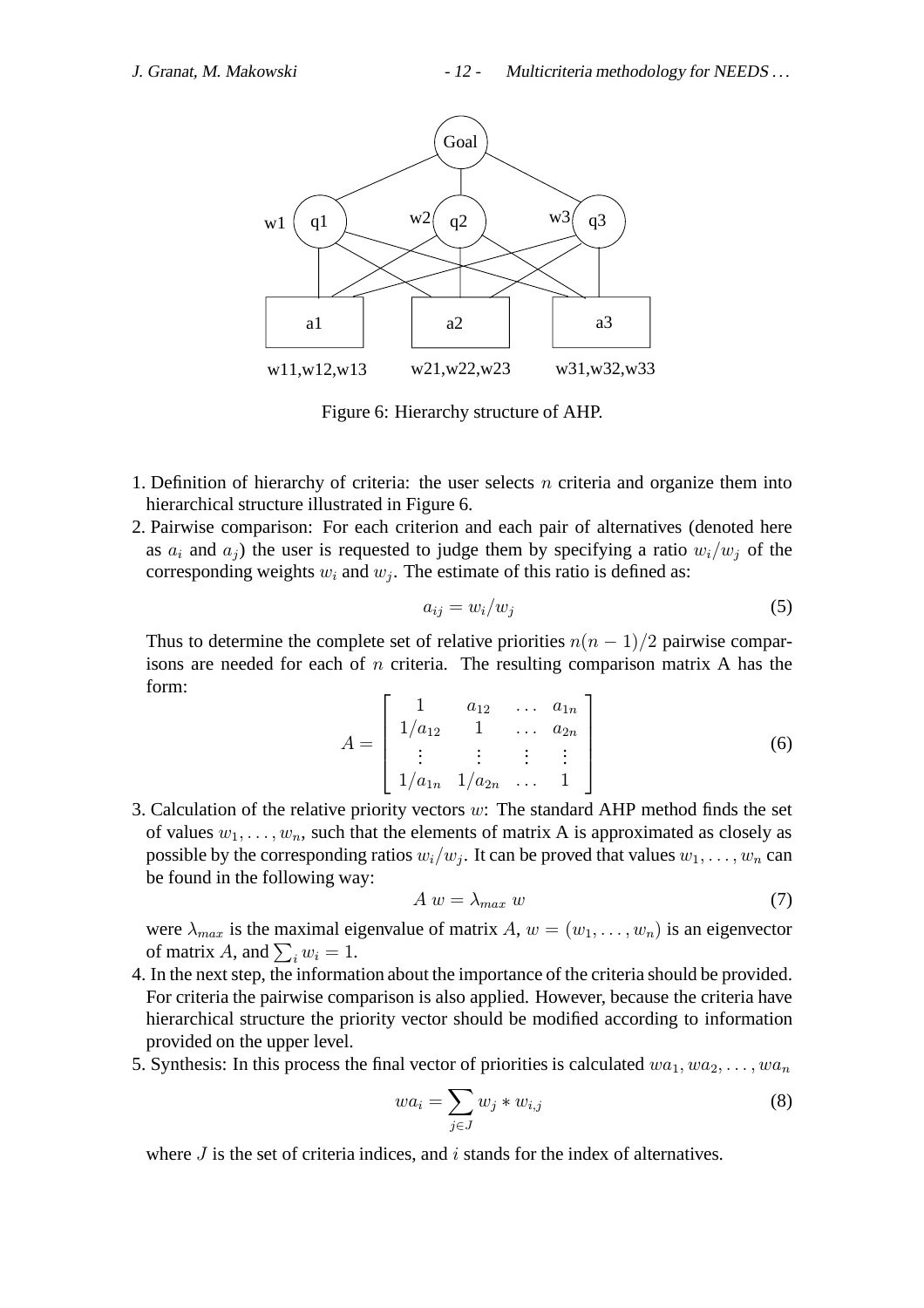Figure 6: Hierarchy structure of AHP.

1. Definition of hierarchy of criteria: the user selects $n$ criteria and organize them into hierarchical structure illustrated in Figure 6.
2. Pairwise comparison: For each criterion and each pair of alternatives (denoted here as $a_i$ and $a_j$) the user is requested to judge them by specifying a ratio $w_i/w_j$ of the corresponding weights $w_i$ and $w_j$. The estimate of this ratio is defined as:

$$a_{ij} = w_i/w_j \tag{5}$$

   Thus to determine the complete set of relative priorities $n(n-1)/2$ pairwise comparisons are needed for each of $n$ criteria. The resulting comparison matrix A has the form:

$$A = \begin{bmatrix} 1 & a_{12} & \dots & a_{1n} \\ 1/a_{12} & 1 & \dots & a_{2n} \\ \vdots & \vdots & \vdots & \vdots \\ 1/a_{1n} & 1/a_{2n} & \dots & 1 \end{bmatrix} \tag{6}$$

3. Calculation of the relative priority vectors $w$: The standard AHP method finds the set of values $w_1, \dots, w_n$, such that the elements of matrix A is approximated as closely as possible by the corresponding ratios $w_i/w_j$. It can be proved that values $w_1, \dots, w_n$ can be found in the following way:

$$A\ w = \lambda_{max}\ w \tag{7}$$

   were $\lambda_{max}$ is the maximal eigenvalue of matrix $A$, $w = (w_1, \dots, w_n)$ is an eigenvector of matrix $A$, and $\sum_i w_i = 1$.
4. In the next step, the information about the importance of the criteria should be provided. For criteria the pairwise comparison is also applied. However, because the criteria have hierarchical structure the priority vector should be modified according to information provided on the upper level.
5. Synthesis: In this process the final vector of priorities is calculated $wa_1, wa_2, \dots, wa_n$

$$wa_i = \sum_{j \in J} w_j * w_{i,j} \tag{8}$$

   where $J$ is the set of criteria indices, and $i$ stands for the index of alternatives.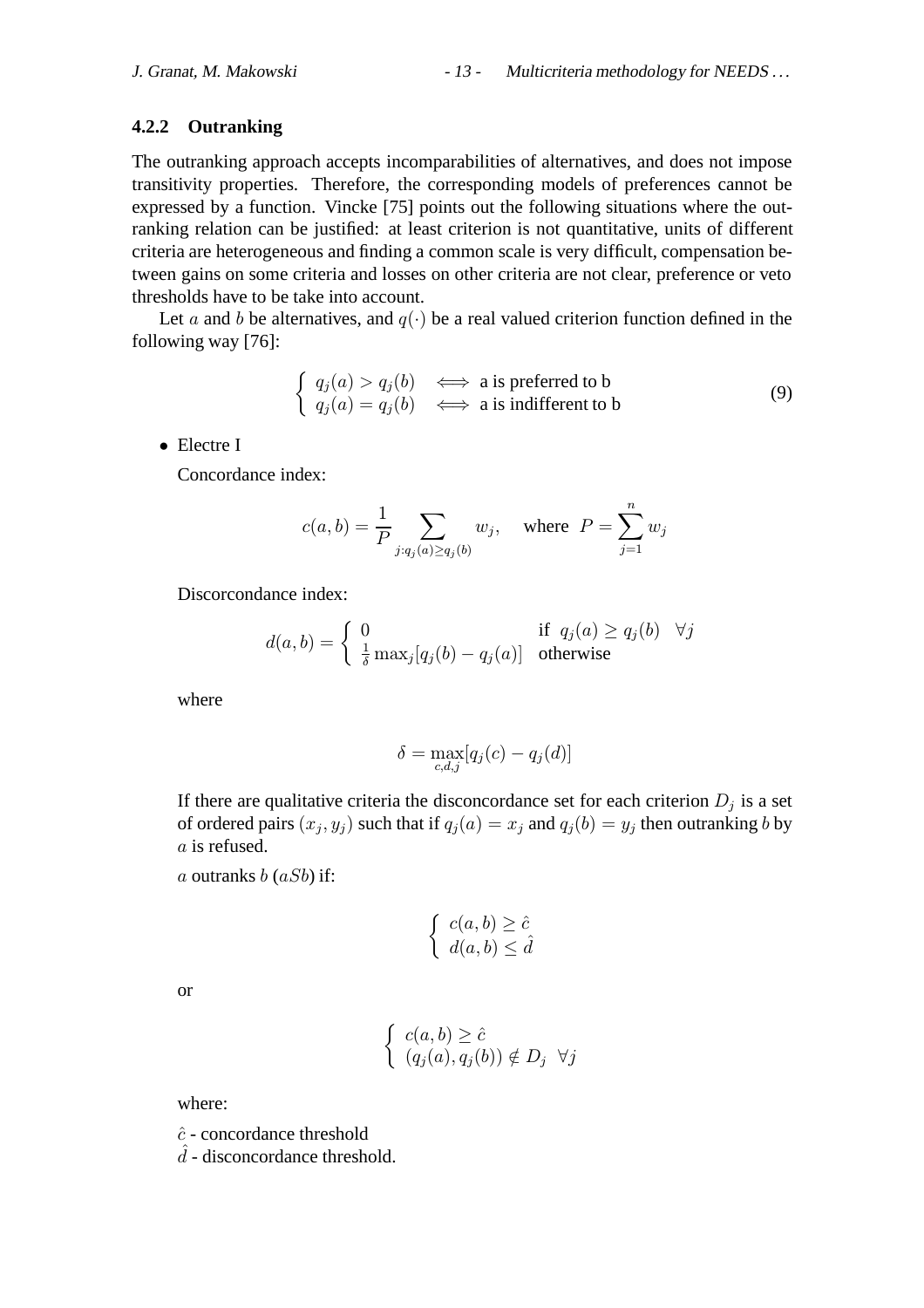#### 4.2.2 Outranking

The outranking approach accepts incomparabilities of alternatives, and does not impose transitivity properties. Therefore, the corresponding models of preferences cannot be expressed by a function. Vincke [75] points out the following situations where the outranking relation can be justified: at least criterion is not quantitative, units of different criteria are heterogeneous and finding a common scale is very difficult, compensation between gains on some criteria and losses on other criteria are not clear, preference or veto thresholds have to be take into account.

Let $a$ and $b$ be alternatives, and $q(\cdot)$ be a real valued criterion function defined in the following way [76]:

$$\begin{cases} q_j(a) > q_j(b) & \iff \text{a is preferred to b} \\ q_j(a) = q_j(b) & \iff \text{a is indifferent to b} \end{cases} \tag{9}$$

- Electre I

  Concordance index:

  $$c(a,b) = \frac{1}{P} \sum_{j: q_j(a) \geq q_j(b)} w_j, \quad \text{where } P = \sum_{j=1}^{n} w_j$$

  Discorcondance index:

  $$d(a,b) = \begin{cases} 0 & \text{if } q_j(a) \geq q_j(b) \quad \forall j \\ \frac{1}{\delta} \max_j [q_j(b) - q_j(a)] & \text{otherwise} \end{cases}$$

  where

  $$\delta = \max_{c,d,j} [q_j(c) - q_j(d)]$$

  If there are qualitative criteria the disconcordance set for each criterion $D_j$ is a set of ordered pairs $(x_j, y_j)$ such that if $q_j(a) = x_j$ and $q_j(b) = y_j$ then outranking $b$ by $a$ is refused.

  $a$ outranks $b$ ($aSb$) if:

  $$\begin{cases} c(a,b) \geq \hat{c} \\ d(a,b) \leq \hat{d} \end{cases}$$

  or

  $$\begin{cases} c(a,b) \geq \hat{c} \\ (q_j(a), q_j(b)) \notin D_j \quad \forall j \end{cases}$$

  where:

  $\hat{c}$ - concordance threshold
  $\hat{d}$ - disconcordance threshold.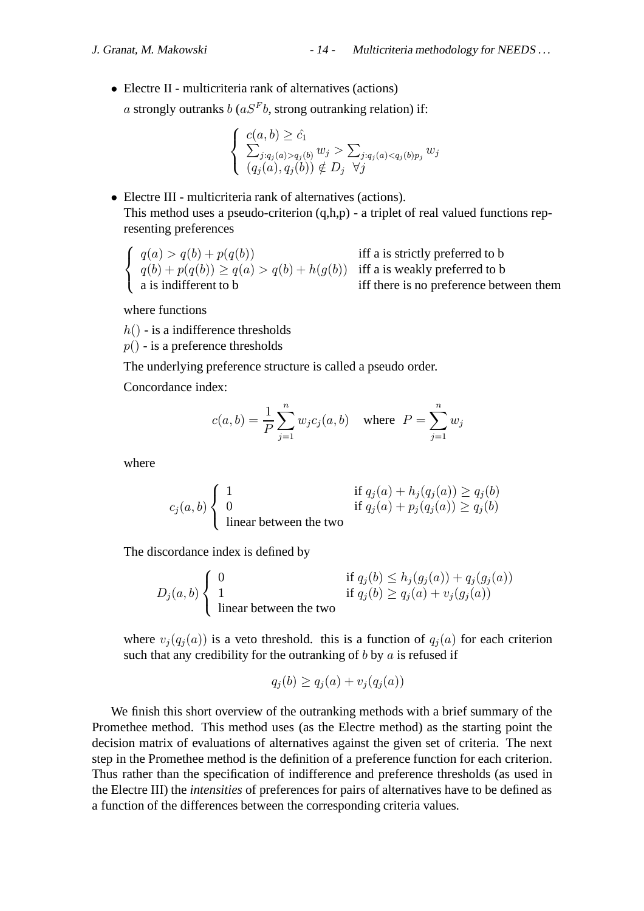- Electre II - multicriteria rank of alternatives (actions)

  $a$ strongly outranks $b$ ($aS^Fb$, strong outranking relation) if:

$$
\left\{
\begin{array}{l}
c(a,b) \geq \hat{c_1} \\
\sum_{j:q_j(a)>q_j(b)} w_j > \sum_{j:q_j(a)<q_j(b)p_j} w_j \\
(q_j(a), q_j(b)) \notin D_j \;\; \forall j
\end{array}
\right.
$$

- Electre III - multicriteria rank of alternatives (actions).
  This method uses a pseudo-criterion (q,h,p) - a triplet of real valued functions representing preferences

$$
\left\{
\begin{array}{ll}
q(a) > q(b) + p(q(b)) & \text{iff a is strictly preferred to b} \\
q(b) + p(q(b)) \geq q(a) > q(b) + h(g(b)) & \text{iff a is weakly preferred to b} \\
\text{a is indifferent to b} & \text{iff there is no preference between them}
\end{array}
\right.
$$

  where functions

  $h()$ - is a indifference thresholds

  $p()$ - is a preference thresholds

  The underlying preference structure is called a pseudo order.

  Concordance index:

$$
c(a,b) = \frac{1}{P} \sum_{j=1}^{n} w_j c_j(a,b) \quad \text{where} \;\; P = \sum_{j=1}^{n} w_j
$$

  where

$$
c_j(a,b) \left\{
\begin{array}{ll}
1 & \text{if } q_j(a) + h_j(q_j(a)) \geq q_j(b) \\
0 & \text{if } q_j(a) + p_j(q_j(a)) \geq q_j(b) \\
\text{linear between the two} &
\end{array}
\right.
$$

  The discordance index is defined by

$$
D_j(a,b) \left\{
\begin{array}{ll}
0 & \text{if } q_j(b) \leq h_j(g_j(a)) + q_j(g_j(a)) \\
1 & \text{if } q_j(b) \geq q_j(a) + v_j(g_j(a)) \\
\text{linear between the two} &
\end{array}
\right.
$$

  where $v_j(q_j(a))$ is a veto threshold. this is a function of $q_j(a)$ for each criterion such that any credibility for the outranking of $b$ by $a$ is refused if

$$
q_j(b) \geq q_j(a) + v_j(q_j(a))
$$

We finish this short overview of the outranking methods with a brief summary of the Promethee method. This method uses (as the Electre method) as the starting point the decision matrix of evaluations of alternatives against the given set of criteria. The next step in the Promethee method is the definition of a preference function for each criterion. Thus rather than the specification of indifference and preference thresholds (as used in the Electre III) the *intensities* of preferences for pairs of alternatives have to be defined as a function of the differences between the corresponding criteria values.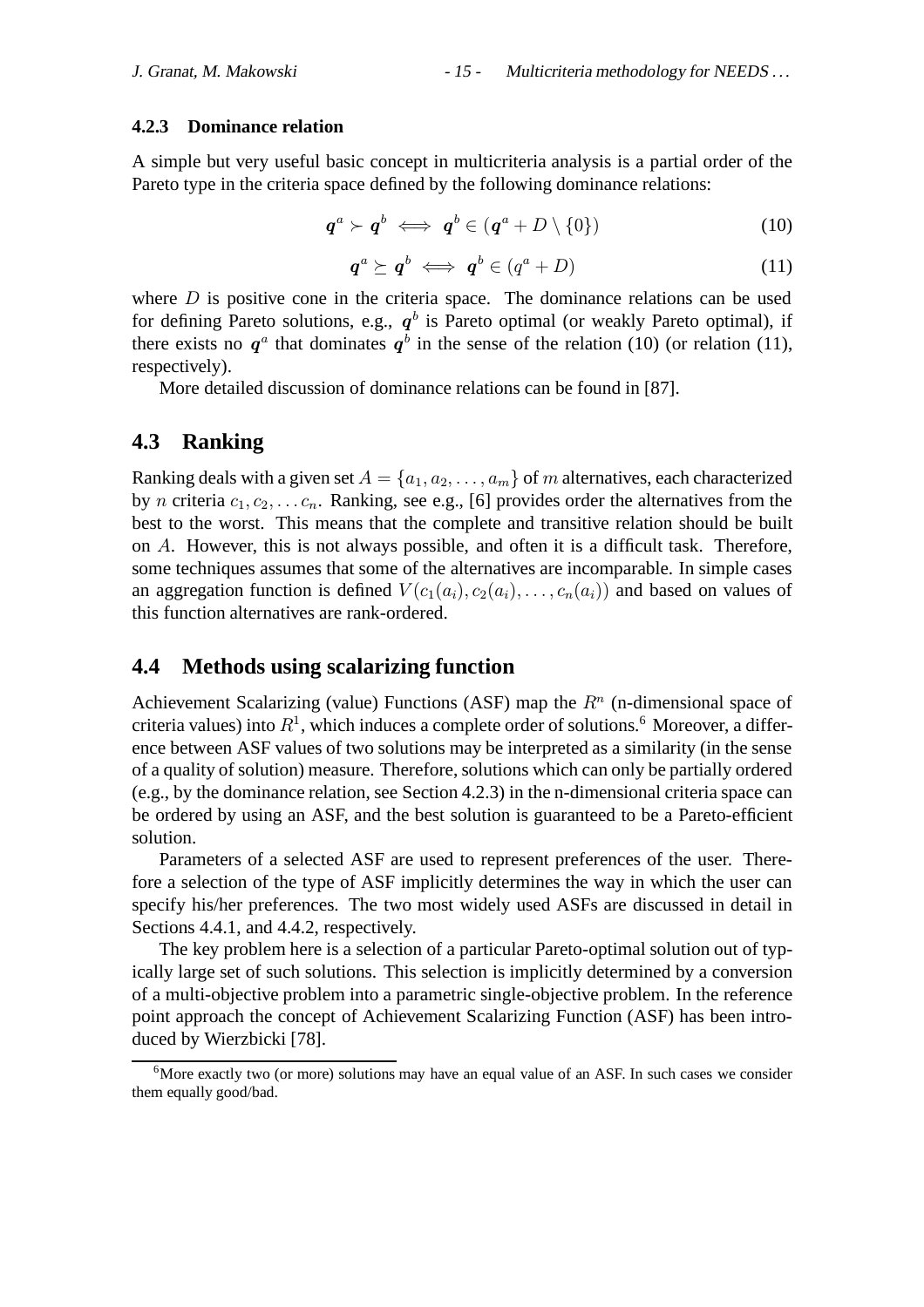#### 4.2.3 Dominance relation

A simple but very useful basic concept in multicriteria analysis is a partial order of the Pareto type in the criteria space defined by the following dominance relations:

$$\boldsymbol{q}^a \succ \boldsymbol{q}^b \iff \boldsymbol{q}^b \in (\boldsymbol{q}^a + D \setminus \{0\}) \tag{10}$$

$$\boldsymbol{q}^a \succeq \boldsymbol{q}^b \iff \boldsymbol{q}^b \in (q^a + D) \tag{11}$$

where $D$ is positive cone in the criteria space. The dominance relations can be used for defining Pareto solutions, e.g., $\boldsymbol{q}^b$ is Pareto optimal (or weakly Pareto optimal), if there exists no $\boldsymbol{q}^a$ that dominates $\boldsymbol{q}^b$ in the sense of the relation (10) (or relation (11), respectively).

More detailed discussion of dominance relations can be found in [87].

### 4.3 Ranking

Ranking deals with a given set $A = \{a_1, a_2, \ldots, a_m\}$ of $m$ alternatives, each characterized by $n$ criteria $c_1, c_2, \ldots c_n$. Ranking, see e.g., [6] provides order the alternatives from the best to the worst. This means that the complete and transitive relation should be built on $A$. However, this is not always possible, and often it is a difficult task. Therefore, some techniques assumes that some of the alternatives are incomparable. In simple cases an aggregation function is defined $V(c_1(a_i), c_2(a_i), \ldots, c_n(a_i))$ and based on values of this function alternatives are rank-ordered.

### 4.4 Methods using scalarizing function

Achievement Scalarizing (value) Functions (ASF) map the $R^n$ (n-dimensional space of criteria values) into $R^1$, which induces a complete order of solutions.[6] Moreover, a difference between ASF values of two solutions may be interpreted as a similarity (in the sense of a quality of solution) measure. Therefore, solutions which can only be partially ordered (e.g., by the dominance relation, see Section 4.2.3) in the n-dimensional criteria space can be ordered by using an ASF, and the best solution is guaranteed to be a Pareto-efficient solution.

Parameters of a selected ASF are used to represent preferences of the user. Therefore a selection of the type of ASF implicitly determines the way in which the user can specify his/her preferences. The two most widely used ASFs are discussed in detail in Sections 4.4.1, and 4.4.2, respectively.

The key problem here is a selection of a particular Pareto-optimal solution out of typically large set of such solutions. This selection is implicitly determined by a conversion of a multi-objective problem into a parametric single-objective problem. In the reference point approach the concept of Achievement Scalarizing Function (ASF) has been introduced by Wierzbicki [78].

[6] More exactly two (or more) solutions may have an equal value of an ASF. In such cases we consider them equally good/bad.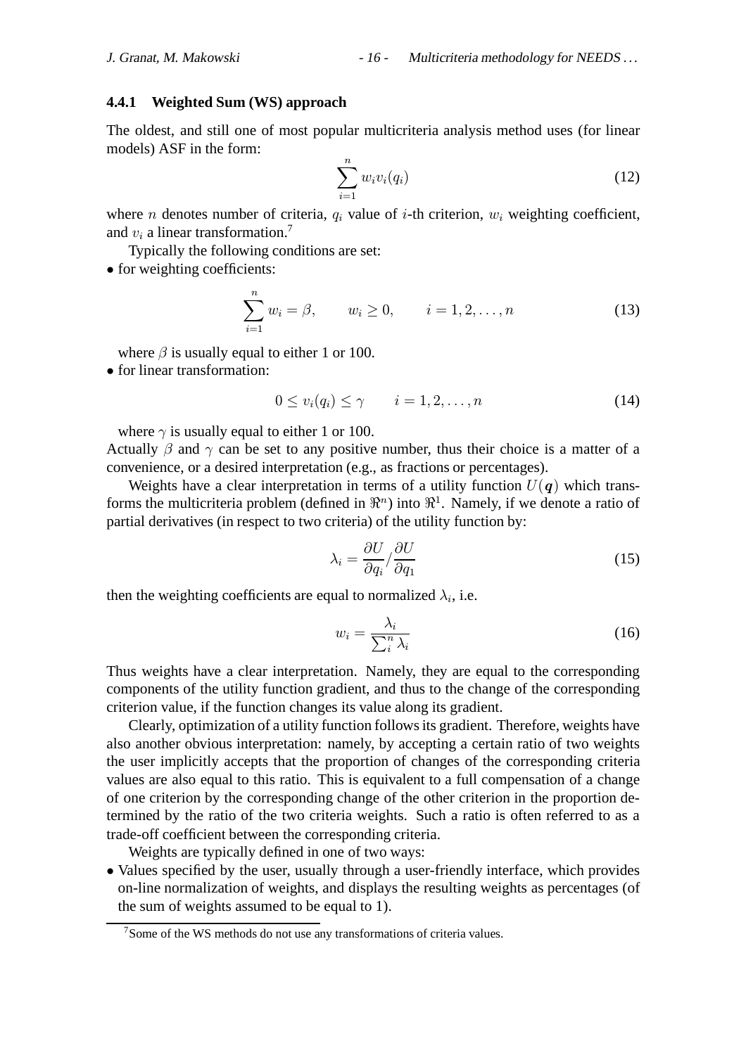#### 4.4.1 Weighted Sum (WS) approach

The oldest, and still one of most popular multicriteria analysis method uses (for linear models) ASF in the form:

$$\sum_{i=1}^{n} w_i v_i(q_i) \tag{12}$$

where $n$ denotes number of criteria, $q_i$ value of $i$-th criterion, $w_i$ weighting coefficient, and $v_i$ a linear transformation.[7]

Typically the following conditions are set:

- for weighting coefficients:

$$\sum_{i=1}^{n} w_i = \beta, \qquad w_i \geq 0, \qquad i = 1, 2, \ldots, n \tag{13}$$

where $\beta$ is usually equal to either 1 or 100.

- for linear transformation:

$$0 \leq v_i(q_i) \leq \gamma \qquad i = 1, 2, \ldots, n \tag{14}$$

where $\gamma$ is usually equal to either 1 or 100.

Actually $\beta$ and $\gamma$ can be set to any positive number, thus their choice is a matter of a convenience, or a desired interpretation (e.g., as fractions or percentages).

Weights have a clear interpretation in terms of a utility function $U(\boldsymbol{q})$ which transforms the multicriteria problem (defined in $\Re^n$) into $\Re^1$. Namely, if we denote a ratio of partial derivatives (in respect to two criteria) of the utility function by:

$$\lambda_i = \frac{\partial U}{\partial q_i} / \frac{\partial U}{\partial q_1} \tag{15}$$

then the weighting coefficients are equal to normalized $\lambda_i$, i.e.

$$w_i = \frac{\lambda_i}{\sum_i^n \lambda_i} \tag{16}$$

Thus weights have a clear interpretation. Namely, they are equal to the corresponding components of the utility function gradient, and thus to the change of the corresponding criterion value, if the function changes its value along its gradient.

Clearly, optimization of a utility function follows its gradient. Therefore, weights have also another obvious interpretation: namely, by accepting a certain ratio of two weights the user implicitly accepts that the proportion of changes of the corresponding criteria values are also equal to this ratio. This is equivalent to a full compensation of a change of one criterion by the corresponding change of the other criterion in the proportion determined by the ratio of the two criteria weights. Such a ratio is often referred to as a trade-off coefficient between the corresponding criteria.

Weights are typically defined in one of two ways:

- Values specified by the user, usually through a user-friendly interface, which provides on-line normalization of weights, and displays the resulting weights as percentages (of the sum of weights assumed to be equal to 1).

---

[7] Some of the WS methods do not use any transformations of criteria values.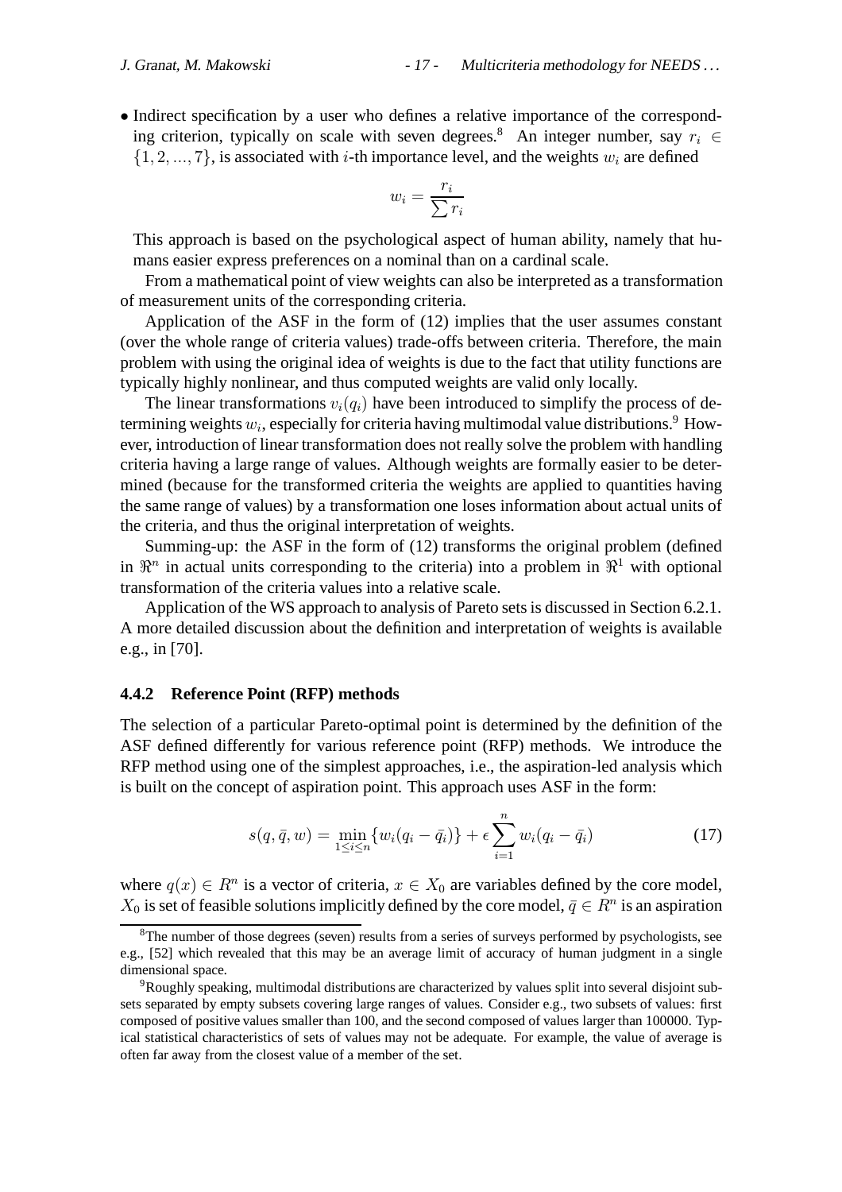- Indirect specification by a user who defines a relative importance of the corresponding criterion, typically on scale with seven degrees.[8] An integer number, say $r_i \in \{1, 2, ..., 7\}$, is associated with $i$-th importance level, and the weights $w_i$ are defined

$$w_i = \frac{r_i}{\sum r_i}$$

  This approach is based on the psychological aspect of human ability, namely that humans easier express preferences on a nominal than on a cardinal scale.

From a mathematical point of view weights can also be interpreted as a transformation of measurement units of the corresponding criteria.

Application of the ASF in the form of (12) implies that the user assumes constant (over the whole range of criteria values) trade-offs between criteria. Therefore, the main problem with using the original idea of weights is due to the fact that utility functions are typically highly nonlinear, and thus computed weights are valid only locally.

The linear transformations $v_i(q_i)$ have been introduced to simplify the process of determining weights $w_i$, especially for criteria having multimodal value distributions.[9] However, introduction of linear transformation does not really solve the problem with handling criteria having a large range of values. Although weights are formally easier to be determined (because for the transformed criteria the weights are applied to quantities having the same range of values) by a transformation one loses information about actual units of the criteria, and thus the original interpretation of weights.

Summing-up: the ASF in the form of (12) transforms the original problem (defined in $\Re^n$ in actual units corresponding to the criteria) into a problem in $\Re^1$ with optional transformation of the criteria values into a relative scale.

Application of the WS approach to analysis of Pareto sets is discussed in Section 6.2.1. A more detailed discussion about the definition and interpretation of weights is available e.g., in [70].

### 4.4.2 Reference Point (RFP) methods

The selection of a particular Pareto-optimal point is determined by the definition of the ASF defined differently for various reference point (RFP) methods. We introduce the RFP method using one of the simplest approaches, i.e., the aspiration-led analysis which is built on the concept of aspiration point. This approach uses ASF in the form:

$$s(q, \bar{q}, w) = \min_{1 \leq i \leq n} \{w_i(q_i - \bar{q}_i)\} + \epsilon \sum_{i=1}^{n} w_i(q_i - \bar{q}_i) \tag{17}$$

where $q(x) \in R^n$ is a vector of criteria, $x \in X_0$ are variables defined by the core model, $X_0$ is set of feasible solutions implicitly defined by the core model, $\bar{q} \in R^n$ is an aspiration

---

[8] The number of those degrees (seven) results from a series of surveys performed by psychologists, see e.g., [52] which revealed that this may be an average limit of accuracy of human judgment in a single dimensional space.

[9] Roughly speaking, multimodal distributions are characterized by values split into several disjoint subsets separated by empty subsets covering large ranges of values. Consider e.g., two subsets of values: first composed of positive values smaller than 100, and the second composed of values larger than 100000. Typical statistical characteristics of sets of values may not be adequate. For example, the value of average is often far away from the closest value of a member of the set.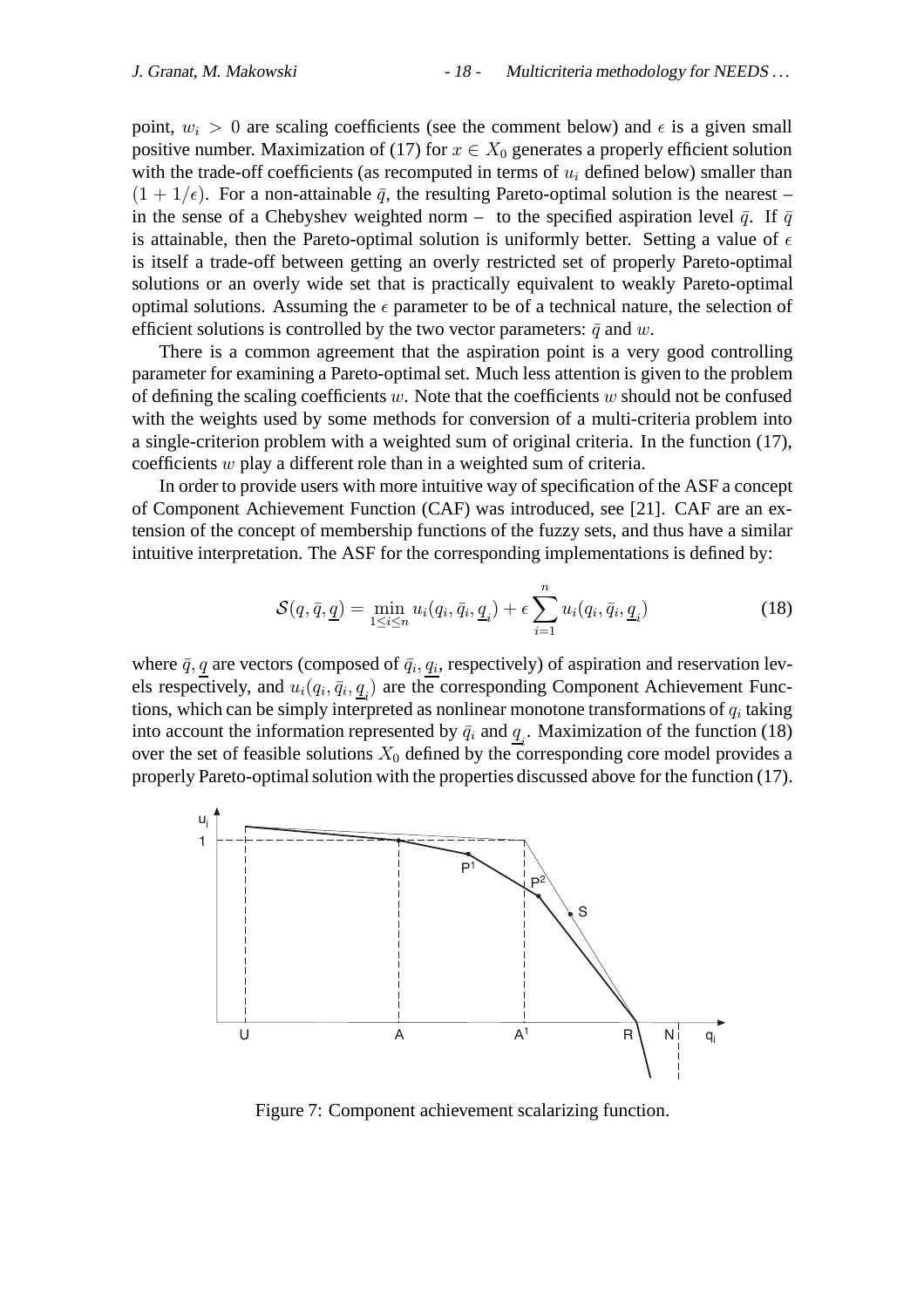point, $w_i > 0$ are scaling coefficients (see the comment below) and $\epsilon$ is a given small positive number. Maximization of (17) for $x \in X_0$ generates a properly efficient solution with the trade-off coefficients (as recomputed in terms of $u_i$ defined below) smaller than $(1 + 1/\epsilon)$. For a non-attainable $\bar{q}$, the resulting Pareto-optimal solution is the nearest – in the sense of a Chebyshev weighted norm – to the specified aspiration level $\bar{q}$. If $\bar{q}$ is attainable, then the Pareto-optimal solution is uniformly better. Setting a value of $\epsilon$ is itself a trade-off between getting an overly restricted set of properly Pareto-optimal solutions or an overly wide set that is practically equivalent to weakly Pareto-optimal optimal solutions. Assuming the $\epsilon$ parameter to be of a technical nature, the selection of efficient solutions is controlled by the two vector parameters: $\bar{q}$ and $w$.

There is a common agreement that the aspiration point is a very good controlling parameter for examining a Pareto-optimal set. Much less attention is given to the problem of defining the scaling coefficients $w$. Note that the coefficients $w$ should not be confused with the weights used by some methods for conversion of a multi-criteria problem into a single-criterion problem with a weighted sum of original criteria. In the function (17), coefficients $w$ play a different role than in a weighted sum of criteria.

In order to provide users with more intuitive way of specification of the ASF a concept of Component Achievement Function (CAF) was introduced, see [21]. CAF are an extension of the concept of membership functions of the fuzzy sets, and thus have a similar intuitive interpretation. The ASF for the corresponding implementations is defined by:

$$\mathcal{S}(q, \bar{q}, \underline{q}) = \min_{1 \leq i \leq n} u_i(q_i, \bar{q}_i, \underline{q}_i) + \epsilon \sum_{i=1}^{n} u_i(q_i, \bar{q}_i, \underline{q}_i) \tag{18}$$

where $\bar{q}, \underline{q}$ are vectors (composed of $\bar{q}_i, \underline{q}_i$, respectively) of aspiration and reservation levels respectively, and $u_i(q_i, \bar{q}_i, \underline{q}_i)$ are the corresponding Component Achievement Functions, which can be simply interpreted as nonlinear monotone transformations of $q_i$ taking into account the information represented by $\bar{q}_i$ and $\underline{q}_i$. Maximization of the function (18) over the set of feasible solutions $X_0$ defined by the corresponding core model provides a properly Pareto-optimal solution with the properties discussed above for the function (17).

Figure 7: Component achievement scalarizing function.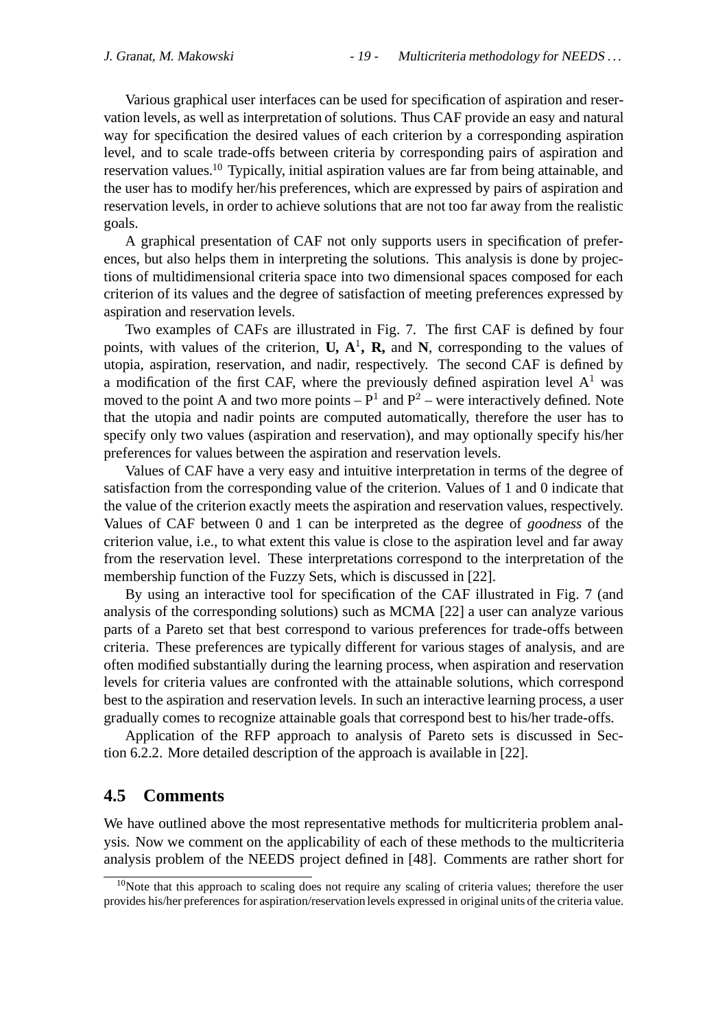Various graphical user interfaces can be used for specification of aspiration and reservation levels, as well as interpretation of solutions. Thus CAF provide an easy and natural way for specification the desired values of each criterion by a corresponding aspiration level, and to scale trade-offs between criteria by corresponding pairs of aspiration and reservation values.[10] Typically, initial aspiration values are far from being attainable, and the user has to modify her/his preferences, which are expressed by pairs of aspiration and reservation levels, in order to achieve solutions that are not too far away from the realistic goals.

A graphical presentation of CAF not only supports users in specification of preferences, but also helps them in interpreting the solutions. This analysis is done by projections of multidimensional criteria space into two dimensional spaces composed for each criterion of its values and the degree of satisfaction of meeting preferences expressed by aspiration and reservation levels.

Two examples of CAFs are illustrated in Fig. 7. The first CAF is defined by four points, with values of the criterion, **U,** $\mathbf{A}^1$**, R,** and **N**, corresponding to the values of utopia, aspiration, reservation, and nadir, respectively. The second CAF is defined by a modification of the first CAF, where the previously defined aspiration level $A^1$ was moved to the point A and two more points – $P^1$ and $P^2$ – were interactively defined. Note that the utopia and nadir points are computed automatically, therefore the user has to specify only two values (aspiration and reservation), and may optionally specify his/her preferences for values between the aspiration and reservation levels.

Values of CAF have a very easy and intuitive interpretation in terms of the degree of satisfaction from the corresponding value of the criterion. Values of 1 and 0 indicate that the value of the criterion exactly meets the aspiration and reservation values, respectively. Values of CAF between 0 and 1 can be interpreted as the degree of *goodness* of the criterion value, i.e., to what extent this value is close to the aspiration level and far away from the reservation level. These interpretations correspond to the interpretation of the membership function of the Fuzzy Sets, which is discussed in [22].

By using an interactive tool for specification of the CAF illustrated in Fig. 7 (and analysis of the corresponding solutions) such as MCMA [22] a user can analyze various parts of a Pareto set that best correspond to various preferences for trade-offs between criteria. These preferences are typically different for various stages of analysis, and are often modified substantially during the learning process, when aspiration and reservation levels for criteria values are confronted with the attainable solutions, which correspond best to the aspiration and reservation levels. In such an interactive learning process, a user gradually comes to recognize attainable goals that correspond best to his/her trade-offs.

Application of the RFP approach to analysis of Pareto sets is discussed in Section 6.2.2. More detailed description of the approach is available in [22].

## 4.5 Comments

We have outlined above the most representative methods for multicriteria problem analysis. Now we comment on the applicability of each of these methods to the multicriteria analysis problem of the NEEDS project defined in [48]. Comments are rather short for

[10] Note that this approach to scaling does not require any scaling of criteria values; therefore the user provides his/her preferences for aspiration/reservation levels expressed in original units of the criteria value.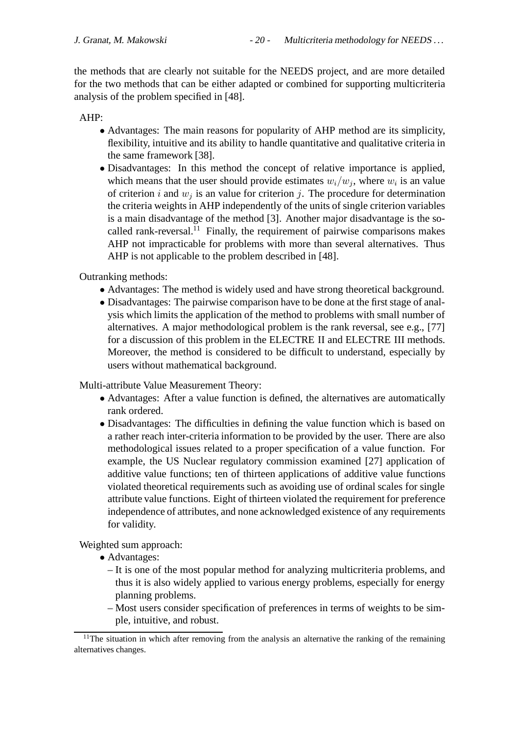the methods that are clearly not suitable for the NEEDS project, and are more detailed for the two methods that can be either adapted or combined for supporting multicriteria analysis of the problem specified in [48].

AHP:

- Advantages: The main reasons for popularity of AHP method are its simplicity, flexibility, intuitive and its ability to handle quantitative and qualitative criteria in the same framework [38].
- Disadvantages: In this method the concept of relative importance is applied, which means that the user should provide estimates $w_i/w_j$, where $w_i$ is an value of criterion $i$ and $w_j$ is an value for criterion $j$. The procedure for determination the criteria weights in AHP independently of the units of single criterion variables is a main disadvantage of the method [3]. Another major disadvantage is the so-called rank-reversal.[11] Finally, the requirement of pairwise comparisons makes AHP not impracticable for problems with more than several alternatives. Thus AHP is not applicable to the problem described in [48].

Outranking methods:

- Advantages: The method is widely used and have strong theoretical background.
- Disadvantages: The pairwise comparison have to be done at the first stage of analysis which limits the application of the method to problems with small number of alternatives. A major methodological problem is the rank reversal, see e.g., [77] for a discussion of this problem in the ELECTRE II and ELECTRE III methods. Moreover, the method is considered to be difficult to understand, especially by users without mathematical background.

Multi-attribute Value Measurement Theory:

- Advantages: After a value function is defined, the alternatives are automatically rank ordered.
- Disadvantages: The difficulties in defining the value function which is based on a rather reach inter-criteria information to be provided by the user. There are also methodological issues related to a proper specification of a value function. For example, the US Nuclear regulatory commission examined [27] application of additive value functions; ten of thirteen applications of additive value functions violated theoretical requirements such as avoiding use of ordinal scales for single attribute value functions. Eight of thirteen violated the requirement for preference independence of attributes, and none acknowledged existence of any requirements for validity.

Weighted sum approach:

- Advantages:
  - It is one of the most popular method for analyzing multicriteria problems, and thus it is also widely applied to various energy problems, especially for energy planning problems.
  - Most users consider specification of preferences in terms of weights to be simple, intuitive, and robust.

[11] The situation in which after removing from the analysis an alternative the ranking of the remaining alternatives changes.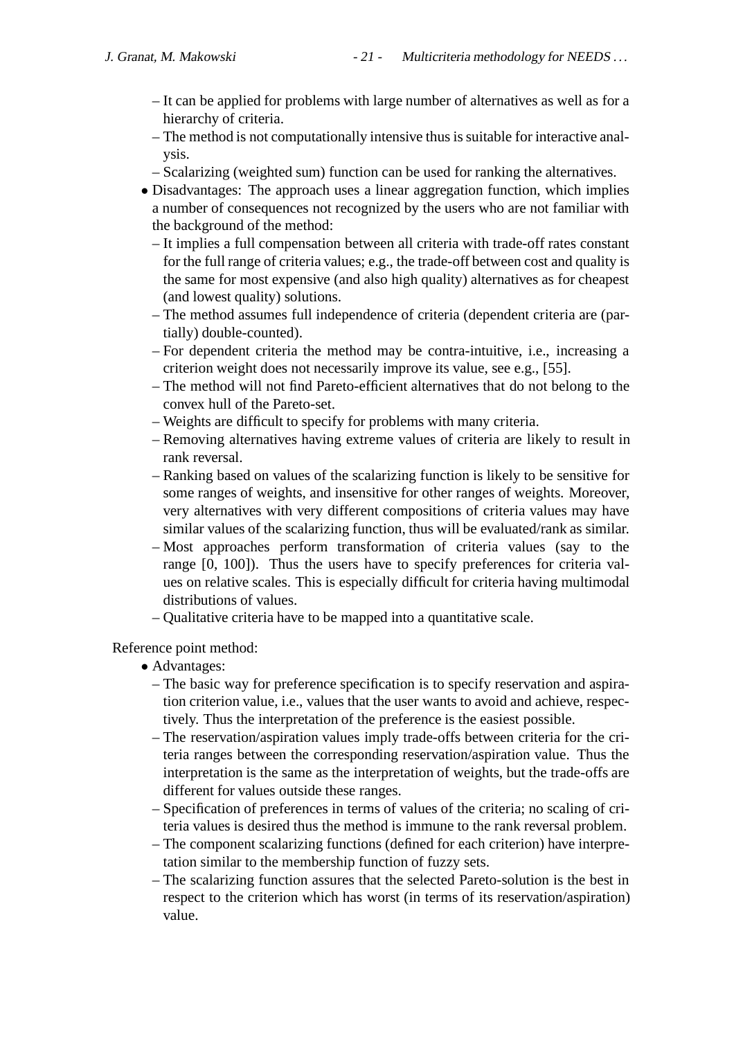- It can be applied for problems with large number of alternatives as well as for a hierarchy of criteria.
  - The method is not computationally intensive thus is suitable for interactive analysis.
  - Scalarizing (weighted sum) function can be used for ranking the alternatives.
- Disadvantages: The approach uses a linear aggregation function, which implies a number of consequences not recognized by the users who are not familiar with the background of the method:
  - It implies a full compensation between all criteria with trade-off rates constant for the full range of criteria values; e.g., the trade-off between cost and quality is the same for most expensive (and also high quality) alternatives as for cheapest (and lowest quality) solutions.
  - The method assumes full independence of criteria (dependent criteria are (partially) double-counted).
  - For dependent criteria the method may be contra-intuitive, i.e., increasing a criterion weight does not necessarily improve its value, see e.g., [55].
  - The method will not find Pareto-efficient alternatives that do not belong to the convex hull of the Pareto-set.
  - Weights are difficult to specify for problems with many criteria.
  - Removing alternatives having extreme values of criteria are likely to result in rank reversal.
  - Ranking based on values of the scalarizing function is likely to be sensitive for some ranges of weights, and insensitive for other ranges of weights. Moreover, very alternatives with very different compositions of criteria values may have similar values of the scalarizing function, thus will be evaluated/rank as similar.
  - Most approaches perform transformation of criteria values (say to the range [0, 100]). Thus the users have to specify preferences for criteria values on relative scales. This is especially difficult for criteria having multimodal distributions of values.
  - Qualitative criteria have to be mapped into a quantitative scale.

Reference point method:

- Advantages:
  - The basic way for preference specification is to specify reservation and aspiration criterion value, i.e., values that the user wants to avoid and achieve, respectively. Thus the interpretation of the preference is the easiest possible.
  - The reservation/aspiration values imply trade-offs between criteria for the criteria ranges between the corresponding reservation/aspiration value. Thus the interpretation is the same as the interpretation of weights, but the trade-offs are different for values outside these ranges.
  - Specification of preferences in terms of values of the criteria; no scaling of criteria values is desired thus the method is immune to the rank reversal problem.
  - The component scalarizing functions (defined for each criterion) have interpretation similar to the membership function of fuzzy sets.
  - The scalarizing function assures that the selected Pareto-solution is the best in respect to the criterion which has worst (in terms of its reservation/aspiration) value.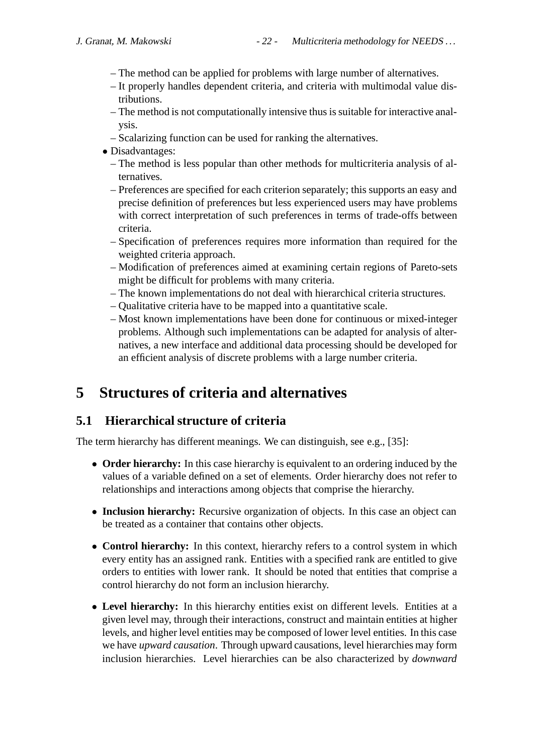- The method can be applied for problems with large number of alternatives.
  - It properly handles dependent criteria, and criteria with multimodal value distributions.
  - The method is not computationally intensive thus is suitable for interactive analysis.
  - Scalarizing function can be used for ranking the alternatives.
- Disadvantages:
  - The method is less popular than other methods for multicriteria analysis of alternatives.
  - Preferences are specified for each criterion separately; this supports an easy and precise definition of preferences but less experienced users may have problems with correct interpretation of such preferences in terms of trade-offs between criteria.
  - Specification of preferences requires more information than required for the weighted criteria approach.
  - Modification of preferences aimed at examining certain regions of Pareto-sets might be difficult for problems with many criteria.
  - The known implementations do not deal with hierarchical criteria structures.
  - Qualitative criteria have to be mapped into a quantitative scale.
  - Most known implementations have been done for continuous or mixed-integer problems. Although such implementations can be adapted for analysis of alternatives, a new interface and additional data processing should be developed for an efficient analysis of discrete problems with a large number criteria.

# 5 Structures of criteria and alternatives

## 5.1 Hierarchical structure of criteria

The term hierarchy has different meanings. We can distinguish, see e.g., [35]:

- **Order hierarchy:** In this case hierarchy is equivalent to an ordering induced by the values of a variable defined on a set of elements. Order hierarchy does not refer to relationships and interactions among objects that comprise the hierarchy.

- **Inclusion hierarchy:** Recursive organization of objects. In this case an object can be treated as a container that contains other objects.

- **Control hierarchy:** In this context, hierarchy refers to a control system in which every entity has an assigned rank. Entities with a specified rank are entitled to give orders to entities with lower rank. It should be noted that entities that comprise a control hierarchy do not form an inclusion hierarchy.

- **Level hierarchy:** In this hierarchy entities exist on different levels. Entities at a given level may, through their interactions, construct and maintain entities at higher levels, and higher level entities may be composed of lower level entities. In this case we have *upward causation*. Through upward causations, level hierarchies may form inclusion hierarchies. Level hierarchies can be also characterized by *downward*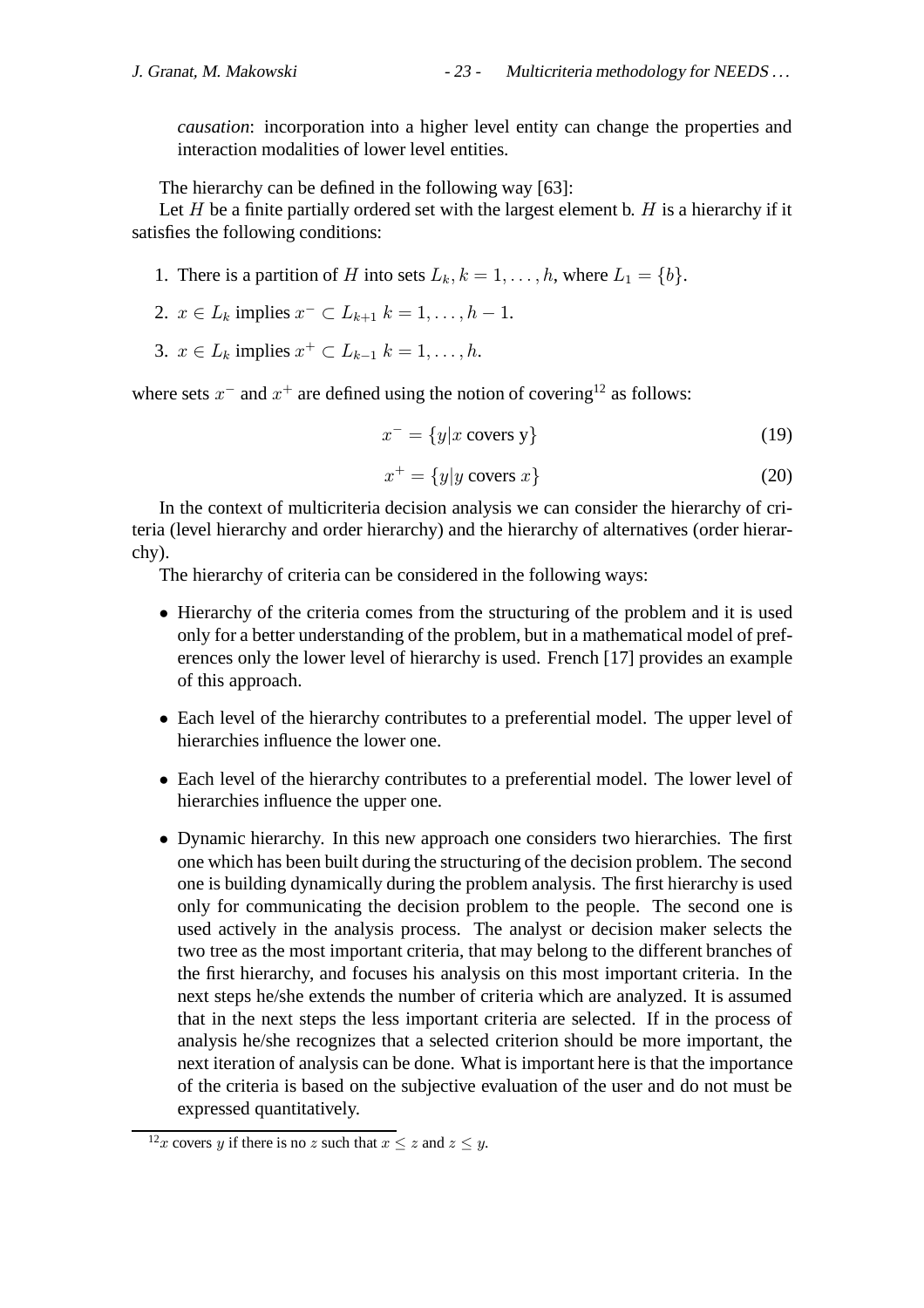*causation*: incorporation into a higher level entity can change the properties and interaction modalities of lower level entities.

The hierarchy can be defined in the following way [63]:

Let $H$ be a finite partially ordered set with the largest element b. $H$ is a hierarchy if it satisfies the following conditions:

1. There is a partition of $H$ into sets $L_k, k = 1, \ldots, h$, where $L_1 = \{b\}$.
2. $x \in L_k$ implies $x^- \subset L_{k+1}$ $k = 1, \ldots, h-1$.
3. $x \in L_k$ implies $x^+ \subset L_{k-1}$ $k = 1, \ldots, h$.

where sets $x^-$ and $x^+$ are defined using the notion of covering[12] as follows:

$$x^- = \{y | x \text{ covers y}\} \tag{19}$$

$$x^+ = \{y | y \text{ covers } x\} \tag{20}$$

In the context of multicriteria decision analysis we can consider the hierarchy of criteria (level hierarchy and order hierarchy) and the hierarchy of alternatives (order hierarchy).

The hierarchy of criteria can be considered in the following ways:

- Hierarchy of the criteria comes from the structuring of the problem and it is used only for a better understanding of the problem, but in a mathematical model of preferences only the lower level of hierarchy is used. French [17] provides an example of this approach.
- Each level of the hierarchy contributes to a preferential model. The upper level of hierarchies influence the lower one.
- Each level of the hierarchy contributes to a preferential model. The lower level of hierarchies influence the upper one.
- Dynamic hierarchy. In this new approach one considers two hierarchies. The first one which has been built during the structuring of the decision problem. The second one is building dynamically during the problem analysis. The first hierarchy is used only for communicating the decision problem to the people. The second one is used actively in the analysis process. The analyst or decision maker selects the two tree as the most important criteria, that may belong to the different branches of the first hierarchy, and focuses his analysis on this most important criteria. In the next steps he/she extends the number of criteria which are analyzed. It is assumed that in the next steps the less important criteria are selected. If in the process of analysis he/she recognizes that a selected criterion should be more important, the next iteration of analysis can be done. What is important here is that the importance of the criteria is based on the subjective evaluation of the user and do not must be expressed quantitatively.

[12] $x$ covers $y$ if there is no $z$ such that $x \leq z$ and $z \leq y$.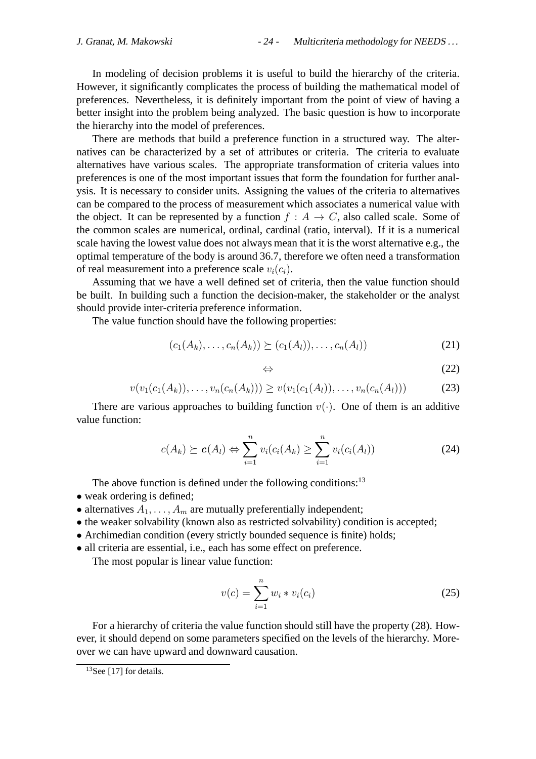In modeling of decision problems it is useful to build the hierarchy of the criteria. However, it significantly complicates the process of building the mathematical model of preferences. Nevertheless, it is definitely important from the point of view of having a better insight into the problem being analyzed. The basic question is how to incorporate the hierarchy into the model of preferences.

There are methods that build a preference function in a structured way. The alternatives can be characterized by a set of attributes or criteria. The criteria to evaluate alternatives have various scales. The appropriate transformation of criteria values into preferences is one of the most important issues that form the foundation for further analysis. It is necessary to consider units. Assigning the values of the criteria to alternatives can be compared to the process of measurement which associates a numerical value with the object. It can be represented by a function $f : A \rightarrow C$, also called scale. Some of the common scales are numerical, ordinal, cardinal (ratio, interval). If it is a numerical scale having the lowest value does not always mean that it is the worst alternative e.g., the optimal temperature of the body is around 36.7, therefore we often need a transformation of real measurement into a preference scale $v_i(c_i)$.

Assuming that we have a well defined set of criteria, then the value function should be built. In building such a function the decision-maker, the stakeholder or the analyst should provide inter-criteria preference information.

The value function should have the following properties:

$$(c_1(A_k), \ldots, c_n(A_k)) \succeq (c_1(A_l)), \ldots, c_n(A_l)) \tag{21}$$

$$\Leftrightarrow \tag{22}$$

$$v(v_1(c_1(A_k)), \ldots, v_n(c_n(A_k))) \geq v(v_1(c_1(A_l)), \ldots, v_n(c_n(A_l))) \tag{23}$$

There are various approaches to building function $v(\cdot)$. One of them is an additive value function:

$$c(A_k) \succeq \boldsymbol{c}(A_l) \Leftrightarrow \sum_{i=1}^{n} v_i(c_i(A_k) \geq \sum_{i=1}^{n} v_i(c_i(A_l)) \tag{24}$$

The above function is defined under the following conditions:[13]

- weak ordering is defined;
- alternatives $A_1, \ldots, A_m$ are mutually preferentially independent;
- the weaker solvability (known also as restricted solvability) condition is accepted;
- Archimedian condition (every strictly bounded sequence is finite) holds;
- all criteria are essential, i.e., each has some effect on preference.

The most popular is linear value function:

$$v(c) = \sum_{i=1}^{n} w_i * v_i(c_i) \tag{25}$$

For a hierarchy of criteria the value function should still have the property (28). However, it should depend on some parameters specified on the levels of the hierarchy. Moreover we can have upward and downward causation.

[13] See [17] for details.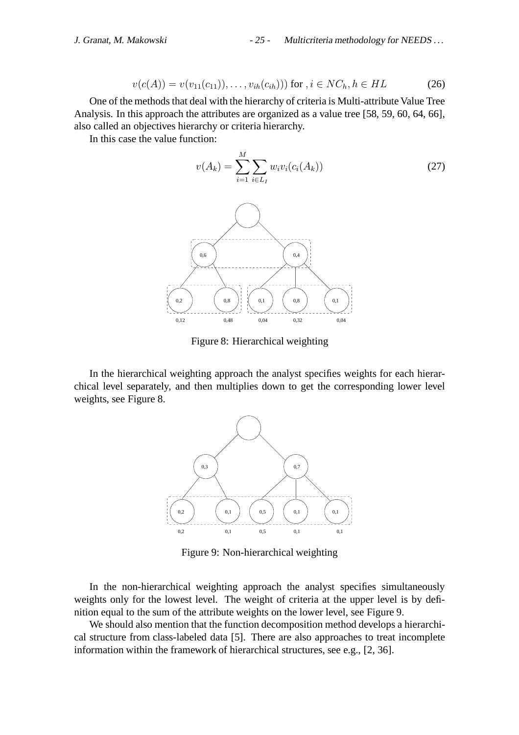$$v(c(A)) = v(v_{11}(c_{11})), \ldots, v_{ih}(c_{ih}))) \text{ for } , i \in NC_h, h \in HL \tag{26}$$

One of the methods that deal with the hierarchy of criteria is Multi-attribute Value Tree Analysis. In this approach the attributes are organized as a value tree [58, 59, 60, 64, 66], also called an objectives hierarchy or criteria hierarchy.

In this case the value function:

$$v(A_k) = \sum_{i=1}^{M} \sum_{i \in L_I} w_i v_i(c_i(A_k)) \tag{27}$$

Figure 8: Hierarchical weighting

In the hierarchical weighting approach the analyst specifies weights for each hierarchical level separately, and then multiplies down to get the corresponding lower level weights, see Figure 8.

Figure 9: Non-hierarchical weighting

In the non-hierarchical weighting approach the analyst specifies simultaneously weights only for the lowest level. The weight of criteria at the upper level is by definition equal to the sum of the attribute weights on the lower level, see Figure 9.

We should also mention that the function decomposition method develops a hierarchical structure from class-labeled data [5]. There are also approaches to treat incomplete information within the framework of hierarchical structures, see e.g., [2, 36].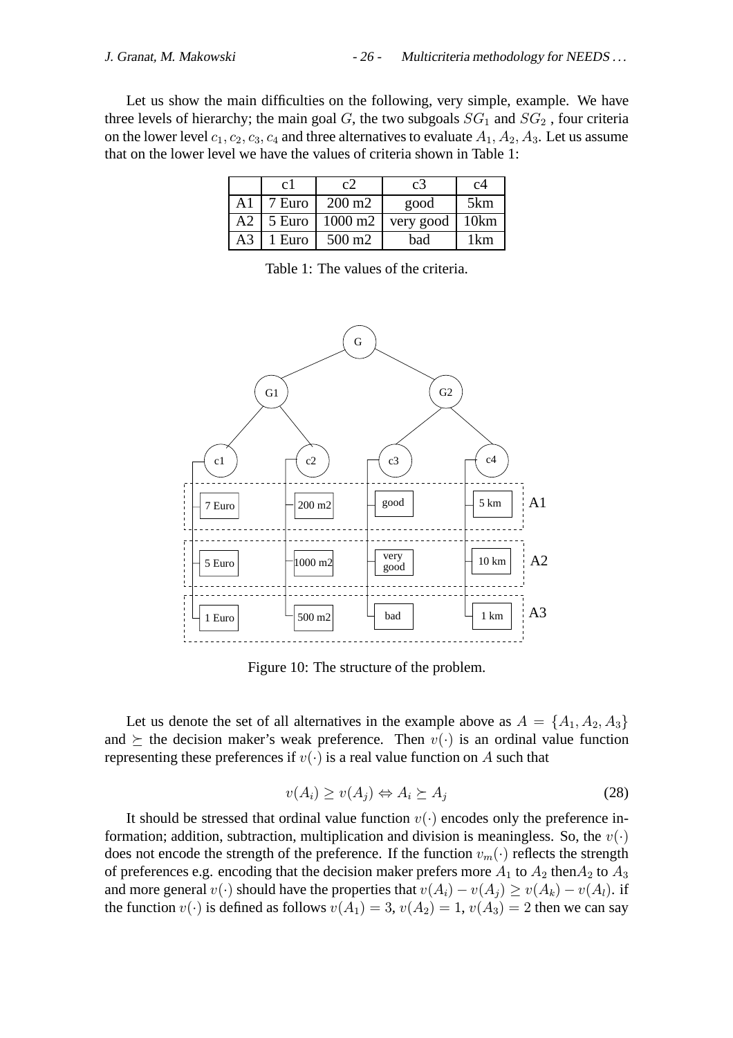Let us show the main difficulties on the following, very simple, example. We have three levels of hierarchy; the main goal $G$, the two subgoals $SG_1$ and $SG_2$ , four criteria on the lower level $c_1, c_2, c_3, c_4$ and three alternatives to evaluate $A_1, A_2, A_3$. Let us assume that on the lower level we have the values of criteria shown in Table 1:

| | c1 | c2 | c3 | c4 |
|---|---|---|---|---|
| A1 | 7 Euro | 200 m2 | good | 5km |
| A2 | 5 Euro | 1000 m2 | very good | 10km |
| A3 | 1 Euro | 500 m2 | bad | 1km |

Table 1: The values of the criteria.

Figure 10: The structure of the problem.

Let us denote the set of all alternatives in the example above as $A = \{A_1, A_2, A_3\}$ and $\succeq$ the decision maker's weak preference. Then $v(\cdot)$ is an ordinal value function representing these preferences if $v(\cdot)$ is a real value function on $A$ such that

$$v(A_i) \geq v(A_j) \Leftrightarrow A_i \succeq A_j \tag{28}$$

It should be stressed that ordinal value function $v(\cdot)$ encodes only the preference information; addition, subtraction, multiplication and division is meaningless. So, the $v(\cdot)$ does not encode the strength of the preference. If the function $v_m(\cdot)$ reflects the strength of preferences e.g. encoding that the decision maker prefers more $A_1$ to $A_2$ then$A_2$ to $A_3$ and more general $v(\cdot)$ should have the properties that $v(A_i) - v(A_j) \geq v(A_k) - v(A_l)$. if the function $v(\cdot)$ is defined as follows $v(A_1) = 3$, $v(A_2) = 1$, $v(A_3) = 2$ then we can say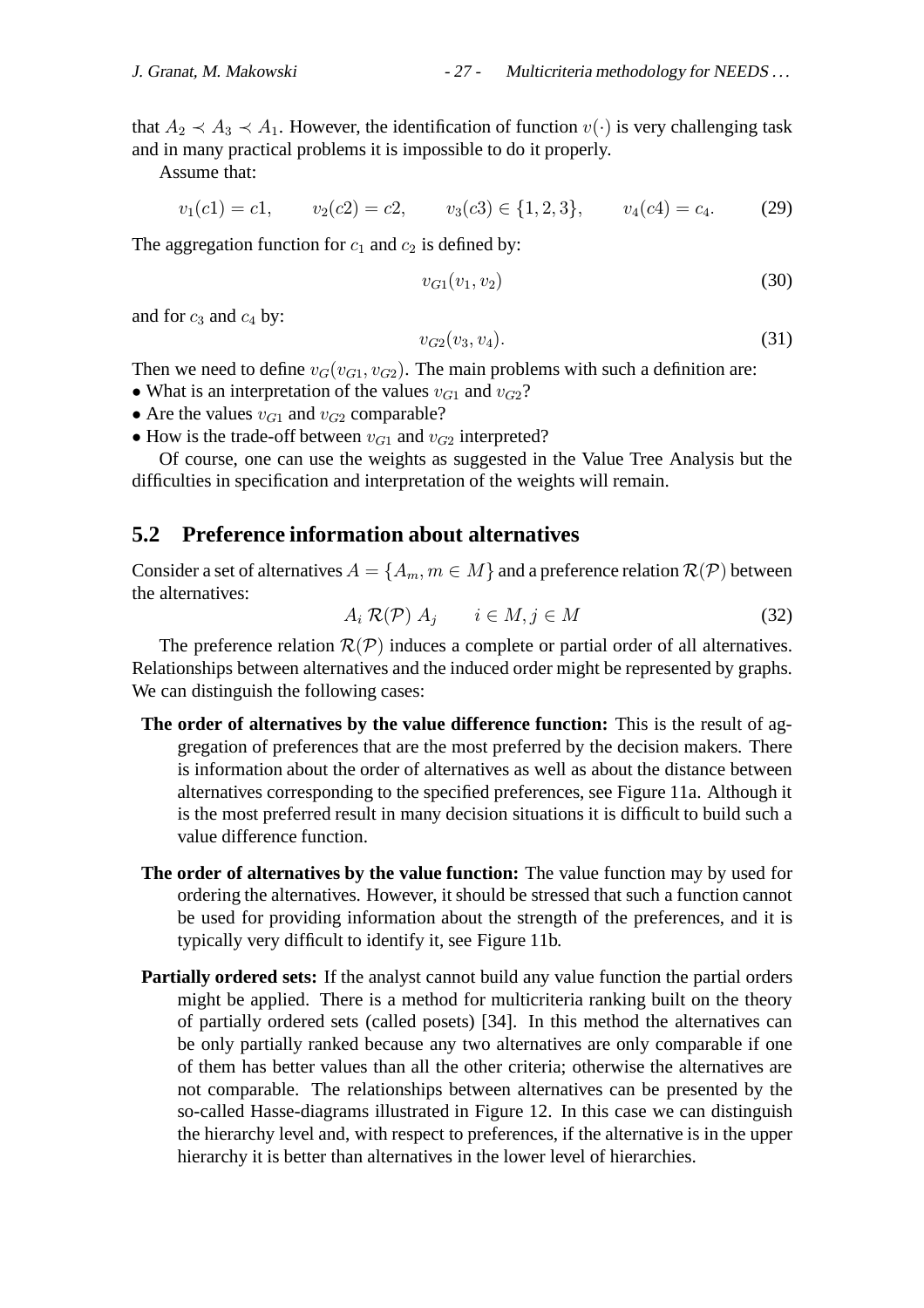that $A_2 \prec A_3 \prec A_1$. However, the identification of function $v(\cdot)$ is very challenging task and in many practical problems it is impossible to do it properly.

Assume that:

$$v_1(c1) = c1, \qquad v_2(c2) = c2, \qquad v_3(c3) \in \{1, 2, 3\}, \qquad v_4(c4) = c_4. \tag{29}$$

The aggregation function for $c_1$ and $c_2$ is defined by:

$$v_{G1}(v_1, v_2) \tag{30}$$

and for $c_3$ and $c_4$ by:

$$v_{G2}(v_3, v_4). \tag{31}$$

Then we need to define $v_G(v_{G1}, v_{G2})$. The main problems with such a definition are:

- What is an interpretation of the values $v_{G1}$ and $v_{G2}$?
- Are the values $v_{G1}$ and $v_{G2}$ comparable?
- How is the trade-off between $v_{G1}$ and $v_{G2}$ interpreted?

Of course, one can use the weights as suggested in the Value Tree Analysis but the difficulties in specification and interpretation of the weights will remain.

## 5.2 Preference information about alternatives

Consider a set of alternatives $A = \{A_m, m \in M\}$ and a preference relation $\mathcal{R}(\mathcal{P})$ between the alternatives:

$$A_i \; \mathcal{R}(\mathcal{P}) \; A_j \qquad i \in M, j \in M \tag{32}$$

The preference relation $\mathcal{R}(\mathcal{P})$ induces a complete or partial order of all alternatives. Relationships between alternatives and the induced order might be represented by graphs. We can distinguish the following cases:

**The order of alternatives by the value difference function:** This is the result of aggregation of preferences that are the most preferred by the decision makers. There is information about the order of alternatives as well as about the distance between alternatives corresponding to the specified preferences, see Figure 11a. Although it is the most preferred result in many decision situations it is difficult to build such a value difference function.

**The order of alternatives by the value function:** The value function may by used for ordering the alternatives. However, it should be stressed that such a function cannot be used for providing information about the strength of the preferences, and it is typically very difficult to identify it, see Figure 11b.

**Partially ordered sets:** If the analyst cannot build any value function the partial orders might be applied. There is a method for multicriteria ranking built on the theory of partially ordered sets (called posets) [34]. In this method the alternatives can be only partially ranked because any two alternatives are only comparable if one of them has better values than all the other criteria; otherwise the alternatives are not comparable. The relationships between alternatives can be presented by the so-called Hasse-diagrams illustrated in Figure 12. In this case we can distinguish the hierarchy level and, with respect to preferences, if the alternative is in the upper hierarchy it is better than alternatives in the lower level of hierarchies.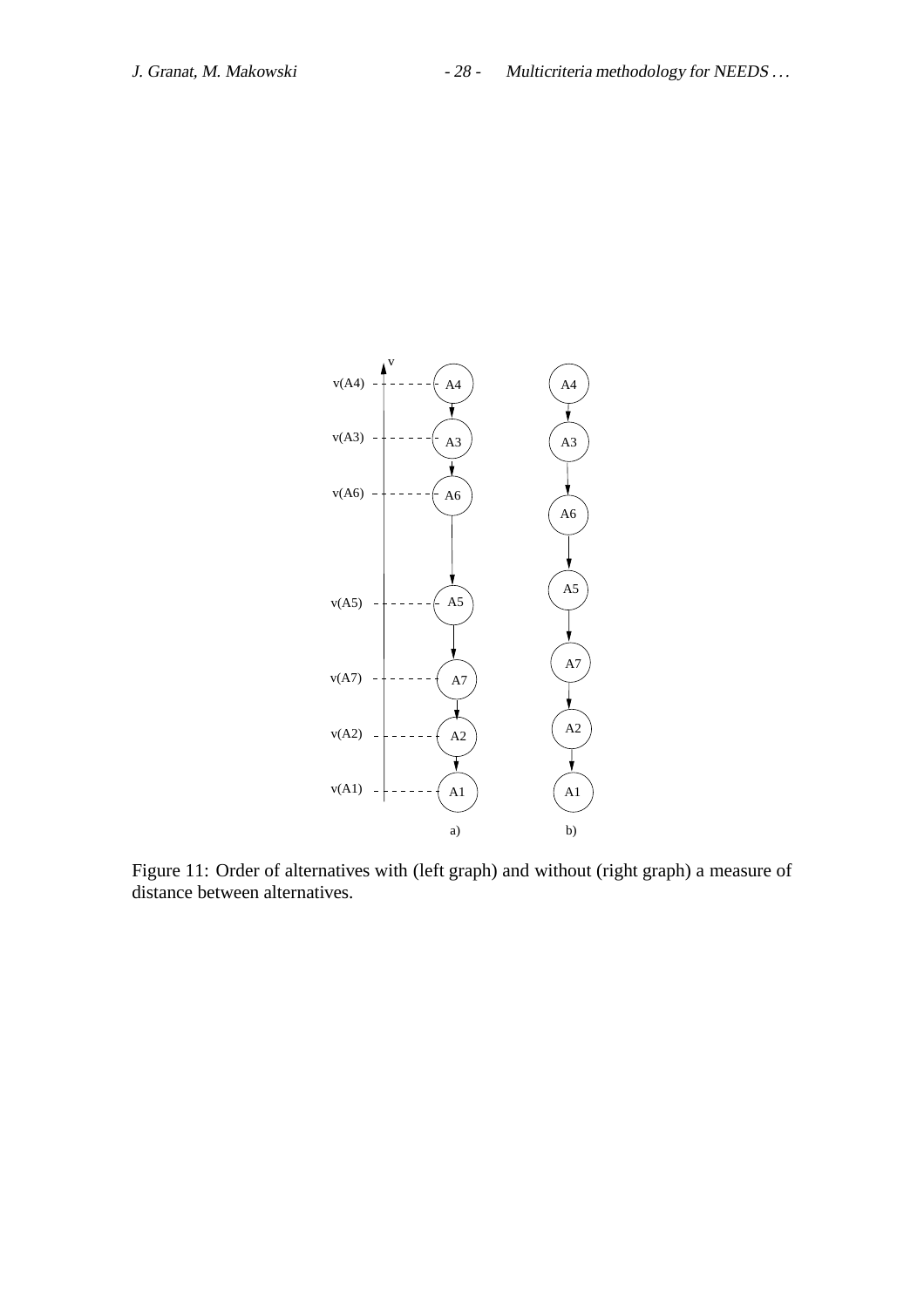Figure 11: Order of alternatives with (left graph) and without (right graph) a measure of distance between alternatives.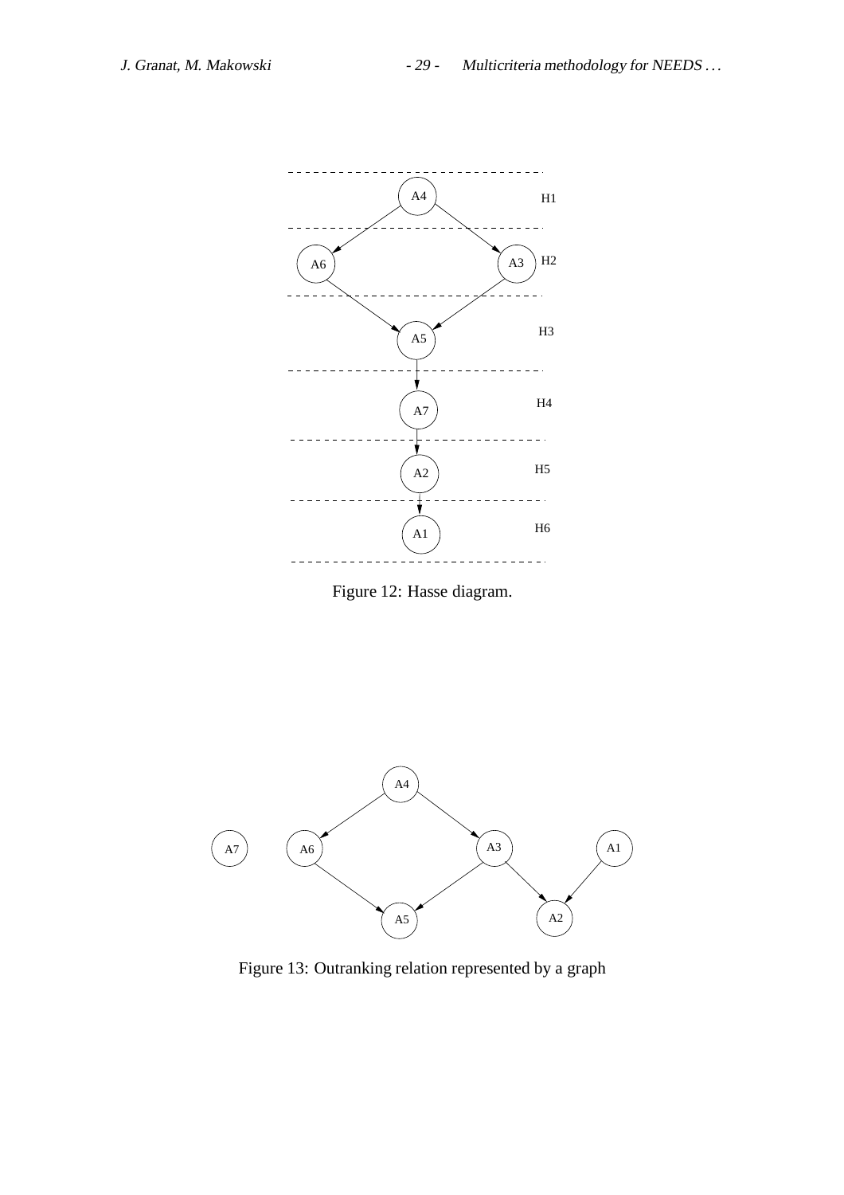Figure 12: Hasse diagram.

Figure 13: Outranking relation represented by a graph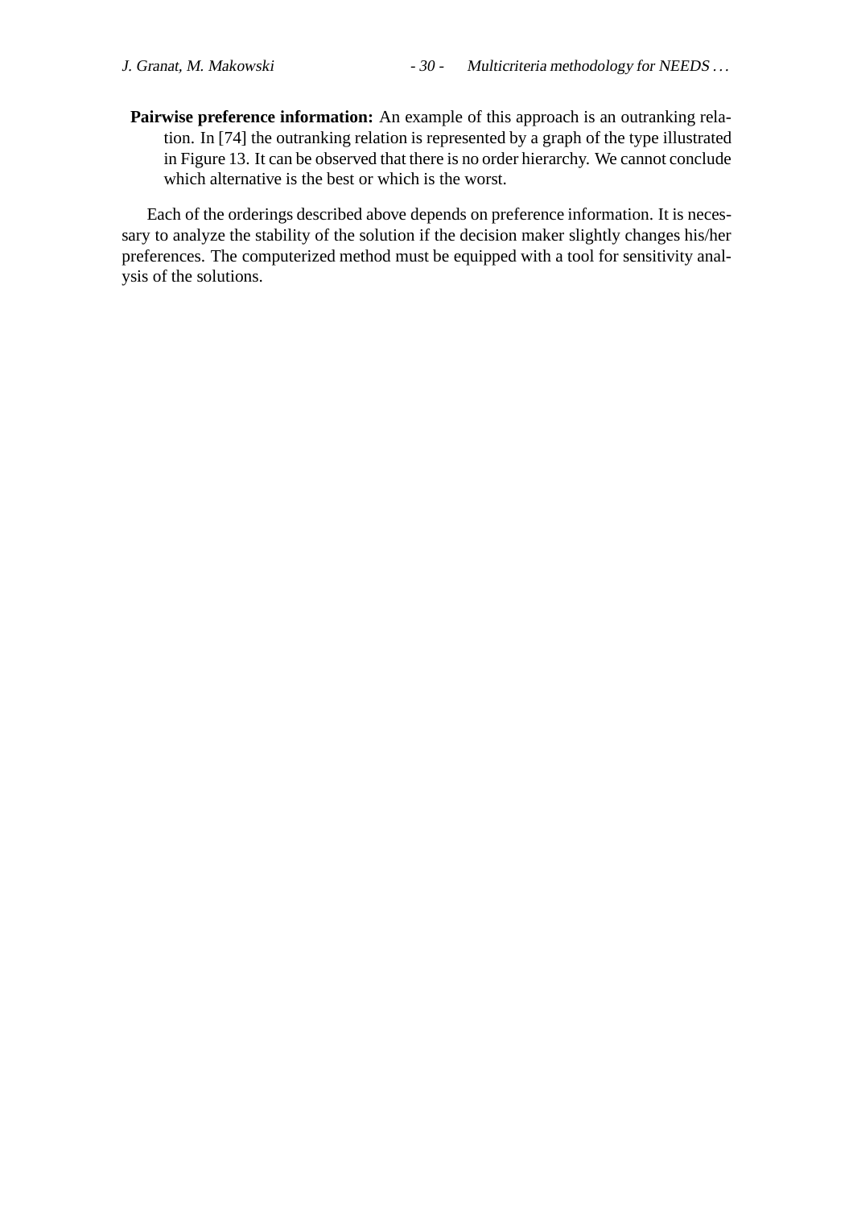**Pairwise preference information:** An example of this approach is an outranking relation. In [74] the outranking relation is represented by a graph of the type illustrated in Figure 13. It can be observed that there is no order hierarchy. We cannot conclude which alternative is the best or which is the worst.

Each of the orderings described above depends on preference information. It is necessary to analyze the stability of the solution if the decision maker slightly changes his/her preferences. The computerized method must be equipped with a tool for sensitivity analysis of the solutions.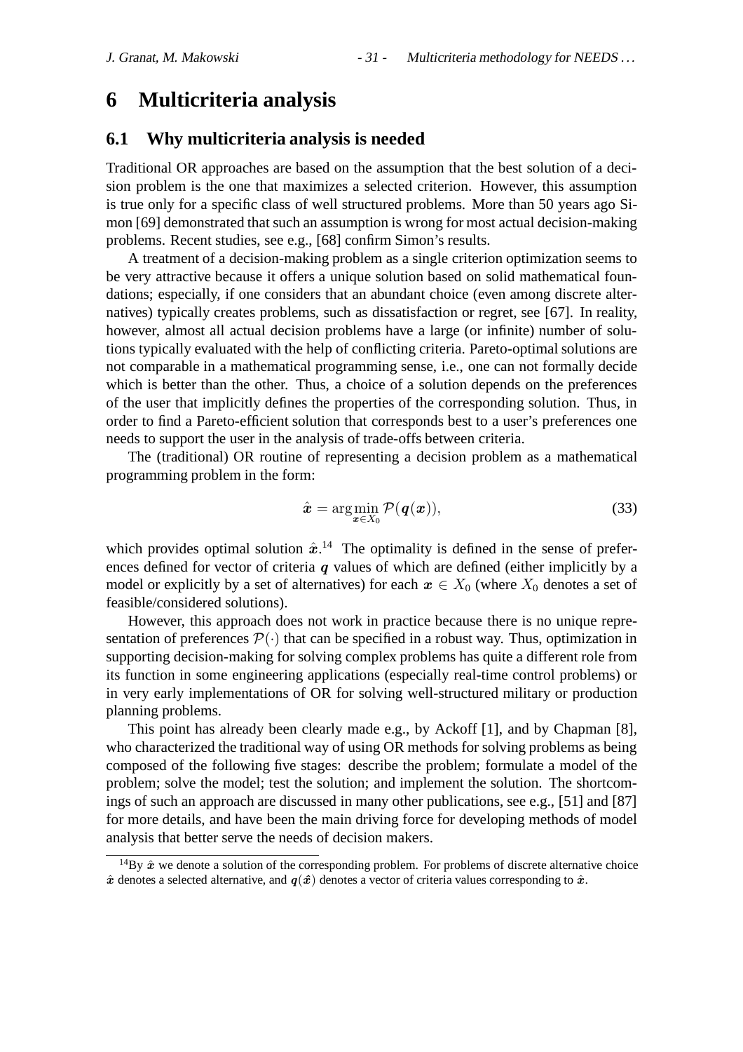# 6 Multicriteria analysis

## 6.1 Why multicriteria analysis is needed

Traditional OR approaches are based on the assumption that the best solution of a decision problem is the one that maximizes a selected criterion. However, this assumption is true only for a specific class of well structured problems. More than 50 years ago Simon [69] demonstrated that such an assumption is wrong for most actual decision-making problems. Recent studies, see e.g., [68] confirm Simon's results.

A treatment of a decision-making problem as a single criterion optimization seems to be very attractive because it offers a unique solution based on solid mathematical foundations; especially, if one considers that an abundant choice (even among discrete alternatives) typically creates problems, such as dissatisfaction or regret, see [67]. In reality, however, almost all actual decision problems have a large (or infinite) number of solutions typically evaluated with the help of conflicting criteria. Pareto-optimal solutions are not comparable in a mathematical programming sense, i.e., one can not formally decide which is better than the other. Thus, a choice of a solution depends on the preferences of the user that implicitly defines the properties of the corresponding solution. Thus, in order to find a Pareto-efficient solution that corresponds best to a user's preferences one needs to support the user in the analysis of trade-offs between criteria.

The (traditional) OR routine of representing a decision problem as a mathematical programming problem in the form:

$$\hat{\boldsymbol{x}} = \arg\min_{\boldsymbol{x} \in X_0} \mathcal{P}(\boldsymbol{q}(\boldsymbol{x})), \tag{33}$$

which provides optimal solution $\hat{\boldsymbol{x}}$.[14] The optimality is defined in the sense of preferences defined for vector of criteria $\boldsymbol{q}$ values of which are defined (either implicitly by a model or explicitly by a set of alternatives) for each $\boldsymbol{x} \in X_0$ (where $X_0$ denotes a set of feasible/considered solutions).

However, this approach does not work in practice because there is no unique representation of preferences $\mathcal{P}(\cdot)$ that can be specified in a robust way. Thus, optimization in supporting decision-making for solving complex problems has quite a different role from its function in some engineering applications (especially real-time control problems) or in very early implementations of OR for solving well-structured military or production planning problems.

This point has already been clearly made e.g., by Ackoff [1], and by Chapman [8], who characterized the traditional way of using OR methods for solving problems as being composed of the following five stages: describe the problem; formulate a model of the problem; solve the model; test the solution; and implement the solution. The shortcomings of such an approach are discussed in many other publications, see e.g., [51] and [87] for more details, and have been the main driving force for developing methods of model analysis that better serve the needs of decision makers.

---

[14] By $\hat{\boldsymbol{x}}$ we denote a solution of the corresponding problem. For problems of discrete alternative choice $\hat{\boldsymbol{x}}$ denotes a selected alternative, and $\boldsymbol{q}(\hat{\boldsymbol{x}})$ denotes a vector of criteria values corresponding to $\hat{\boldsymbol{x}}$.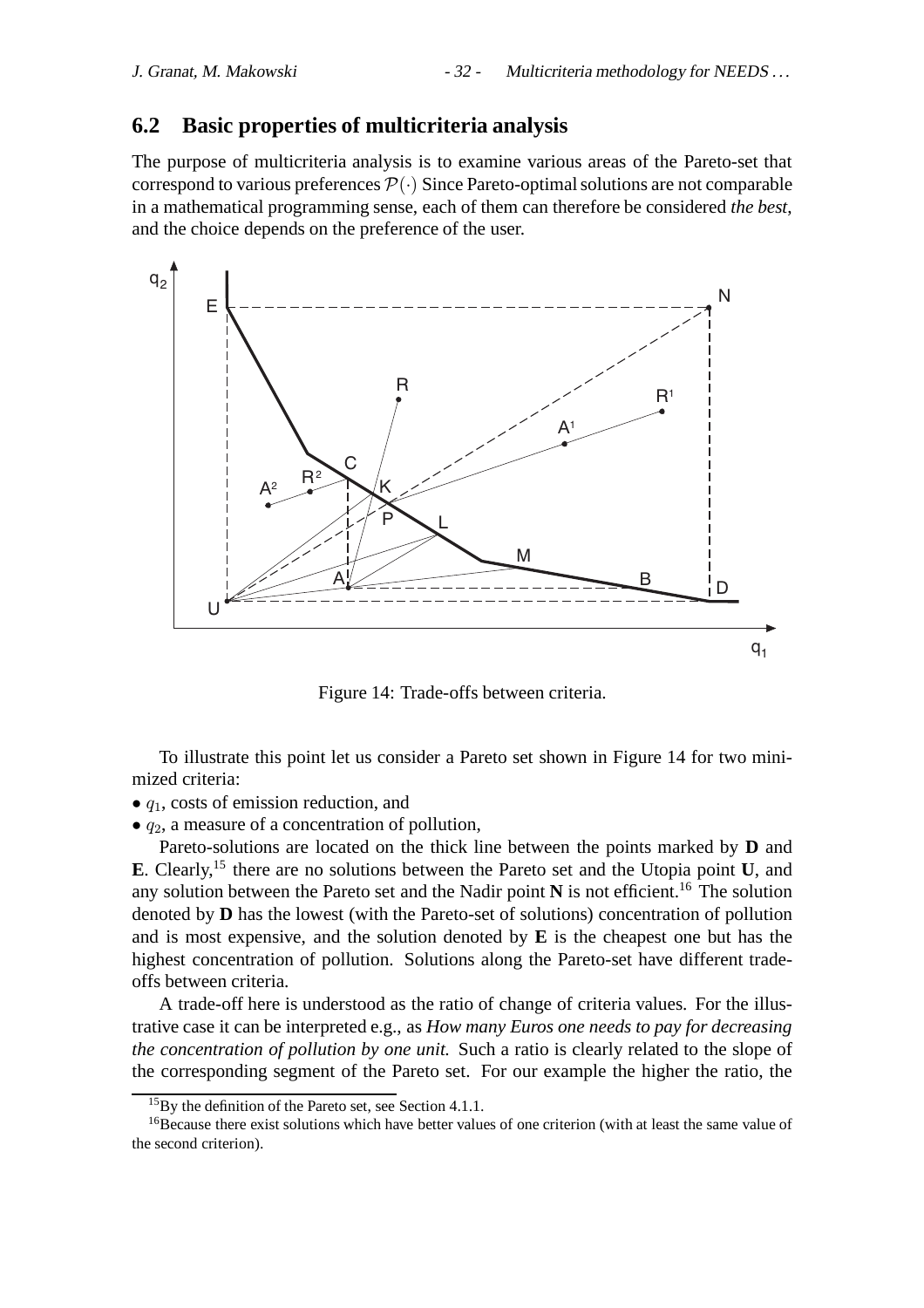## 6.2 Basic properties of multicriteria analysis

The purpose of multicriteria analysis is to examine various areas of the Pareto-set that correspond to various preferences $\mathcal{P}(\cdot)$ Since Pareto-optimal solutions are not comparable in a mathematical programming sense, each of them can therefore be considered *the best*, and the choice depends on the preference of the user.

Figure 14: Trade-offs between criteria.

To illustrate this point let us consider a Pareto set shown in Figure 14 for two minimized criteria:

- $q_1$, costs of emission reduction, and
- $q_2$, a measure of a concentration of pollution,

Pareto-solutions are located on the thick line between the points marked by **D** and **E**. Clearly,[15] there are no solutions between the Pareto set and the Utopia point **U**, and any solution between the Pareto set and the Nadir point **N** is not efficient.[16] The solution denoted by **D** has the lowest (with the Pareto-set of solutions) concentration of pollution and is most expensive, and the solution denoted by **E** is the cheapest one but has the highest concentration of pollution. Solutions along the Pareto-set have different trade-offs between criteria.

A trade-off here is understood as the ratio of change of criteria values. For the illustrative case it can be interpreted e.g., as *How many Euros one needs to pay for decreasing the concentration of pollution by one unit.* Such a ratio is clearly related to the slope of the corresponding segment of the Pareto set. For our example the higher the ratio, the

[15] By the definition of the Pareto set, see Section 4.1.1.

[16] Because there exist solutions which have better values of one criterion (with at least the same value of the second criterion).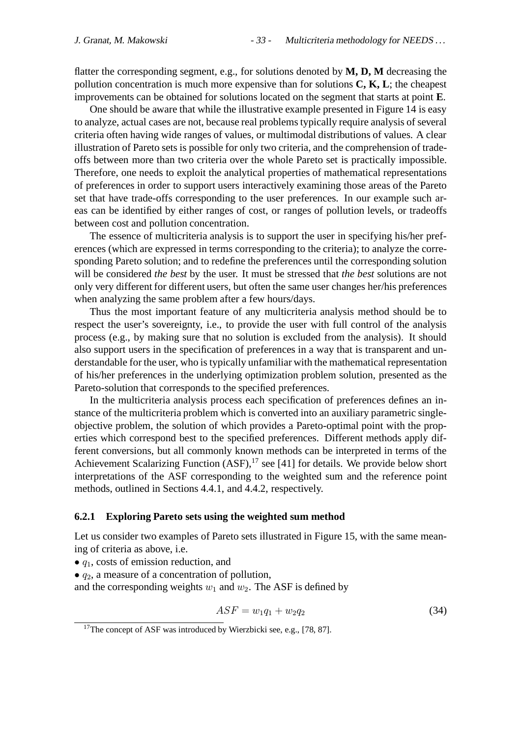flatter the corresponding segment, e.g., for solutions denoted by **M, D, M** decreasing the pollution concentration is much more expensive than for solutions **C, K, L**; the cheapest improvements can be obtained for solutions located on the segment that starts at point **E**.

One should be aware that while the illustrative example presented in Figure 14 is easy to analyze, actual cases are not, because real problems typically require analysis of several criteria often having wide ranges of values, or multimodal distributions of values. A clear illustration of Pareto sets is possible for only two criteria, and the comprehension of trade-offs between more than two criteria over the whole Pareto set is practically impossible. Therefore, one needs to exploit the analytical properties of mathematical representations of preferences in order to support users interactively examining those areas of the Pareto set that have trade-offs corresponding to the user preferences. In our example such areas can be identified by either ranges of cost, or ranges of pollution levels, or tradeoffs between cost and pollution concentration.

The essence of multicriteria analysis is to support the user in specifying his/her preferences (which are expressed in terms corresponding to the criteria); to analyze the corresponding Pareto solution; and to redefine the preferences until the corresponding solution will be considered *the best* by the user. It must be stressed that *the best* solutions are not only very different for different users, but often the same user changes her/his preferences when analyzing the same problem after a few hours/days.

Thus the most important feature of any multicriteria analysis method should be to respect the user's sovereignty, i.e., to provide the user with full control of the analysis process (e.g., by making sure that no solution is excluded from the analysis). It should also support users in the specification of preferences in a way that is transparent and understandable for the user, who is typically unfamiliar with the mathematical representation of his/her preferences in the underlying optimization problem solution, presented as the Pareto-solution that corresponds to the specified preferences.

In the multicriteria analysis process each specification of preferences defines an instance of the multicriteria problem which is converted into an auxiliary parametric single-objective problem, the solution of which provides a Pareto-optimal point with the properties which correspond best to the specified preferences. Different methods apply different conversions, but all commonly known methods can be interpreted in terms of the Achievement Scalarizing Function (ASF),[17] see [41] for details. We provide below short interpretations of the ASF corresponding to the weighted sum and the reference point methods, outlined in Sections 4.4.1, and 4.4.2, respectively.

### 6.2.1 Exploring Pareto sets using the weighted sum method

Let us consider two examples of Pareto sets illustrated in Figure 15, with the same meaning of criteria as above, i.e.

- $q_1$, costs of emission reduction, and
- $q_2$, a measure of a concentration of pollution,

and the corresponding weights $w_1$ and $w_2$. The ASF is defined by

$$ASF = w_1 q_1 + w_2 q_2 \tag{34}$$

[17] The concept of ASF was introduced by Wierzbicki see, e.g., [78, 87].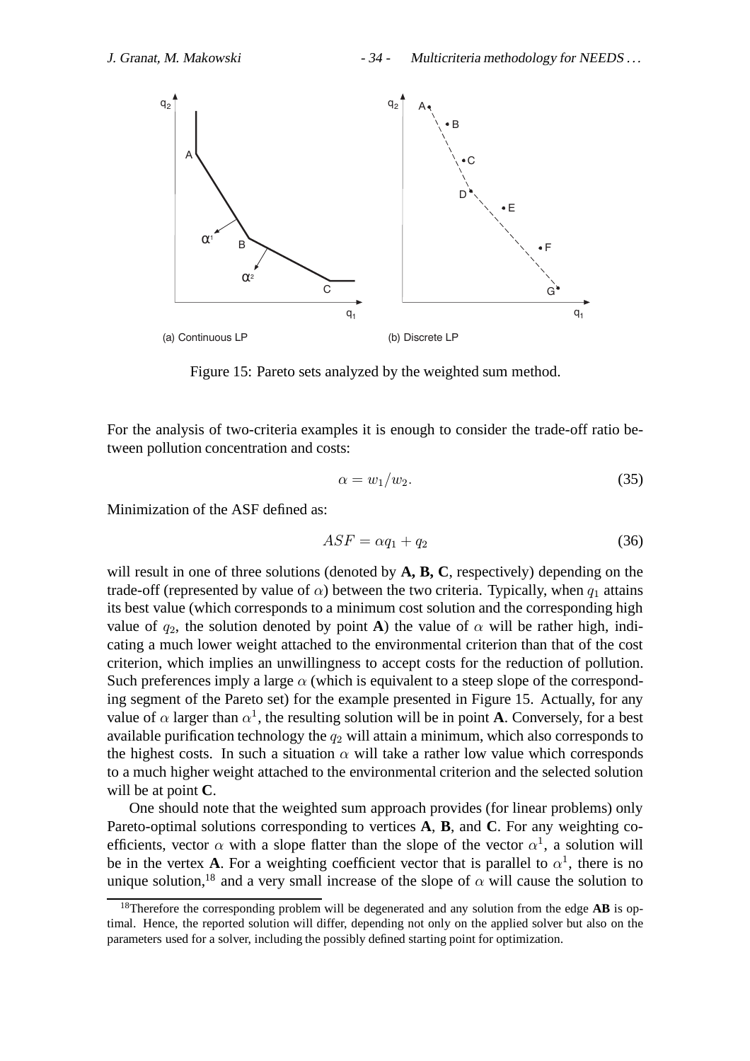(a) Continuous LP

(b) Discrete LP

Figure 15: Pareto sets analyzed by the weighted sum method.

For the analysis of two-criteria examples it is enough to consider the trade-off ratio between pollution concentration and costs:

$$\alpha = w_1/w_2. \tag{35}$$

Minimization of the ASF defined as:

$$ASF = \alpha q_1 + q_2 \tag{36}$$

will result in one of three solutions (denoted by **A, B, C**, respectively) depending on the trade-off (represented by value of $\alpha$) between the two criteria. Typically, when $q_1$ attains its best value (which corresponds to a minimum cost solution and the corresponding high value of $q_2$, the solution denoted by point **A**) the value of $\alpha$ will be rather high, indicating a much lower weight attached to the environmental criterion than that of the cost criterion, which implies an unwillingness to accept costs for the reduction of pollution. Such preferences imply a large $\alpha$ (which is equivalent to a steep slope of the corresponding segment of the Pareto set) for the example presented in Figure 15. Actually, for any value of $\alpha$ larger than $\alpha^1$, the resulting solution will be in point **A**. Conversely, for a best available purification technology the $q_2$ will attain a minimum, which also corresponds to the highest costs. In such a situation $\alpha$ will take a rather low value which corresponds to a much higher weight attached to the environmental criterion and the selected solution will be at point **C**.

One should note that the weighted sum approach provides (for linear problems) only Pareto-optimal solutions corresponding to vertices **A**, **B**, and **C**. For any weighting coefficients, vector $\alpha$ with a slope flatter than the slope of the vector $\alpha^1$, a solution will be in the vertex **A**. For a weighting coefficient vector that is parallel to $\alpha^1$, there is no unique solution,[18] and a very small increase of the slope of $\alpha$ will cause the solution to

[18] Therefore the corresponding problem will be degenerated and any solution from the edge **AB** is optimal. Hence, the reported solution will differ, depending not only on the applied solver but also on the parameters used for a solver, including the possibly defined starting point for optimization.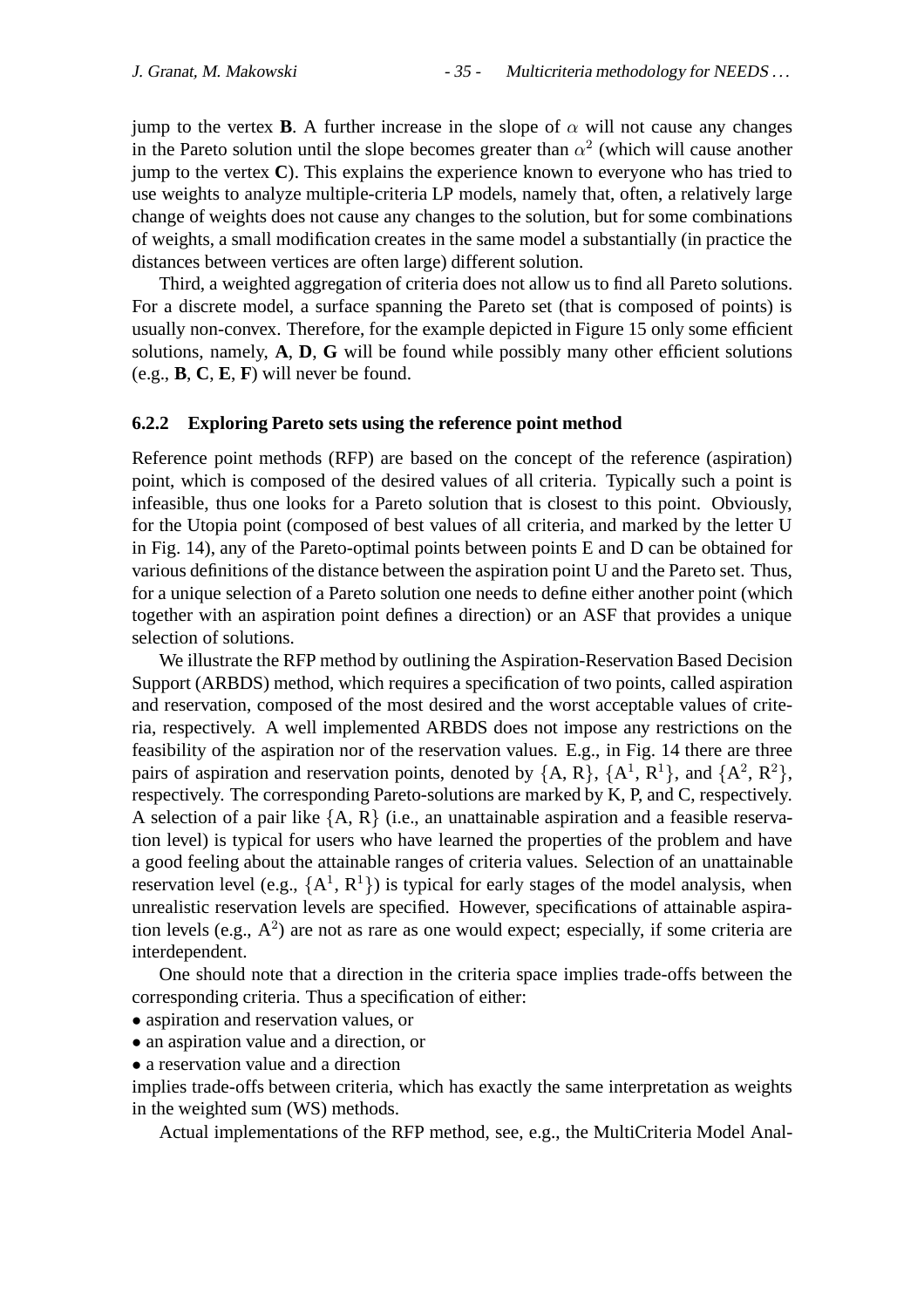jump to the vertex **B**. A further increase in the slope of $\alpha$ will not cause any changes in the Pareto solution until the slope becomes greater than $\alpha^2$ (which will cause another jump to the vertex **C**). This explains the experience known to everyone who has tried to use weights to analyze multiple-criteria LP models, namely that, often, a relatively large change of weights does not cause any changes to the solution, but for some combinations of weights, a small modification creates in the same model a substantially (in practice the distances between vertices are often large) different solution.

Third, a weighted aggregation of criteria does not allow us to find all Pareto solutions. For a discrete model, a surface spanning the Pareto set (that is composed of points) is usually non-convex. Therefore, for the example depicted in Figure 15 only some efficient solutions, namely, **A**, **D**, **G** will be found while possibly many other efficient solutions (e.g., **B**, **C**, **E**, **F**) will never be found.

### 6.2.2 Exploring Pareto sets using the reference point method

Reference point methods (RFP) are based on the concept of the reference (aspiration) point, which is composed of the desired values of all criteria. Typically such a point is infeasible, thus one looks for a Pareto solution that is closest to this point. Obviously, for the Utopia point (composed of best values of all criteria, and marked by the letter U in Fig. 14), any of the Pareto-optimal points between points E and D can be obtained for various definitions of the distance between the aspiration point U and the Pareto set. Thus, for a unique selection of a Pareto solution one needs to define either another point (which together with an aspiration point defines a direction) or an ASF that provides a unique selection of solutions.

We illustrate the RFP method by outlining the Aspiration-Reservation Based Decision Support (ARBDS) method, which requires a specification of two points, called aspiration and reservation, composed of the most desired and the worst acceptable values of criteria, respectively. A well implemented ARBDS does not impose any restrictions on the feasibility of the aspiration nor of the reservation values. E.g., in Fig. 14 there are three pairs of aspiration and reservation points, denoted by $\{A, R\}$, $\{A^1, R^1\}$, and $\{A^2, R^2\}$, respectively. The corresponding Pareto-solutions are marked by K, P, and C, respectively. A selection of a pair like $\{A, R\}$ (i.e., an unattainable aspiration and a feasible reservation level) is typical for users who have learned the properties of the problem and have a good feeling about the attainable ranges of criteria values. Selection of an unattainable reservation level (e.g., $\{A^1, R^1\}$) is typical for early stages of the model analysis, when unrealistic reservation levels are specified. However, specifications of attainable aspiration levels (e.g., $A^2$) are not as rare as one would expect; especially, if some criteria are interdependent.

One should note that a direction in the criteria space implies trade-offs between the corresponding criteria. Thus a specification of either:

- aspiration and reservation values, or
- an aspiration value and a direction, or
- a reservation value and a direction

implies trade-offs between criteria, which has exactly the same interpretation as weights in the weighted sum (WS) methods.

Actual implementations of the RFP method, see, e.g., the MultiCriteria Model Anal-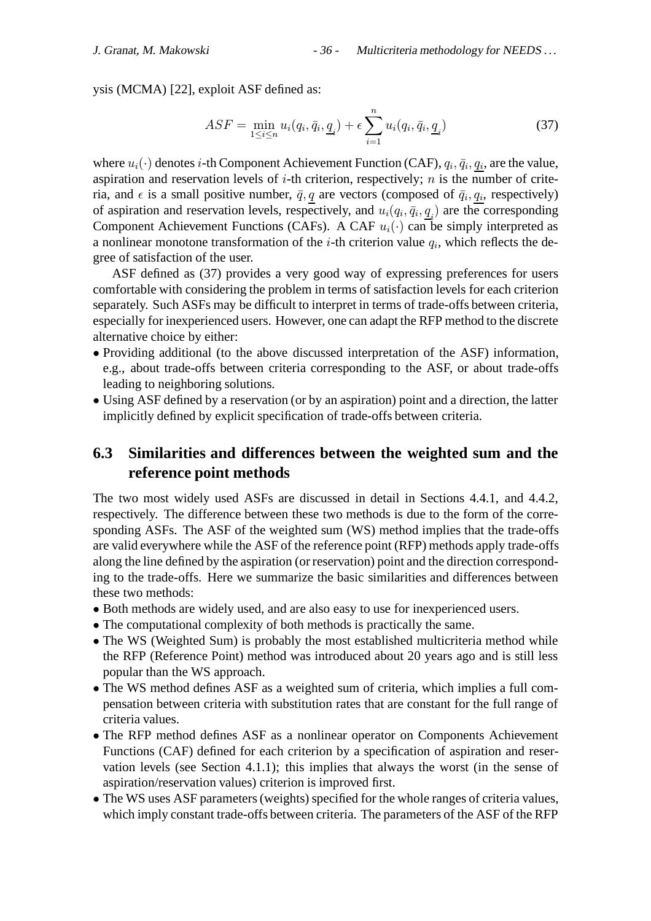ysis (MCMA) [22], exploit ASF defined as:

$$ASF = \min_{1 \le i \le n} u_i(q_i, \bar{q}_i, \underline{q}_i) + \epsilon \sum_{i=1}^{n} u_i(q_i, \bar{q}_i, \underline{q}_i) \tag{37}$$

where $u_i(\cdot)$ denotes $i$-th Component Achievement Function (CAF), $q_i, \bar{q}_i, \underline{q_i}$, are the value, aspiration and reservation levels of $i$-th criterion, respectively; $n$ is the number of criteria, and $\epsilon$ is a small positive number, $\bar{q}, \underline{q}$ are vectors (composed of $\bar{q}_i, \underline{q_i}$, respectively) of aspiration and reservation levels, respectively, and $u_i(q_i, \bar{q}_i, \underline{q}_i)$ are the corresponding Component Achievement Functions (CAFs). A CAF $u_i(\cdot)$ can be simply interpreted as a nonlinear monotone transformation of the $i$-th criterion value $q_i$, which reflects the degree of satisfaction of the user.

ASF defined as (37) provides a very good way of expressing preferences for users comfortable with considering the problem in terms of satisfaction levels for each criterion separately. Such ASFs may be difficult to interpret in terms of trade-offs between criteria, especially for inexperienced users. However, one can adapt the RFP method to the discrete alternative choice by either:

- Providing additional (to the above discussed interpretation of the ASF) information, e.g., about trade-offs between criteria corresponding to the ASF, or about trade-offs leading to neighboring solutions.
- Using ASF defined by a reservation (or by an aspiration) point and a direction, the latter implicitly defined by explicit specification of trade-offs between criteria.

## 6.3 Similarities and differences between the weighted sum and the reference point methods

The two most widely used ASFs are discussed in detail in Sections 4.4.1, and 4.4.2, respectively. The difference between these two methods is due to the form of the corresponding ASFs. The ASF of the weighted sum (WS) method implies that the trade-offs are valid everywhere while the ASF of the reference point (RFP) methods apply trade-offs along the line defined by the aspiration (or reservation) point and the direction corresponding to the trade-offs. Here we summarize the basic similarities and differences between these two methods:

- Both methods are widely used, and are also easy to use for inexperienced users.
- The computational complexity of both methods is practically the same.
- The WS (Weighted Sum) is probably the most established multicriteria method while the RFP (Reference Point) method was introduced about 20 years ago and is still less popular than the WS approach.
- The WS method defines ASF as a weighted sum of criteria, which implies a full compensation between criteria with substitution rates that are constant for the full range of criteria values.
- The RFP method defines ASF as a nonlinear operator on Components Achievement Functions (CAF) defined for each criterion by a specification of aspiration and reservation levels (see Section 4.1.1); this implies that always the worst (in the sense of aspiration/reservation values) criterion is improved first.
- The WS uses ASF parameters (weights) specified for the whole ranges of criteria values, which imply constant trade-offs between criteria. The parameters of the ASF of the RFP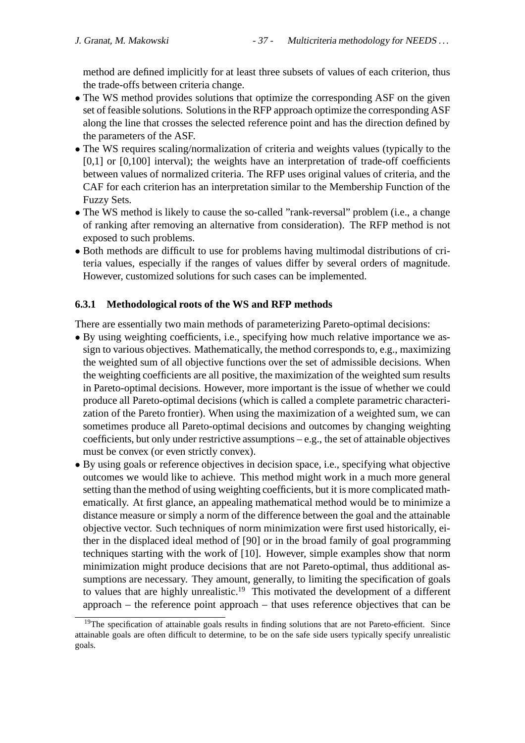method are defined implicitly for at least three subsets of values of each criterion, thus the trade-offs between criteria change.

- The WS method provides solutions that optimize the corresponding ASF on the given set of feasible solutions. Solutions in the RFP approach optimize the corresponding ASF along the line that crosses the selected reference point and has the direction defined by the parameters of the ASF.
- The WS requires scaling/normalization of criteria and weights values (typically to the [0,1] or [0,100] interval); the weights have an interpretation of trade-off coefficients between values of normalized criteria. The RFP uses original values of criteria, and the CAF for each criterion has an interpretation similar to the Membership Function of the Fuzzy Sets.
- The WS method is likely to cause the so-called "rank-reversal" problem (i.e., a change of ranking after removing an alternative from consideration). The RFP method is not exposed to such problems.
- Both methods are difficult to use for problems having multimodal distributions of criteria values, especially if the ranges of values differ by several orders of magnitude. However, customized solutions for such cases can be implemented.

### 6.3.1 Methodological roots of the WS and RFP methods

There are essentially two main methods of parameterizing Pareto-optimal decisions:

- By using weighting coefficients, i.e., specifying how much relative importance we assign to various objectives. Mathematically, the method corresponds to, e.g., maximizing the weighted sum of all objective functions over the set of admissible decisions. When the weighting coefficients are all positive, the maximization of the weighted sum results in Pareto-optimal decisions. However, more important is the issue of whether we could produce all Pareto-optimal decisions (which is called a complete parametric characterization of the Pareto frontier). When using the maximization of a weighted sum, we can sometimes produce all Pareto-optimal decisions and outcomes by changing weighting coefficients, but only under restrictive assumptions – e.g., the set of attainable objectives must be convex (or even strictly convex).
- By using goals or reference objectives in decision space, i.e., specifying what objective outcomes we would like to achieve. This method might work in a much more general setting than the method of using weighting coefficients, but it is more complicated mathematically. At first glance, an appealing mathematical method would be to minimize a distance measure or simply a norm of the difference between the goal and the attainable objective vector. Such techniques of norm minimization were first used historically, either in the displaced ideal method of [90] or in the broad family of goal programming techniques starting with the work of [10]. However, simple examples show that norm minimization might produce decisions that are not Pareto-optimal, thus additional assumptions are necessary. They amount, generally, to limiting the specification of goals to values that are highly unrealistic.[19] This motivated the development of a different approach – the reference point approach – that uses reference objectives that can be

[19] The specification of attainable goals results in finding solutions that are not Pareto-efficient. Since attainable goals are often difficult to determine, to be on the safe side users typically specify unrealistic goals.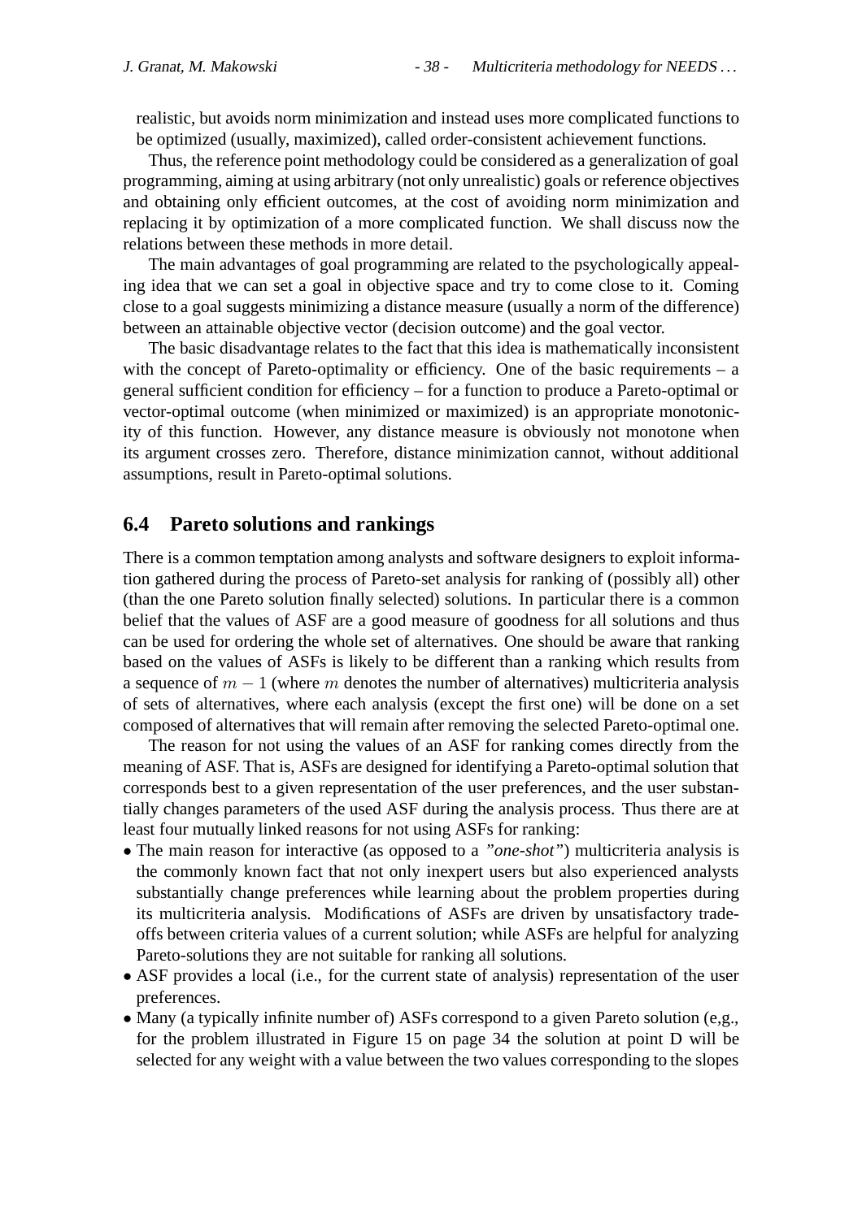realistic, but avoids norm minimization and instead uses more complicated functions to be optimized (usually, maximized), called order-consistent achievement functions.

Thus, the reference point methodology could be considered as a generalization of goal programming, aiming at using arbitrary (not only unrealistic) goals or reference objectives and obtaining only efficient outcomes, at the cost of avoiding norm minimization and replacing it by optimization of a more complicated function. We shall discuss now the relations between these methods in more detail.

The main advantages of goal programming are related to the psychologically appealing idea that we can set a goal in objective space and try to come close to it. Coming close to a goal suggests minimizing a distance measure (usually a norm of the difference) between an attainable objective vector (decision outcome) and the goal vector.

The basic disadvantage relates to the fact that this idea is mathematically inconsistent with the concept of Pareto-optimality or efficiency. One of the basic requirements – a general sufficient condition for efficiency – for a function to produce a Pareto-optimal or vector-optimal outcome (when minimized or maximized) is an appropriate monotonicity of this function. However, any distance measure is obviously not monotone when its argument crosses zero. Therefore, distance minimization cannot, without additional assumptions, result in Pareto-optimal solutions.

## 6.4 Pareto solutions and rankings

There is a common temptation among analysts and software designers to exploit information gathered during the process of Pareto-set analysis for ranking of (possibly all) other (than the one Pareto solution finally selected) solutions. In particular there is a common belief that the values of ASF are a good measure of goodness for all solutions and thus can be used for ordering the whole set of alternatives. One should be aware that ranking based on the values of ASFs is likely to be different than a ranking which results from a sequence of $m - 1$ (where $m$ denotes the number of alternatives) multicriteria analysis of sets of alternatives, where each analysis (except the first one) will be done on a set composed of alternatives that will remain after removing the selected Pareto-optimal one.

The reason for not using the values of an ASF for ranking comes directly from the meaning of ASF. That is, ASFs are designed for identifying a Pareto-optimal solution that corresponds best to a given representation of the user preferences, and the user substantially changes parameters of the used ASF during the analysis process. Thus there are at least four mutually linked reasons for not using ASFs for ranking:

- The main reason for interactive (as opposed to a *"one-shot"*) multicriteria analysis is the commonly known fact that not only inexpert users but also experienced analysts substantially change preferences while learning about the problem properties during its multicriteria analysis. Modifications of ASFs are driven by unsatisfactory trade-offs between criteria values of a current solution; while ASFs are helpful for analyzing Pareto-solutions they are not suitable for ranking all solutions.
- ASF provides a local (i.e., for the current state of analysis) representation of the user preferences.
- Many (a typically infinite number of) ASFs correspond to a given Pareto solution (e,g., for the problem illustrated in Figure 15 on page 34 the solution at point D will be selected for any weight with a value between the two values corresponding to the slopes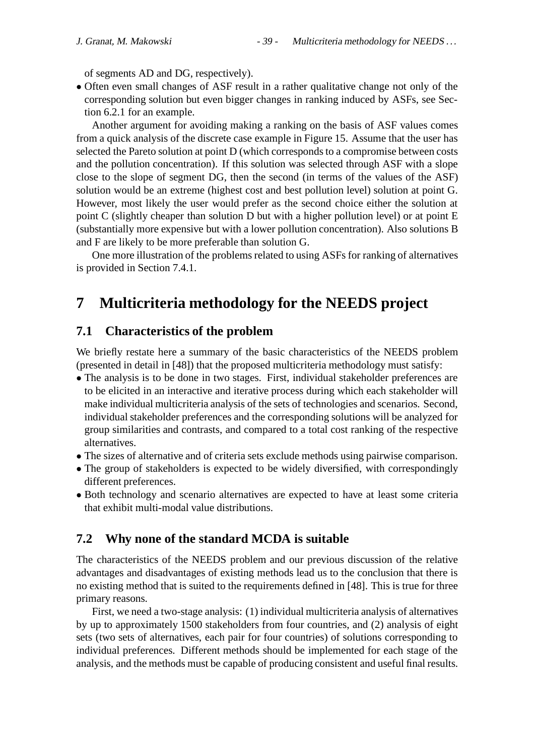of segments AD and DG, respectively).

- Often even small changes of ASF result in a rather qualitative change not only of the corresponding solution but even bigger changes in ranking induced by ASFs, see Section 6.2.1 for an example.

Another argument for avoiding making a ranking on the basis of ASF values comes from a quick analysis of the discrete case example in Figure 15. Assume that the user has selected the Pareto solution at point D (which corresponds to a compromise between costs and the pollution concentration). If this solution was selected through ASF with a slope close to the slope of segment DG, then the second (in terms of the values of the ASF) solution would be an extreme (highest cost and best pollution level) solution at point G. However, most likely the user would prefer as the second choice either the solution at point C (slightly cheaper than solution D but with a higher pollution level) or at point E (substantially more expensive but with a lower pollution concentration). Also solutions B and F are likely to be more preferable than solution G.

One more illustration of the problems related to using ASFs for ranking of alternatives is provided in Section 7.4.1.

# 7 Multicriteria methodology for the NEEDS project

## 7.1 Characteristics of the problem

We briefly restate here a summary of the basic characteristics of the NEEDS problem (presented in detail in [48]) that the proposed multicriteria methodology must satisfy:

- The analysis is to be done in two stages. First, individual stakeholder preferences are to be elicited in an interactive and iterative process during which each stakeholder will make individual multicriteria analysis of the sets of technologies and scenarios. Second, individual stakeholder preferences and the corresponding solutions will be analyzed for group similarities and contrasts, and compared to a total cost ranking of the respective alternatives.
- The sizes of alternative and of criteria sets exclude methods using pairwise comparison.
- The group of stakeholders is expected to be widely diversified, with correspondingly different preferences.
- Both technology and scenario alternatives are expected to have at least some criteria that exhibit multi-modal value distributions.

## 7.2 Why none of the standard MCDA is suitable

The characteristics of the NEEDS problem and our previous discussion of the relative advantages and disadvantages of existing methods lead us to the conclusion that there is no existing method that is suited to the requirements defined in [48]. This is true for three primary reasons.

First, we need a two-stage analysis: (1) individual multicriteria analysis of alternatives by up to approximately 1500 stakeholders from four countries, and (2) analysis of eight sets (two sets of alternatives, each pair for four countries) of solutions corresponding to individual preferences. Different methods should be implemented for each stage of the analysis, and the methods must be capable of producing consistent and useful final results.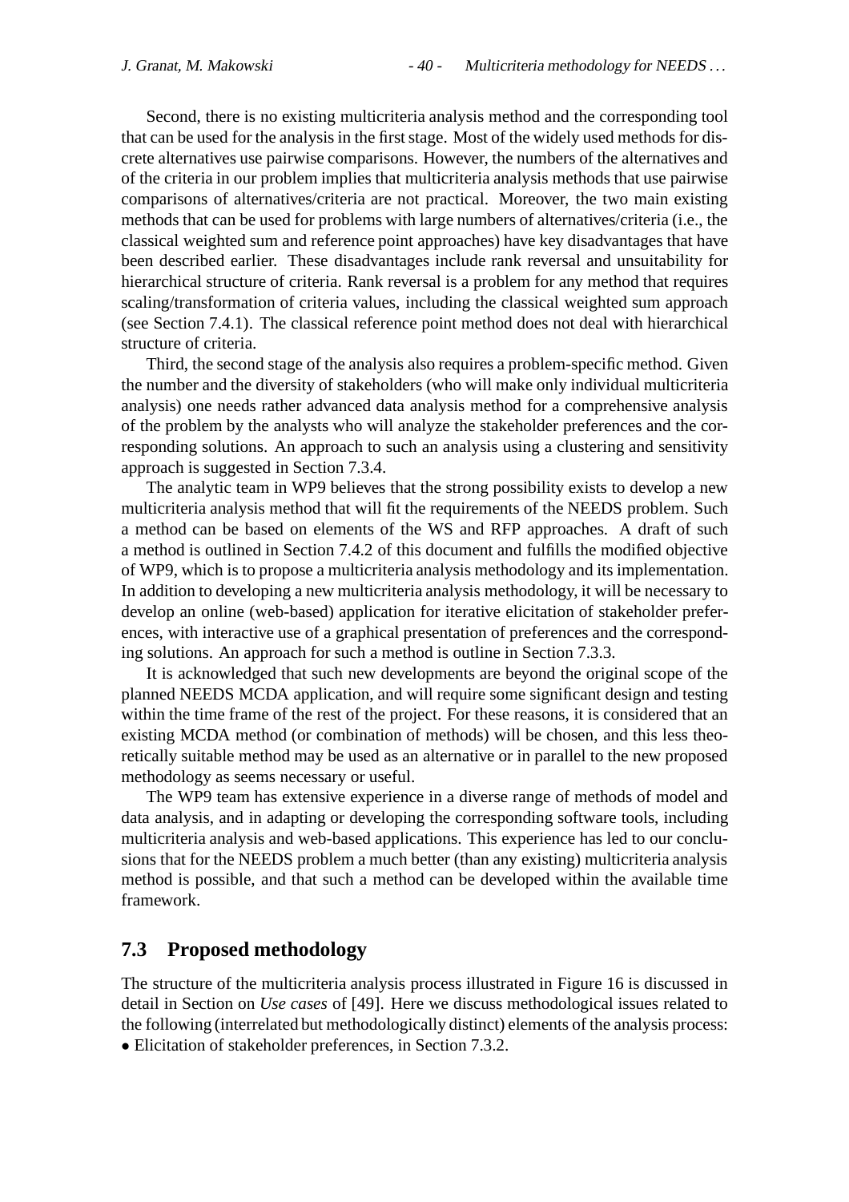Second, there is no existing multicriteria analysis method and the corresponding tool that can be used for the analysis in the first stage. Most of the widely used methods for discrete alternatives use pairwise comparisons. However, the numbers of the alternatives and of the criteria in our problem implies that multicriteria analysis methods that use pairwise comparisons of alternatives/criteria are not practical. Moreover, the two main existing methods that can be used for problems with large numbers of alternatives/criteria (i.e., the classical weighted sum and reference point approaches) have key disadvantages that have been described earlier. These disadvantages include rank reversal and unsuitability for hierarchical structure of criteria. Rank reversal is a problem for any method that requires scaling/transformation of criteria values, including the classical weighted sum approach (see Section 7.4.1). The classical reference point method does not deal with hierarchical structure of criteria.

Third, the second stage of the analysis also requires a problem-specific method. Given the number and the diversity of stakeholders (who will make only individual multicriteria analysis) one needs rather advanced data analysis method for a comprehensive analysis of the problem by the analysts who will analyze the stakeholder preferences and the corresponding solutions. An approach to such an analysis using a clustering and sensitivity approach is suggested in Section 7.3.4.

The analytic team in WP9 believes that the strong possibility exists to develop a new multicriteria analysis method that will fit the requirements of the NEEDS problem. Such a method can be based on elements of the WS and RFP approaches. A draft of such a method is outlined in Section 7.4.2 of this document and fulfills the modified objective of WP9, which is to propose a multicriteria analysis methodology and its implementation. In addition to developing a new multicriteria analysis methodology, it will be necessary to develop an online (web-based) application for iterative elicitation of stakeholder preferences, with interactive use of a graphical presentation of preferences and the corresponding solutions. An approach for such a method is outline in Section 7.3.3.

It is acknowledged that such new developments are beyond the original scope of the planned NEEDS MCDA application, and will require some significant design and testing within the time frame of the rest of the project. For these reasons, it is considered that an existing MCDA method (or combination of methods) will be chosen, and this less theoretically suitable method may be used as an alternative or in parallel to the new proposed methodology as seems necessary or useful.

The WP9 team has extensive experience in a diverse range of methods of model and data analysis, and in adapting or developing the corresponding software tools, including multicriteria analysis and web-based applications. This experience has led to our conclusions that for the NEEDS problem a much better (than any existing) multicriteria analysis method is possible, and that such a method can be developed within the available time framework.

## 7.3 Proposed methodology

The structure of the multicriteria analysis process illustrated in Figure 16 is discussed in detail in Section on *Use cases* of [49]. Here we discuss methodological issues related to the following (interrelated but methodologically distinct) elements of the analysis process:

- Elicitation of stakeholder preferences, in Section 7.3.2.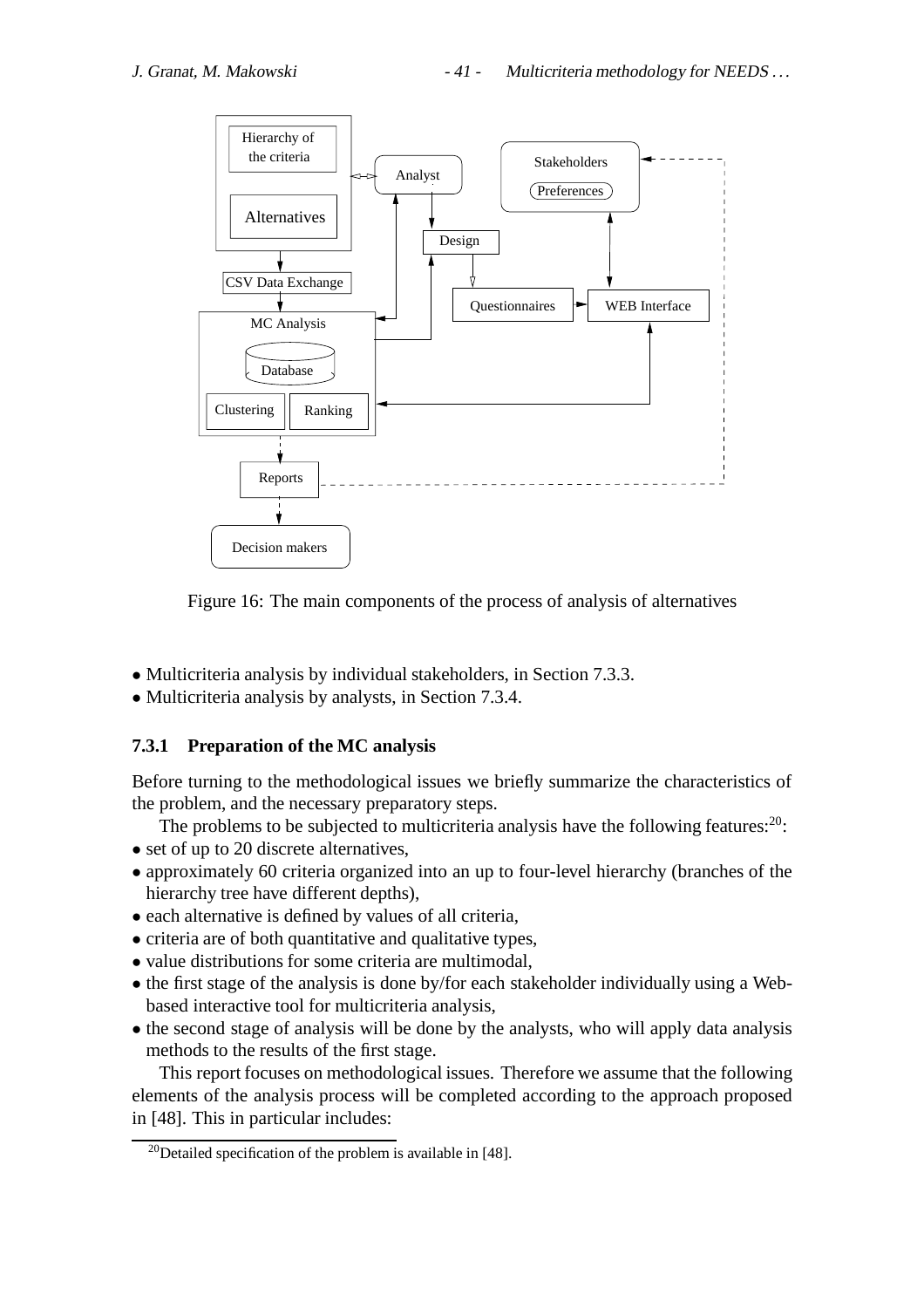Figure 16: The main components of the process of analysis of alternatives

- Multicriteria analysis by individual stakeholders, in Section 7.3.3.
- Multicriteria analysis by analysts, in Section 7.3.4.

### 7.3.1 Preparation of the MC analysis

Before turning to the methodological issues we briefly summarize the characteristics of the problem, and the necessary preparatory steps.

The problems to be subjected to multicriteria analysis have the following features:[20]:

- set of up to 20 discrete alternatives,
- approximately 60 criteria organized into an up to four-level hierarchy (branches of the hierarchy tree have different depths),
- each alternative is defined by values of all criteria,
- criteria are of both quantitative and qualitative types,
- value distributions for some criteria are multimodal,
- the first stage of the analysis is done by/for each stakeholder individually using a Web-based interactive tool for multicriteria analysis,
- the second stage of analysis will be done by the analysts, who will apply data analysis methods to the results of the first stage.

This report focuses on methodological issues. Therefore we assume that the following elements of the analysis process will be completed according to the approach proposed in [48]. This in particular includes:

[20] Detailed specification of the problem is available in [48].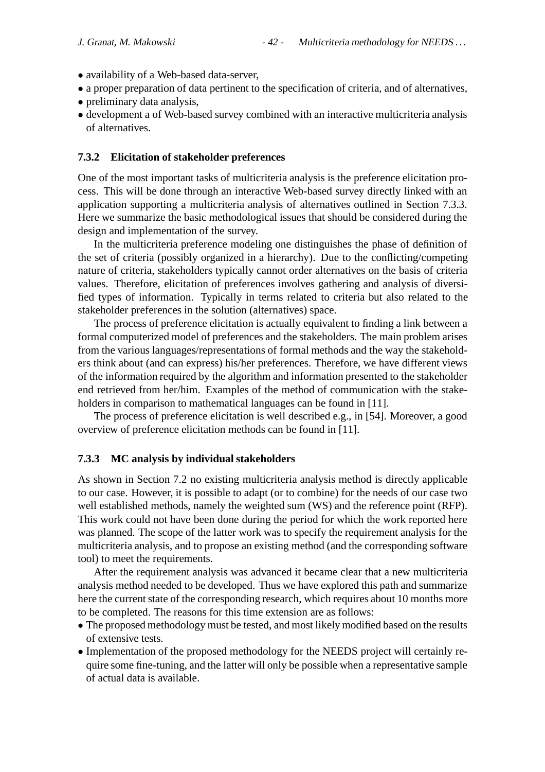- availability of a Web-based data-server,
- a proper preparation of data pertinent to the specification of criteria, and of alternatives,
- preliminary data analysis,
- development a of Web-based survey combined with an interactive multicriteria analysis of alternatives.

### 7.3.2 Elicitation of stakeholder preferences

One of the most important tasks of multicriteria analysis is the preference elicitation process. This will be done through an interactive Web-based survey directly linked with an application supporting a multicriteria analysis of alternatives outlined in Section 7.3.3. Here we summarize the basic methodological issues that should be considered during the design and implementation of the survey.

In the multicriteria preference modeling one distinguishes the phase of definition of the set of criteria (possibly organized in a hierarchy). Due to the conflicting/competing nature of criteria, stakeholders typically cannot order alternatives on the basis of criteria values. Therefore, elicitation of preferences involves gathering and analysis of diversified types of information. Typically in terms related to criteria but also related to the stakeholder preferences in the solution (alternatives) space.

The process of preference elicitation is actually equivalent to finding a link between a formal computerized model of preferences and the stakeholders. The main problem arises from the various languages/representations of formal methods and the way the stakeholders think about (and can express) his/her preferences. Therefore, we have different views of the information required by the algorithm and information presented to the stakeholder end retrieved from her/him. Examples of the method of communication with the stakeholders in comparison to mathematical languages can be found in [11].

The process of preference elicitation is well described e.g., in [54]. Moreover, a good overview of preference elicitation methods can be found in [11].

### 7.3.3 MC analysis by individual stakeholders

As shown in Section 7.2 no existing multicriteria analysis method is directly applicable to our case. However, it is possible to adapt (or to combine) for the needs of our case two well established methods, namely the weighted sum (WS) and the reference point (RFP). This work could not have been done during the period for which the work reported here was planned. The scope of the latter work was to specify the requirement analysis for the multicriteria analysis, and to propose an existing method (and the corresponding software tool) to meet the requirements.

After the requirement analysis was advanced it became clear that a new multicriteria analysis method needed to be developed. Thus we have explored this path and summarize here the current state of the corresponding research, which requires about 10 months more to be completed. The reasons for this time extension are as follows:

- The proposed methodology must be tested, and most likely modified based on the results of extensive tests.
- Implementation of the proposed methodology for the NEEDS project will certainly require some fine-tuning, and the latter will only be possible when a representative sample of actual data is available.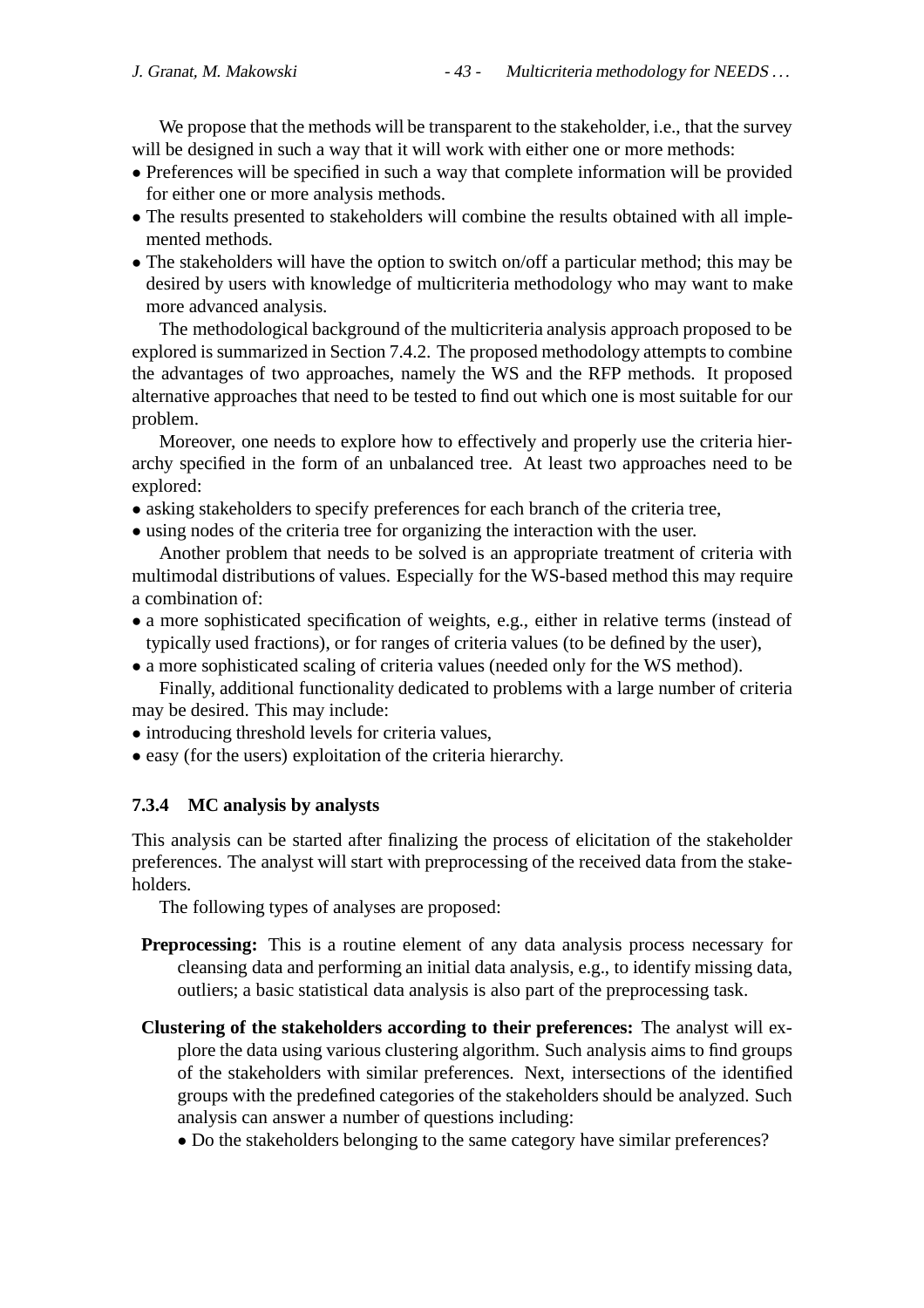We propose that the methods will be transparent to the stakeholder, i.e., that the survey will be designed in such a way that it will work with either one or more methods:

- Preferences will be specified in such a way that complete information will be provided for either one or more analysis methods.
- The results presented to stakeholders will combine the results obtained with all implemented methods.
- The stakeholders will have the option to switch on/off a particular method; this may be desired by users with knowledge of multicriteria methodology who may want to make more advanced analysis.

The methodological background of the multicriteria analysis approach proposed to be explored is summarized in Section 7.4.2. The proposed methodology attempts to combine the advantages of two approaches, namely the WS and the RFP methods. It proposed alternative approaches that need to be tested to find out which one is most suitable for our problem.

Moreover, one needs to explore how to effectively and properly use the criteria hierarchy specified in the form of an unbalanced tree. At least two approaches need to be explored:

- asking stakeholders to specify preferences for each branch of the criteria tree,
- using nodes of the criteria tree for organizing the interaction with the user.

Another problem that needs to be solved is an appropriate treatment of criteria with multimodal distributions of values. Especially for the WS-based method this may require a combination of:

- a more sophisticated specification of weights, e.g., either in relative terms (instead of typically used fractions), or for ranges of criteria values (to be defined by the user),
- a more sophisticated scaling of criteria values (needed only for the WS method).

Finally, additional functionality dedicated to problems with a large number of criteria may be desired. This may include:

- introducing threshold levels for criteria values,
- easy (for the users) exploitation of the criteria hierarchy.

### 7.3.4 MC analysis by analysts

This analysis can be started after finalizing the process of elicitation of the stakeholder preferences. The analyst will start with preprocessing of the received data from the stakeholders.

The following types of analyses are proposed:

**Preprocessing:** This is a routine element of any data analysis process necessary for cleansing data and performing an initial data analysis, e.g., to identify missing data, outliers; a basic statistical data analysis is also part of the preprocessing task.

**Clustering of the stakeholders according to their preferences:** The analyst will explore the data using various clustering algorithm. Such analysis aims to find groups of the stakeholders with similar preferences. Next, intersections of the identified groups with the predefined categories of the stakeholders should be analyzed. Such analysis can answer a number of questions including:

- Do the stakeholders belonging to the same category have similar preferences?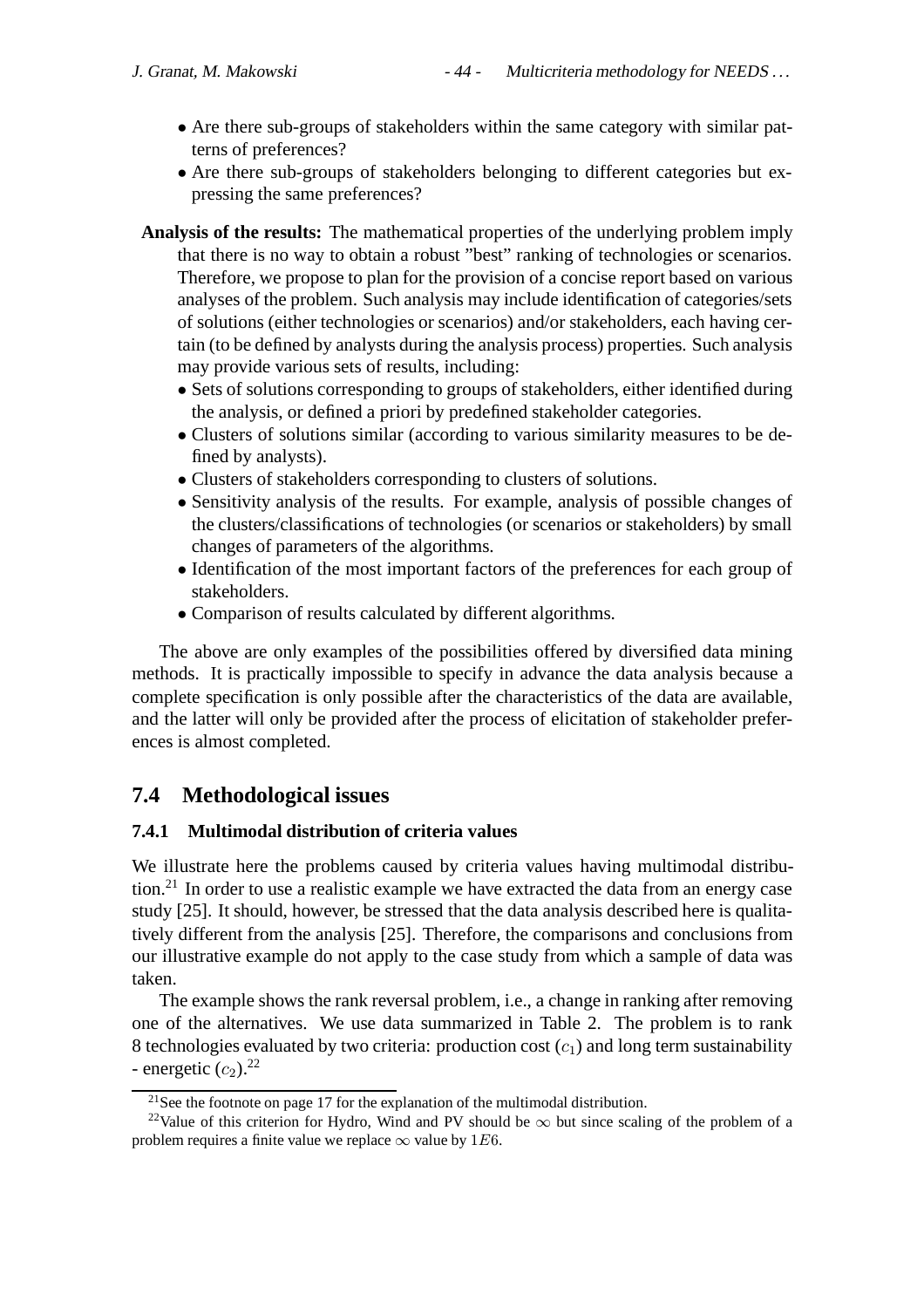- Are there sub-groups of stakeholders within the same category with similar patterns of preferences?
- Are there sub-groups of stakeholders belonging to different categories but expressing the same preferences?

**Analysis of the results:** The mathematical properties of the underlying problem imply that there is no way to obtain a robust "best" ranking of technologies or scenarios. Therefore, we propose to plan for the provision of a concise report based on various analyses of the problem. Such analysis may include identification of categories/sets of solutions (either technologies or scenarios) and/or stakeholders, each having certain (to be defined by analysts during the analysis process) properties. Such analysis may provide various sets of results, including:

- Sets of solutions corresponding to groups of stakeholders, either identified during the analysis, or defined a priori by predefined stakeholder categories.
- Clusters of solutions similar (according to various similarity measures to be defined by analysts).
- Clusters of stakeholders corresponding to clusters of solutions.
- Sensitivity analysis of the results. For example, analysis of possible changes of the clusters/classifications of technologies (or scenarios or stakeholders) by small changes of parameters of the algorithms.
- Identification of the most important factors of the preferences for each group of stakeholders.
- Comparison of results calculated by different algorithms.

The above are only examples of the possibilities offered by diversified data mining methods. It is practically impossible to specify in advance the data analysis because a complete specification is only possible after the characteristics of the data are available, and the latter will only be provided after the process of elicitation of stakeholder preferences is almost completed.

## 7.4 Methodological issues

### 7.4.1 Multimodal distribution of criteria values

We illustrate here the problems caused by criteria values having multimodal distribution.[21] In order to use a realistic example we have extracted the data from an energy case study [25]. It should, however, be stressed that the data analysis described here is qualitatively different from the analysis [25]. Therefore, the comparisons and conclusions from our illustrative example do not apply to the case study from which a sample of data was taken.

The example shows the rank reversal problem, i.e., a change in ranking after removing one of the alternatives. We use data summarized in Table 2. The problem is to rank 8 technologies evaluated by two criteria: production cost ($c_1$) and long term sustainability - energetic ($c_2$).[22]

[21] See the footnote on page 17 for the explanation of the multimodal distribution.

[22] Value of this criterion for Hydro, Wind and PV should be $\infty$ but since scaling of the problem of a problem requires a finite value we replace $\infty$ value by $1E6$.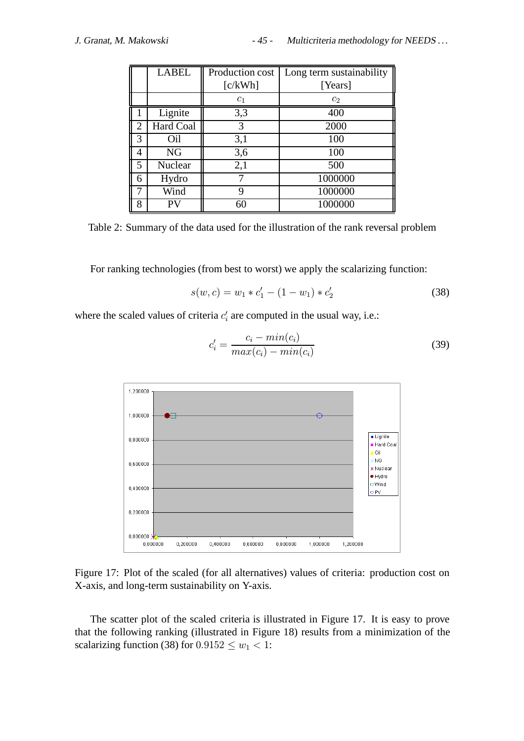|   | LABEL | Production cost [c/kWh] | Long term sustainability [Years] |
|---|---|---|---|
|   |   | $c_1$ | $c_2$ |
| 1 | Lignite | 3,3 | 400 |
| 2 | Hard Coal | 3 | 2000 |
| 3 | Oil | 3,1 | 100 |
| 4 | NG | 3,6 | 100 |
| 5 | Nuclear | 2,1 | 500 |
| 6 | Hydro | 7 | 1000000 |
| 7 | Wind | 9 | 1000000 |
| 8 | PV | 60 | 1000000 |

Table 2: Summary of the data used for the illustration of the rank reversal problem

For ranking technologies (from best to worst) we apply the scalarizing function:

$$s(w, c) = w_1 * c'_1 - (1 - w_1) * c'_2 \tag{38}$$

where the scaled values of criteria $c'_i$ are computed in the usual way, i.e.:

$$c'_i = \frac{c_i - min(c_i)}{max(c_i) - min(c_i)} \tag{39}$$

Figure 17: Plot of the scaled (for all alternatives) values of criteria: production cost on X-axis, and long-term sustainability on Y-axis.

The scatter plot of the scaled criteria is illustrated in Figure 17. It is easy to prove that the following ranking (illustrated in Figure 18) results from a minimization of the scalarizing function (38) for $0.9152 \leq w_1 < 1$: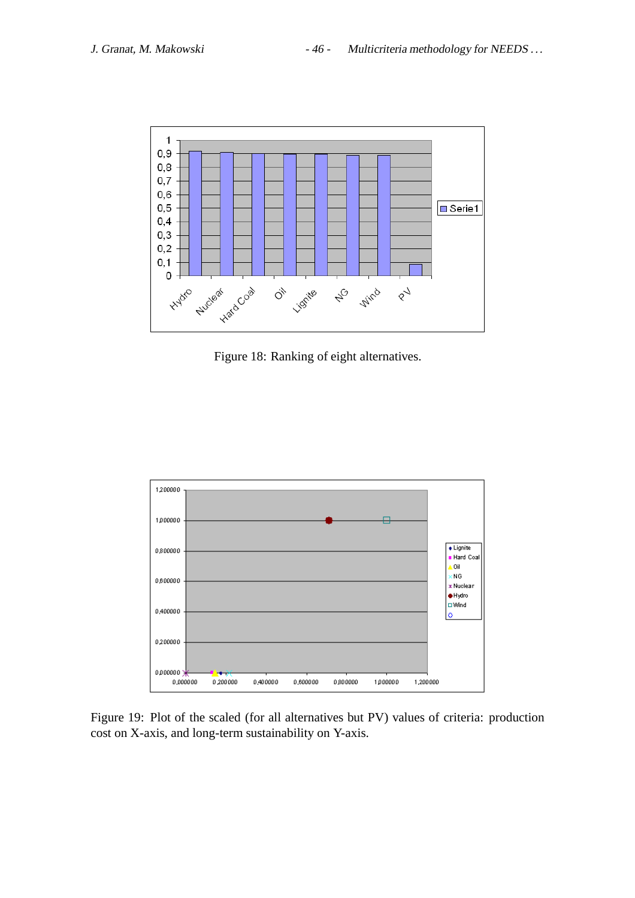Figure 18: Ranking of eight alternatives.

Figure 19: Plot of the scaled (for all alternatives but PV) values of criteria: production cost on X-axis, and long-term sustainability on Y-axis.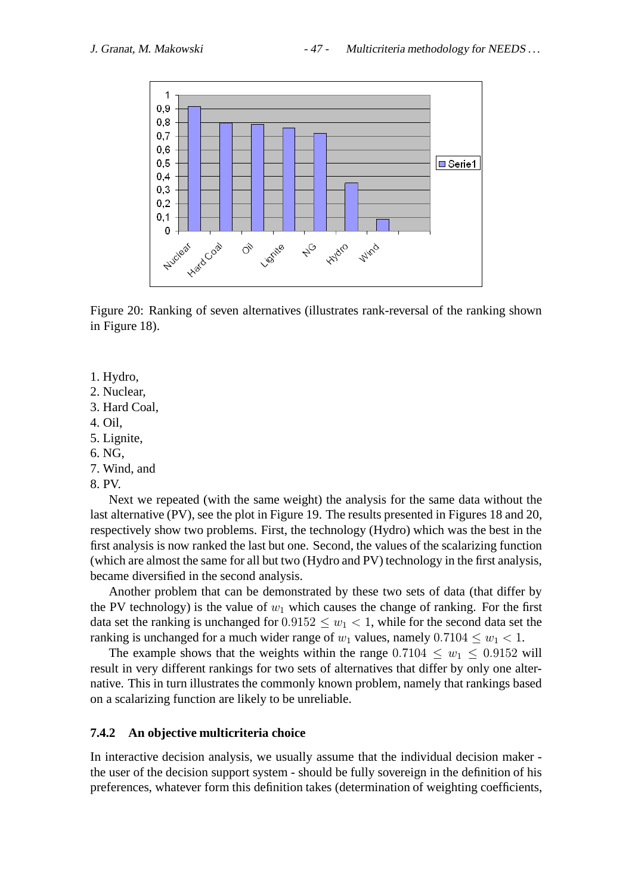Figure 20: Ranking of seven alternatives (illustrates rank-reversal of the ranking shown in Figure 18).

1. Hydro,
2. Nuclear,
3. Hard Coal,
4. Oil,
5. Lignite,
6. NG,
7. Wind, and
8. PV.

Next we repeated (with the same weight) the analysis for the same data without the last alternative (PV), see the plot in Figure 19. The results presented in Figures 18 and 20, respectively show two problems. First, the technology (Hydro) which was the best in the first analysis is now ranked the last but one. Second, the values of the scalarizing function (which are almost the same for all but two (Hydro and PV) technology in the first analysis, became diversified in the second analysis.

Another problem that can be demonstrated by these two sets of data (that differ by the PV technology) is the value of $w_1$ which causes the change of ranking. For the first data set the ranking is unchanged for $0.9152 \leq w_1 < 1$, while for the second data set the ranking is unchanged for a much wider range of $w_1$ values, namely $0.7104 \leq w_1 < 1$.

The example shows that the weights within the range $0.7104 \leq w_1 \leq 0.9152$ will result in very different rankings for two sets of alternatives that differ by only one alternative. This in turn illustrates the commonly known problem, namely that rankings based on a scalarizing function are likely to be unreliable.

### 7.4.2 An objective multicriteria choice

In interactive decision analysis, we usually assume that the individual decision maker - the user of the decision support system - should be fully sovereign in the definition of his preferences, whatever form this definition takes (determination of weighting coefficients,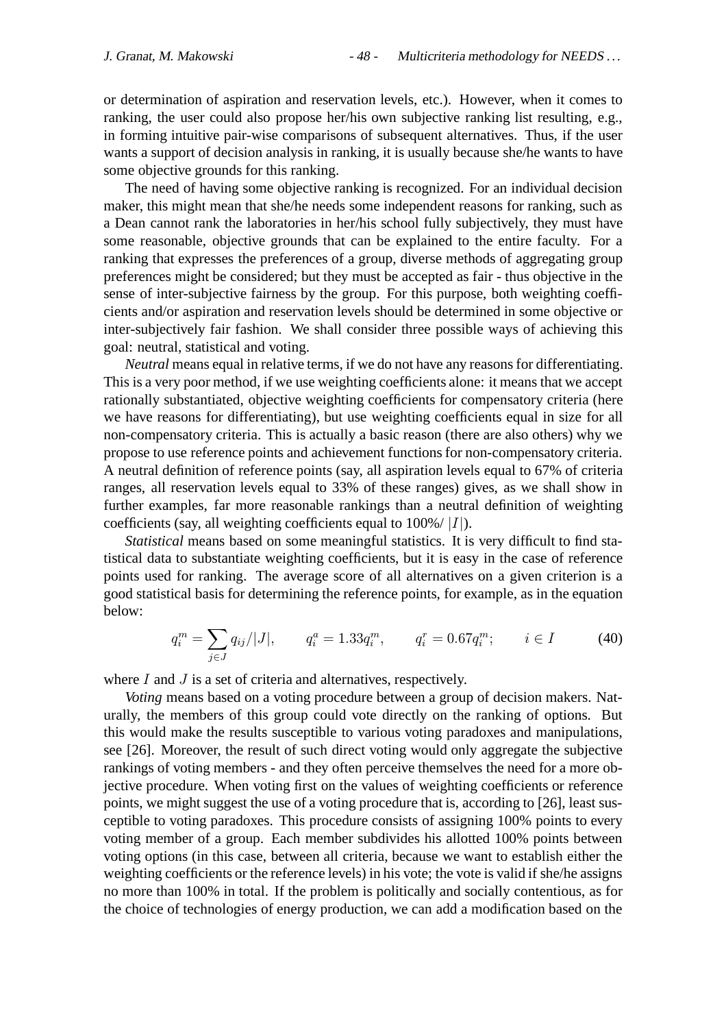or determination of aspiration and reservation levels, etc.). However, when it comes to ranking, the user could also propose her/his own subjective ranking list resulting, e.g., in forming intuitive pair-wise comparisons of subsequent alternatives. Thus, if the user wants a support of decision analysis in ranking, it is usually because she/he wants to have some objective grounds for this ranking.

The need of having some objective ranking is recognized. For an individual decision maker, this might mean that she/he needs some independent reasons for ranking, such as a Dean cannot rank the laboratories in her/his school fully subjectively, they must have some reasonable, objective grounds that can be explained to the entire faculty. For a ranking that expresses the preferences of a group, diverse methods of aggregating group preferences might be considered; but they must be accepted as fair - thus objective in the sense of inter-subjective fairness by the group. For this purpose, both weighting coefficients and/or aspiration and reservation levels should be determined in some objective or inter-subjectively fair fashion. We shall consider three possible ways of achieving this goal: neutral, statistical and voting.

*Neutral* means equal in relative terms, if we do not have any reasons for differentiating. This is a very poor method, if we use weighting coefficients alone: it means that we accept rationally substantiated, objective weighting coefficients for compensatory criteria (here we have reasons for differentiating), but use weighting coefficients equal in size for all non-compensatory criteria. This is actually a basic reason (there are also others) why we propose to use reference points and achievement functions for non-compensatory criteria. A neutral definition of reference points (say, all aspiration levels equal to 67% of criteria ranges, all reservation levels equal to 33% of these ranges) gives, as we shall show in further examples, far more reasonable rankings than a neutral definition of weighting coefficients (say, all weighting coefficients equal to 100%/ $|I|$).

*Statistical* means based on some meaningful statistics. It is very difficult to find statistical data to substantiate weighting coefficients, but it is easy in the case of reference points used for ranking. The average score of all alternatives on a given criterion is a good statistical basis for determining the reference points, for example, as in the equation below:

$$q_i^m = \sum_{j \in J} q_{ij}/|J|, \qquad q_i^a = 1.33 q_i^m, \qquad q_i^r = 0.67 q_i^m; \qquad i \in I \tag{40}$$

where $I$ and $J$ is a set of criteria and alternatives, respectively.

*Voting* means based on a voting procedure between a group of decision makers. Naturally, the members of this group could vote directly on the ranking of options. But this would make the results susceptible to various voting paradoxes and manipulations, see [26]. Moreover, the result of such direct voting would only aggregate the subjective rankings of voting members - and they often perceive themselves the need for a more objective procedure. When voting first on the values of weighting coefficients or reference points, we might suggest the use of a voting procedure that is, according to [26], least susceptible to voting paradoxes. This procedure consists of assigning 100% points to every voting member of a group. Each member subdivides his allotted 100% points between voting options (in this case, between all criteria, because we want to establish either the weighting coefficients or the reference levels) in his vote; the vote is valid if she/he assigns no more than 100% in total. If the problem is politically and socially contentious, as for the choice of technologies of energy production, we can add a modification based on the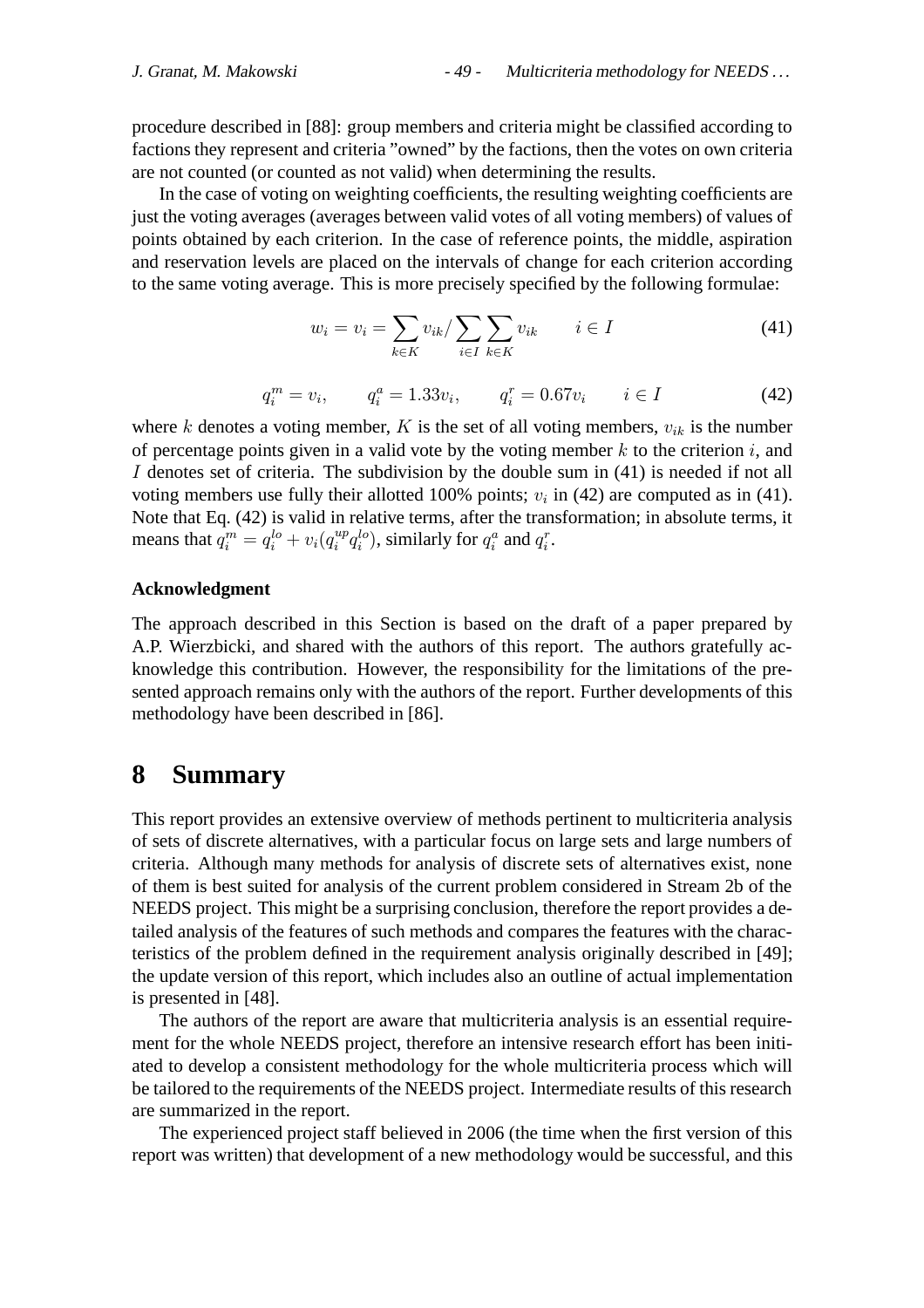procedure described in [88]: group members and criteria might be classified according to factions they represent and criteria "owned" by the factions, then the votes on own criteria are not counted (or counted as not valid) when determining the results.

In the case of voting on weighting coefficients, the resulting weighting coefficients are just the voting averages (averages between valid votes of all voting members) of values of points obtained by each criterion. In the case of reference points, the middle, aspiration and reservation levels are placed on the intervals of change for each criterion according to the same voting average. This is more precisely specified by the following formulae:

$$w_i = v_i = \sum_{k \in K} v_{ik} / \sum_{i \in I} \sum_{k \in K} v_{ik} \qquad i \in I \tag{41}$$

$$q_i^m = v_i, \qquad q_i^a = 1.33 v_i, \qquad q_i^r = 0.67 v_i \qquad i \in I \tag{42}$$

where $k$ denotes a voting member, $K$ is the set of all voting members, $v_{ik}$ is the number of percentage points given in a valid vote by the voting member $k$ to the criterion $i$, and $I$ denotes set of criteria. The subdivision by the double sum in (41) is needed if not all voting members use fully their allotted 100% points; $v_i$ in (42) are computed as in (41). Note that Eq. (42) is valid in relative terms, after the transformation; in absolute terms, it means that $q_i^m = q_i^{lo} + v_i(q_i^{up} q_i^{lo})$, similarly for $q_i^a$ and $q_i^r$.

**Acknowledgment**

The approach described in this Section is based on the draft of a paper prepared by A.P. Wierzbicki, and shared with the authors of this report. The authors gratefully acknowledge this contribution. However, the responsibility for the limitations of the presented approach remains only with the authors of the report. Further developments of this methodology have been described in [86].

# 8 Summary

This report provides an extensive overview of methods pertinent to multicriteria analysis of sets of discrete alternatives, with a particular focus on large sets and large numbers of criteria. Although many methods for analysis of discrete sets of alternatives exist, none of them is best suited for analysis of the current problem considered in Stream 2b of the NEEDS project. This might be a surprising conclusion, therefore the report provides a detailed analysis of the features of such methods and compares the features with the characteristics of the problem defined in the requirement analysis originally described in [49]; the update version of this report, which includes also an outline of actual implementation is presented in [48].

The authors of the report are aware that multicriteria analysis is an essential requirement for the whole NEEDS project, therefore an intensive research effort has been initiated to develop a consistent methodology for the whole multicriteria process which will be tailored to the requirements of the NEEDS project. Intermediate results of this research are summarized in the report.

The experienced project staff believed in 2006 (the time when the first version of this report was written) that development of a new methodology would be successful, and this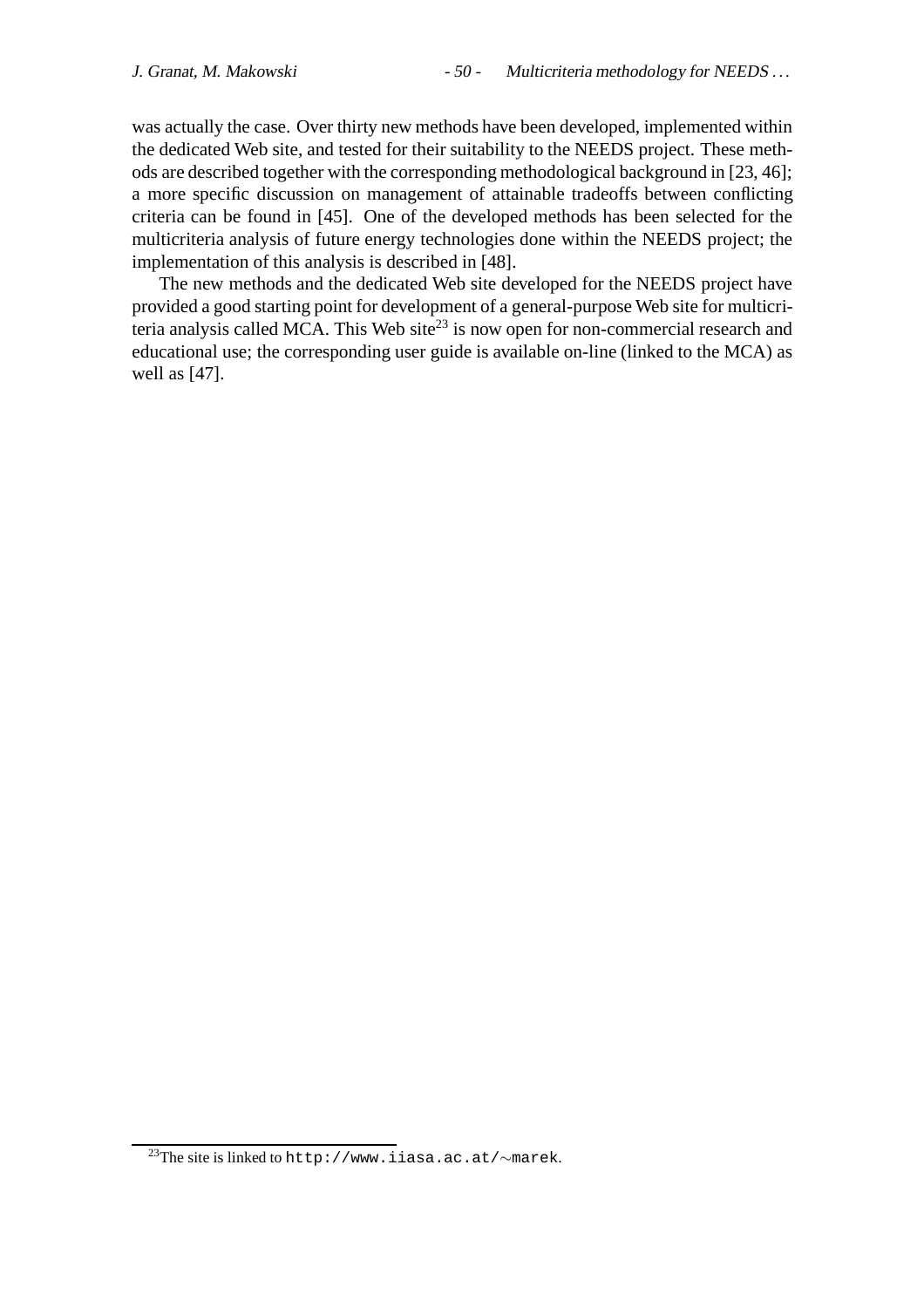was actually the case. Over thirty new methods have been developed, implemented within the dedicated Web site, and tested for their suitability to the NEEDS project. These methods are described together with the corresponding methodological background in [23, 46]; a more specific discussion on management of attainable tradeoffs between conflicting criteria can be found in [45]. One of the developed methods has been selected for the multicriteria analysis of future energy technologies done within the NEEDS project; the implementation of this analysis is described in [48].

The new methods and the dedicated Web site developed for the NEEDS project have provided a good starting point for development of a general-purpose Web site for multicriteria analysis called MCA. This Web site[23] is now open for non-commercial research and educational use; the corresponding user guide is available on-line (linked to the MCA) as well as [47].

---

[23]The site is linked to `http://www.iiasa.ac.at/~marek`.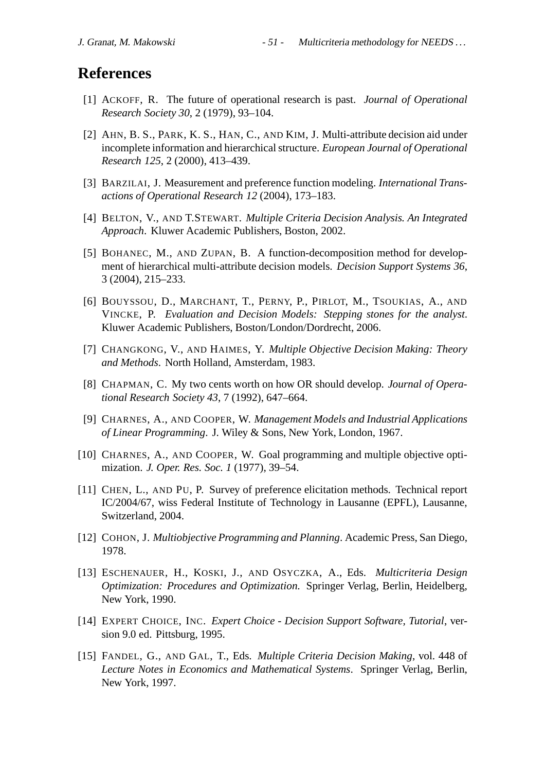# References

[1] Ackoff, R. The future of operational research is past. *Journal of Operational Research Society 30*, 2 (1979), 93–104.

[2] Ahn, B. S., Park, K. S., Han, C., and Kim, J. Multi-attribute decision aid under incomplete information and hierarchical structure. *European Journal of Operational Research 125*, 2 (2000), 413–439.

[3] Barzilai, J. Measurement and preference function modeling. *International Transactions of Operational Research 12* (2004), 173–183.

[4] Belton, V., and T.Stewart. *Multiple Criteria Decision Analysis. An Integrated Approach*. Kluwer Academic Publishers, Boston, 2002.

[5] Bohanec, M., and Zupan, B. A function-decomposition method for development of hierarchical multi-attribute decision models. *Decision Support Systems 36*, 3 (2004), 215–233.

[6] Bouyssou, D., Marchant, T., Perny, P., Pirlot, M., Tsoukias, A., and Vincke, P. *Evaluation and Decision Models: Stepping stones for the analyst*. Kluwer Academic Publishers, Boston/London/Dordrecht, 2006.

[7] Changkong, V., and Haimes, Y. *Multiple Objective Decision Making: Theory and Methods*. North Holland, Amsterdam, 1983.

[8] Chapman, C. My two cents worth on how OR should develop. *Journal of Operational Research Society 43*, 7 (1992), 647–664.

[9] Charnes, A., and Cooper, W. *Management Models and Industrial Applications of Linear Programming*. J. Wiley & Sons, New York, London, 1967.

[10] Charnes, A., and Cooper, W. Goal programming and multiple objective optimization. *J. Oper. Res. Soc. 1* (1977), 39–54.

[11] Chen, L., and Pu, P. Survey of preference elicitation methods. Technical report IC/2004/67, wiss Federal Institute of Technology in Lausanne (EPFL), Lausanne, Switzerland, 2004.

[12] Cohon, J. *Multiobjective Programming and Planning*. Academic Press, San Diego, 1978.

[13] Eschenauer, H., Koski, J., and Osyczka, A., Eds. *Multicriteria Design Optimization: Procedures and Optimization.* Springer Verlag, Berlin, Heidelberg, New York, 1990.

[14] Expert Choice, Inc. *Expert Choice - Decision Support Software, Tutorial*, version 9.0 ed. Pittsburg, 1995.

[15] Fandel, G., and Gal, T., Eds. *Multiple Criteria Decision Making*, vol. 448 of *Lecture Notes in Economics and Mathematical Systems*. Springer Verlag, Berlin, New York, 1997.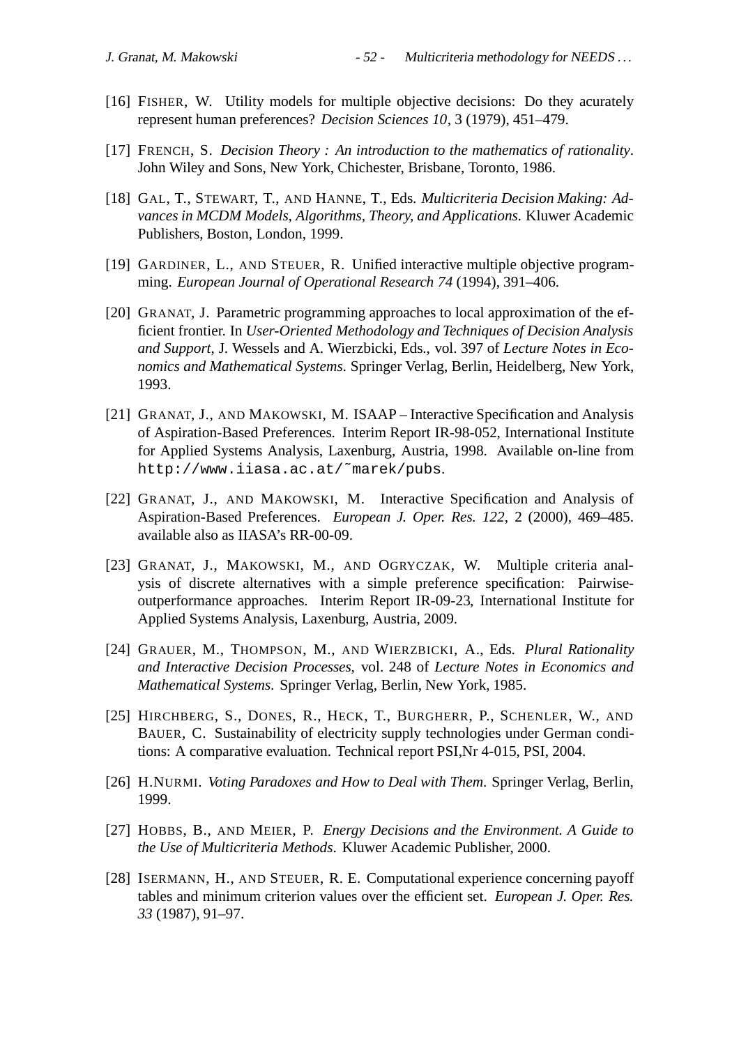[16] FISHER, W. Utility models for multiple objective decisions: Do they acurately represent human preferences? *Decision Sciences 10*, 3 (1979), 451–479.

[17] FRENCH, S. *Decision Theory : An introduction to the mathematics of rationality*. John Wiley and Sons, New York, Chichester, Brisbane, Toronto, 1986.

[18] GAL, T., STEWART, T., AND HANNE, T., Eds. *Multicriteria Decision Making: Advances in MCDM Models, Algorithms, Theory, and Applications*. Kluwer Academic Publishers, Boston, London, 1999.

[19] GARDINER, L., AND STEUER, R. Unified interactive multiple objective programming. *European Journal of Operational Research 74* (1994), 391–406.

[20] GRANAT, J. Parametric programming approaches to local approximation of the efficient frontier. In *User-Oriented Methodology and Techniques of Decision Analysis and Support*, J. Wessels and A. Wierzbicki, Eds., vol. 397 of *Lecture Notes in Economics and Mathematical Systems*. Springer Verlag, Berlin, Heidelberg, New York, 1993.

[21] GRANAT, J., AND MAKOWSKI, M. ISAAP – Interactive Specification and Analysis of Aspiration-Based Preferences. Interim Report IR-98-052, International Institute for Applied Systems Analysis, Laxenburg, Austria, 1998. Available on-line from `http://www.iiasa.ac.at/~marek/pubs`.

[22] GRANAT, J., AND MAKOWSKI, M. Interactive Specification and Analysis of Aspiration-Based Preferences. *European J. Oper. Res. 122*, 2 (2000), 469–485. available also as IIASA's RR-00-09.

[23] GRANAT, J., MAKOWSKI, M., AND OGRYCZAK, W. Multiple criteria analysis of discrete alternatives with a simple preference specification: Pairwise-outperformance approaches. Interim Report IR-09-23, International Institute for Applied Systems Analysis, Laxenburg, Austria, 2009.

[24] GRAUER, M., THOMPSON, M., AND WIERZBICKI, A., Eds. *Plural Rationality and Interactive Decision Processes*, vol. 248 of *Lecture Notes in Economics and Mathematical Systems*. Springer Verlag, Berlin, New York, 1985.

[25] HIRCHBERG, S., DONES, R., HECK, T., BURGHERR, P., SCHENLER, W., AND BAUER, C. Sustainability of electricity supply technologies under German conditions: A comparative evaluation. Technical report PSI,Nr 4-015, PSI, 2004.

[26] H.NURMI. *Voting Paradoxes and How to Deal with Them*. Springer Verlag, Berlin, 1999.

[27] HOBBS, B., AND MEIER, P. *Energy Decisions and the Environment. A Guide to the Use of Multicriteria Methods*. Kluwer Academic Publisher, 2000.

[28] ISERMANN, H., AND STEUER, R. E. Computational experience concerning payoff tables and minimum criterion values over the efficient set. *European J. Oper. Res. 33* (1987), 91–97.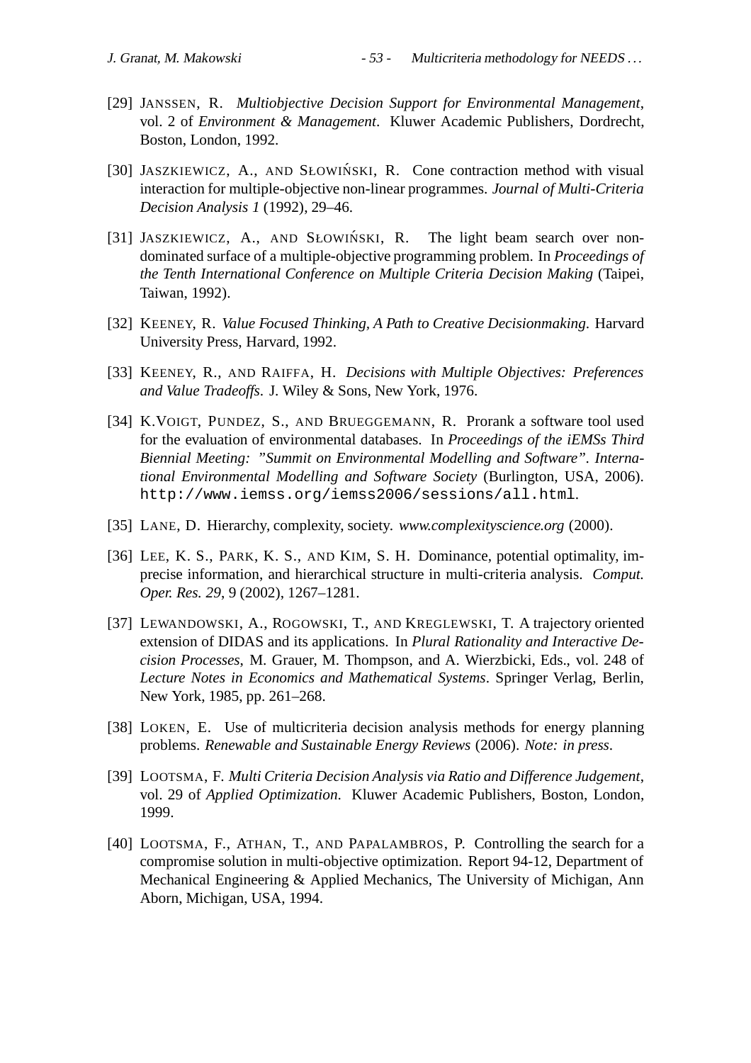[29] JANSSEN, R. *Multiobjective Decision Support for Environmental Management*, vol. 2 of *Environment & Management*. Kluwer Academic Publishers, Dordrecht, Boston, London, 1992.

[30] JASZKIEWICZ, A., AND SŁOWIŃSKI, R. Cone contraction method with visual interaction for multiple-objective non-linear programmes. *Journal of Multi-Criteria Decision Analysis 1* (1992), 29–46.

[31] JASZKIEWICZ, A., AND SŁOWIŃSKI, R. The light beam search over non-dominated surface of a multiple-objective programming problem. In *Proceedings of the Tenth International Conference on Multiple Criteria Decision Making* (Taipei, Taiwan, 1992).

[32] KEENEY, R. *Value Focused Thinking, A Path to Creative Decisionmaking*. Harvard University Press, Harvard, 1992.

[33] KEENEY, R., AND RAIFFA, H. *Decisions with Multiple Objectives: Preferences and Value Tradeoffs*. J. Wiley & Sons, New York, 1976.

[34] K.VOIGT, PUNDEZ, S., AND BRUEGGEMANN, R. Prorank a software tool used for the evaluation of environmental databases. In *Proceedings of the iEMSs Third Biennial Meeting: "Summit on Environmental Modelling and Software". International Environmental Modelling and Software Society* (Burlington, USA, 2006). `http://www.iemss.org/iemss2006/sessions/all.html`.

[35] LANE, D. Hierarchy, complexity, society. *www.complexityscience.org* (2000).

[36] LEE, K. S., PARK, K. S., AND KIM, S. H. Dominance, potential optimality, imprecise information, and hierarchical structure in multi-criteria analysis. *Comput. Oper. Res. 29*, 9 (2002), 1267–1281.

[37] LEWANDOWSKI, A., ROGOWSKI, T., AND KREGLEWSKI, T. A trajectory oriented extension of DIDAS and its applications. In *Plural Rationality and Interactive Decision Processes*, M. Grauer, M. Thompson, and A. Wierzbicki, Eds., vol. 248 of *Lecture Notes in Economics and Mathematical Systems*. Springer Verlag, Berlin, New York, 1985, pp. 261–268.

[38] LOKEN, E. Use of multicriteria decision analysis methods for energy planning problems. *Renewable and Sustainable Energy Reviews* (2006). *Note: in press*.

[39] LOOTSMA, F. *Multi Criteria Decision Analysis via Ratio and Difference Judgement*, vol. 29 of *Applied Optimization*. Kluwer Academic Publishers, Boston, London, 1999.

[40] LOOTSMA, F., ATHAN, T., AND PAPALAMBROS, P. Controlling the search for a compromise solution in multi-objective optimization. Report 94-12, Department of Mechanical Engineering & Applied Mechanics, The University of Michigan, Ann Aborn, Michigan, USA, 1994.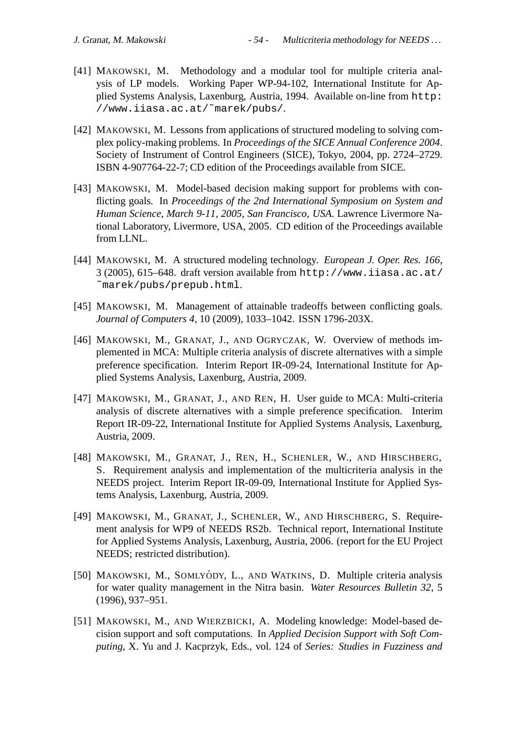[41] MAKOWSKI, M. Methodology and a modular tool for multiple criteria analysis of LP models. Working Paper WP-94-102, International Institute for Applied Systems Analysis, Laxenburg, Austria, 1994. Available on-line from `http://www.iiasa.ac.at/~marek/pubs/`.

[42] MAKOWSKI, M. Lessons from applications of structured modeling to solving complex policy-making problems. In *Proceedings of the SICE Annual Conference 2004*. Society of Instrument of Control Engineers (SICE), Tokyo, 2004, pp. 2724–2729. ISBN 4-907764-22-7; CD edition of the Proceedings available from SICE.

[43] MAKOWSKI, M. Model-based decision making support for problems with conflicting goals. In *Proceedings of the 2nd International Symposium on System and Human Science, March 9-11, 2005, San Francisco, USA*. Lawrence Livermore National Laboratory, Livermore, USA, 2005. CD edition of the Proceedings available from LLNL.

[44] MAKOWSKI, M. A structured modeling technology. *European J. Oper. Res. 166*, 3 (2005), 615–648. draft version available from `http://www.iiasa.ac.at/~marek/pubs/prepub.html`.

[45] MAKOWSKI, M. Management of attainable tradeoffs between conflicting goals. *Journal of Computers 4*, 10 (2009), 1033–1042. ISSN 1796-203X.

[46] MAKOWSKI, M., GRANAT, J., AND OGRYCZAK, W. Overview of methods implemented in MCA: Multiple criteria analysis of discrete alternatives with a simple preference specification. Interim Report IR-09-24, International Institute for Applied Systems Analysis, Laxenburg, Austria, 2009.

[47] MAKOWSKI, M., GRANAT, J., AND REN, H. User guide to MCA: Multi-criteria analysis of discrete alternatives with a simple preference specification. Interim Report IR-09-22, International Institute for Applied Systems Analysis, Laxenburg, Austria, 2009.

[48] MAKOWSKI, M., GRANAT, J., REN, H., SCHENLER, W., AND HIRSCHBERG, S. Requirement analysis and implementation of the multicriteria analysis in the NEEDS project. Interim Report IR-09-09, International Institute for Applied Systems Analysis, Laxenburg, Austria, 2009.

[49] MAKOWSKI, M., GRANAT, J., SCHENLER, W., AND HIRSCHBERG, S. Requirement analysis for WP9 of NEEDS RS2b. Technical report, International Institute for Applied Systems Analysis, Laxenburg, Austria, 2006. (report for the EU Project NEEDS; restricted distribution).

[50] MAKOWSKI, M., SOMLYÓDY, L., AND WATKINS, D. Multiple criteria analysis for water quality management in the Nitra basin. *Water Resources Bulletin 32*, 5 (1996), 937–951.

[51] MAKOWSKI, M., AND WIERZBICKI, A. Modeling knowledge: Model-based decision support and soft computations. In *Applied Decision Support with Soft Computing*, X. Yu and J. Kacprzyk, Eds., vol. 124 of *Series: Studies in Fuzziness and*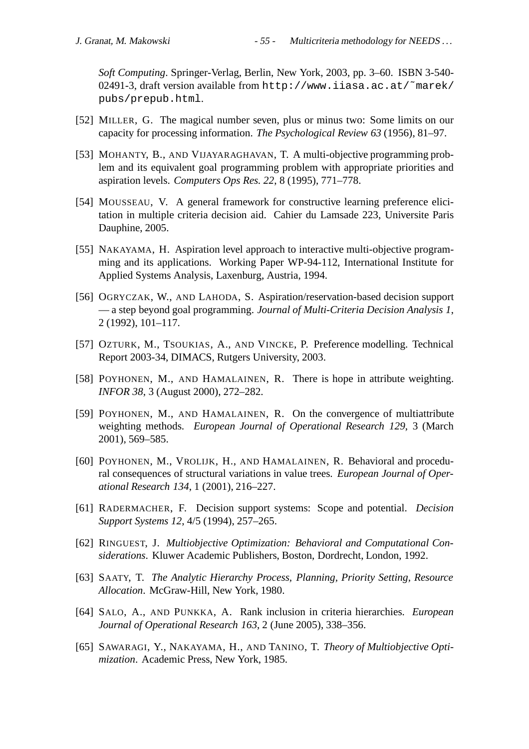*Soft Computing*. Springer-Verlag, Berlin, New York, 2003, pp. 3–60. ISBN 3-540-02491-3, draft version available from `http://www.iiasa.ac.at/~marek/pubs/prepub.html`.

[52] MILLER, G. The magical number seven, plus or minus two: Some limits on our capacity for processing information. *The Psychological Review 63* (1956), 81–97.

[53] MOHANTY, B., AND VIJAYARAGHAVAN, T. A multi-objective programming problem and its equivalent goal programming problem with appropriate priorities and aspiration levels. *Computers Ops Res. 22*, 8 (1995), 771–778.

[54] MOUSSEAU, V. A general framework for constructive learning preference elicitation in multiple criteria decision aid. Cahier du Lamsade 223, Universite Paris Dauphine, 2005.

[55] NAKAYAMA, H. Aspiration level approach to interactive multi-objective programming and its applications. Working Paper WP-94-112, International Institute for Applied Systems Analysis, Laxenburg, Austria, 1994.

[56] OGRYCZAK, W., AND LAHODA, S. Aspiration/reservation-based decision support — a step beyond goal programming. *Journal of Multi-Criteria Decision Analysis 1*, 2 (1992), 101–117.

[57] OZTURK, M., TSOUKIAS, A., AND VINCKE, P. Preference modelling. Technical Report 2003-34, DIMACS, Rutgers University, 2003.

[58] POYHONEN, M., AND HAMALAINEN, R. There is hope in attribute weighting. *INFOR 38*, 3 (August 2000), 272–282.

[59] POYHONEN, M., AND HAMALAINEN, R. On the convergence of multiattribute weighting methods. *European Journal of Operational Research 129*, 3 (March 2001), 569–585.

[60] POYHONEN, M., VROLIJK, H., AND HAMALAINEN, R. Behavioral and procedural consequences of structural variations in value trees. *European Journal of Operational Research 134*, 1 (2001), 216–227.

[61] RADERMACHER, F. Decision support systems: Scope and potential. *Decision Support Systems 12*, 4/5 (1994), 257–265.

[62] RINGUEST, J. *Multiobjective Optimization: Behavioral and Computational Considerations*. Kluwer Academic Publishers, Boston, Dordrecht, London, 1992.

[63] SAATY, T. *The Analytic Hierarchy Process, Planning, Priority Setting, Resource Allocation*. McGraw-Hill, New York, 1980.

[64] SALO, A., AND PUNKKA, A. Rank inclusion in criteria hierarchies. *European Journal of Operational Research 163*, 2 (June 2005), 338–356.

[65] SAWARAGI, Y., NAKAYAMA, H., AND TANINO, T. *Theory of Multiobjective Optimization*. Academic Press, New York, 1985.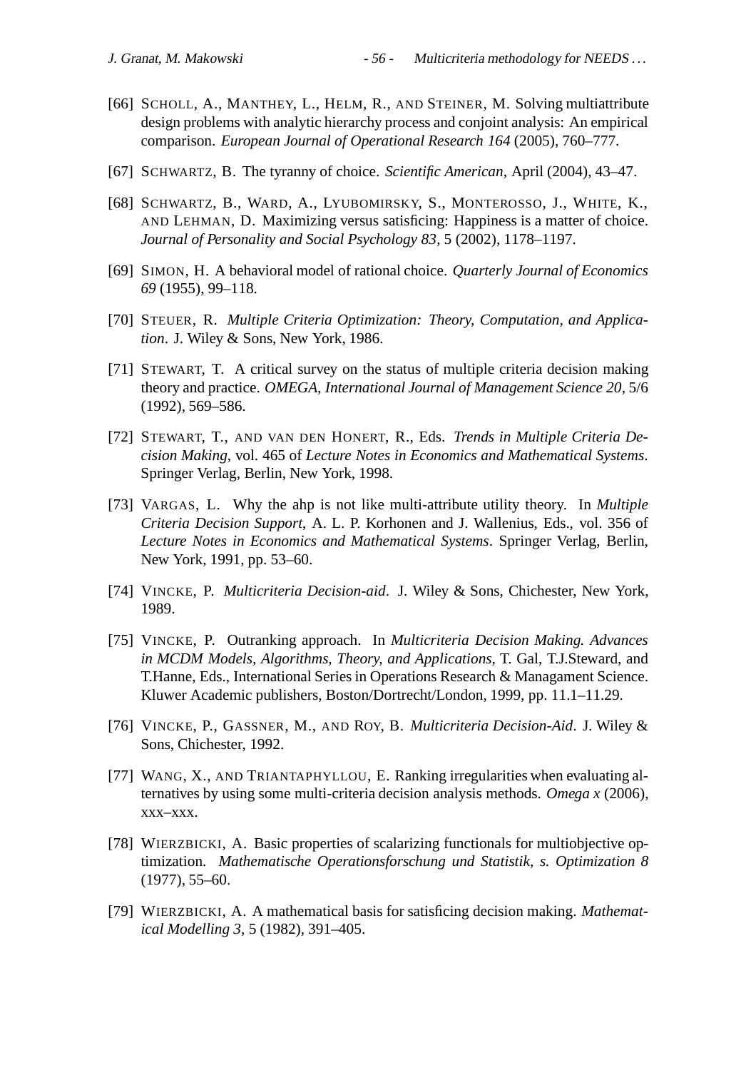[66] Scholl, A., Manthey, L., Helm, R., and Steiner, M. Solving multiattribute design problems with analytic hierarchy process and conjoint analysis: An empirical comparison. *European Journal of Operational Research 164* (2005), 760–777.

[67] Schwartz, B. The tyranny of choice. *Scientific American*, April (2004), 43–47.

[68] Schwartz, B., Ward, A., Lyubomirsky, S., Monterosso, J., White, K., and Lehman, D. Maximizing versus satisficing: Happiness is a matter of choice. *Journal of Personality and Social Psychology 83*, 5 (2002), 1178–1197.

[69] Simon, H. A behavioral model of rational choice. *Quarterly Journal of Economics 69* (1955), 99–118.

[70] Steuer, R. *Multiple Criteria Optimization: Theory, Computation, and Application*. J. Wiley & Sons, New York, 1986.

[71] Stewart, T. A critical survey on the status of multiple criteria decision making theory and practice. *OMEGA, International Journal of Management Science 20*, 5/6 (1992), 569–586.

[72] Stewart, T., and van den Honert, R., Eds. *Trends in Multiple Criteria Decision Making*, vol. 465 of *Lecture Notes in Economics and Mathematical Systems*. Springer Verlag, Berlin, New York, 1998.

[73] Vargas, L. Why the ahp is not like multi-attribute utility theory. In *Multiple Criteria Decision Support*, A. L. P. Korhonen and J. Wallenius, Eds., vol. 356 of *Lecture Notes in Economics and Mathematical Systems*. Springer Verlag, Berlin, New York, 1991, pp. 53–60.

[74] Vincke, P. *Multicriteria Decision-aid*. J. Wiley & Sons, Chichester, New York, 1989.

[75] Vincke, P. Outranking approach. In *Multicriteria Decision Making. Advances in MCDM Models, Algorithms, Theory, and Applications*, T. Gal, T.J.Steward, and T.Hanne, Eds., International Series in Operations Research & Managament Science. Kluwer Academic publishers, Boston/Dortrecht/London, 1999, pp. 11.1–11.29.

[76] Vincke, P., Gassner, M., and Roy, B. *Multicriteria Decision-Aid*. J. Wiley & Sons, Chichester, 1992.

[77] Wang, X., and Triantaphyllou, E. Ranking irregularities when evaluating alternatives by using some multi-criteria decision analysis methods. *Omega x* (2006), xxx–xxx.

[78] Wierzbicki, A. Basic properties of scalarizing functionals for multiobjective optimization. *Mathematische Operationsforschung und Statistik, s. Optimization 8* (1977), 55–60.

[79] Wierzbicki, A. A mathematical basis for satisficing decision making. *Mathematical Modelling 3*, 5 (1982), 391–405.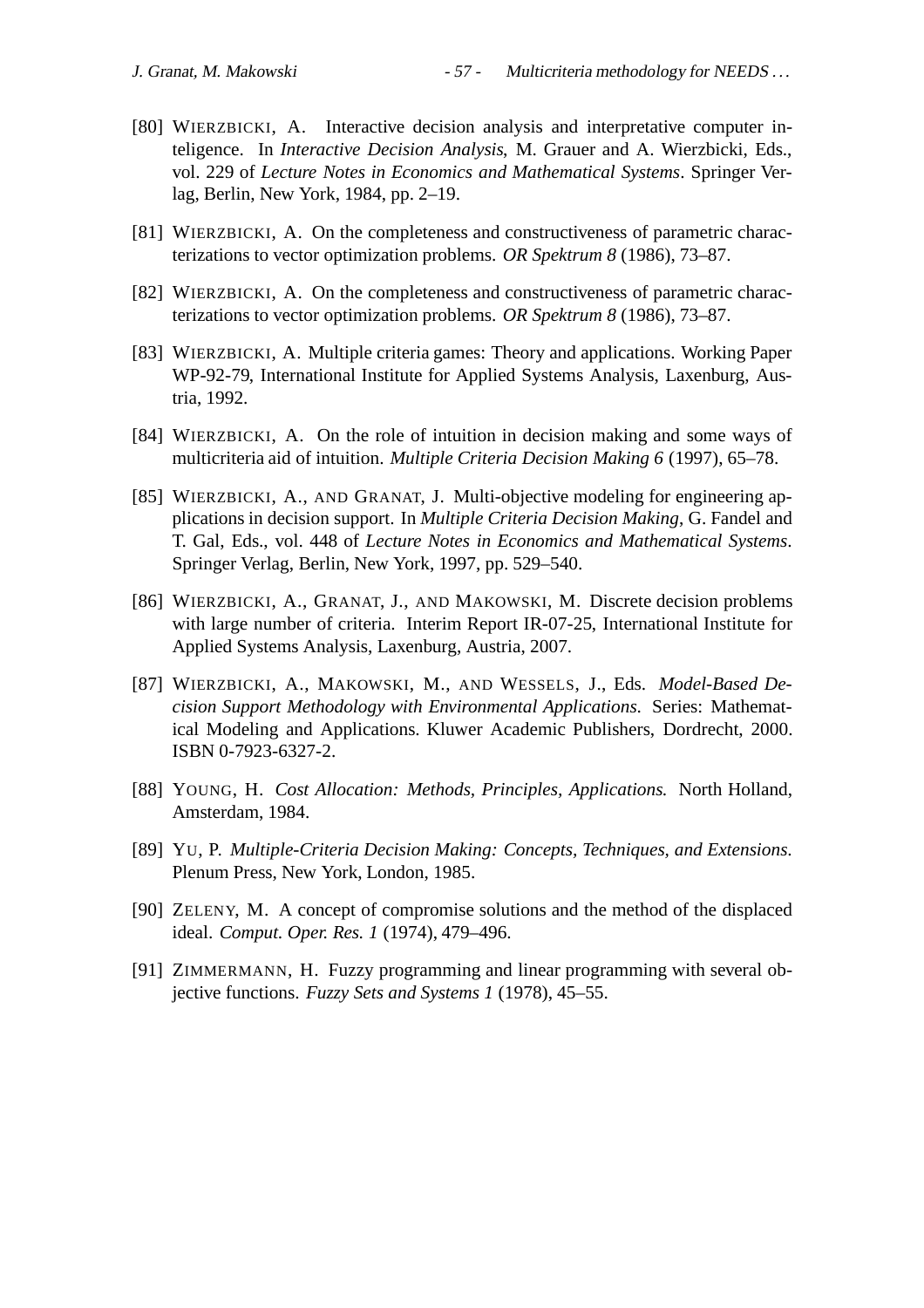[80] WIERZBICKI, A. Interactive decision analysis and interpretative computer inteligence. In *Interactive Decision Analysis*, M. Grauer and A. Wierzbicki, Eds., vol. 229 of *Lecture Notes in Economics and Mathematical Systems*. Springer Verlag, Berlin, New York, 1984, pp. 2–19.

[81] WIERZBICKI, A. On the completeness and constructiveness of parametric characterizations to vector optimization problems. *OR Spektrum 8* (1986), 73–87.

[82] WIERZBICKI, A. On the completeness and constructiveness of parametric characterizations to vector optimization problems. *OR Spektrum 8* (1986), 73–87.

[83] WIERZBICKI, A. Multiple criteria games: Theory and applications. Working Paper WP-92-79, International Institute for Applied Systems Analysis, Laxenburg, Austria, 1992.

[84] WIERZBICKI, A. On the role of intuition in decision making and some ways of multicriteria aid of intuition. *Multiple Criteria Decision Making 6* (1997), 65–78.

[85] WIERZBICKI, A., AND GRANAT, J. Multi-objective modeling for engineering applications in decision support. In *Multiple Criteria Decision Making*, G. Fandel and T. Gal, Eds., vol. 448 of *Lecture Notes in Economics and Mathematical Systems*. Springer Verlag, Berlin, New York, 1997, pp. 529–540.

[86] WIERZBICKI, A., GRANAT, J., AND MAKOWSKI, M. Discrete decision problems with large number of criteria. Interim Report IR-07-25, International Institute for Applied Systems Analysis, Laxenburg, Austria, 2007.

[87] WIERZBICKI, A., MAKOWSKI, M., AND WESSELS, J., Eds. *Model-Based Decision Support Methodology with Environmental Applications.* Series: Mathematical Modeling and Applications. Kluwer Academic Publishers, Dordrecht, 2000. ISBN 0-7923-6327-2.

[88] YOUNG, H. *Cost Allocation: Methods, Principles, Applications.* North Holland, Amsterdam, 1984.

[89] YU, P. *Multiple-Criteria Decision Making: Concepts, Techniques, and Extensions.* Plenum Press, New York, London, 1985.

[90] ZELENY, M. A concept of compromise solutions and the method of the displaced ideal. *Comput. Oper. Res. 1* (1974), 479–496.

[91] ZIMMERMANN, H. Fuzzy programming and linear programming with several objective functions. *Fuzzy Sets and Systems 1* (1978), 45–55.